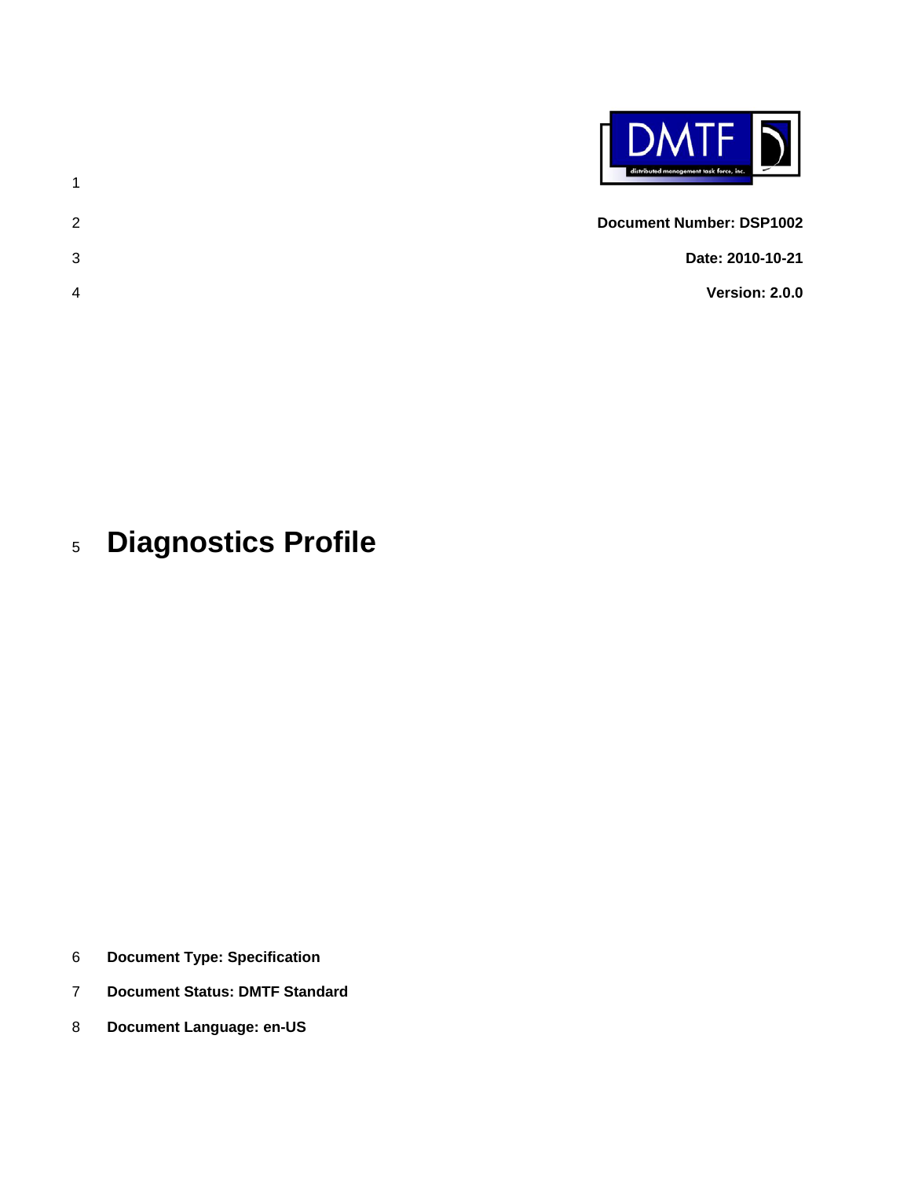**Document Number: DSP1002**

**Date: 2010-10-21**

**Version: 2.0.0**

# Diagnostics Profile

**Document Type: Specification**

**Document Status: DMTF Standard**

**Document Language: en-US**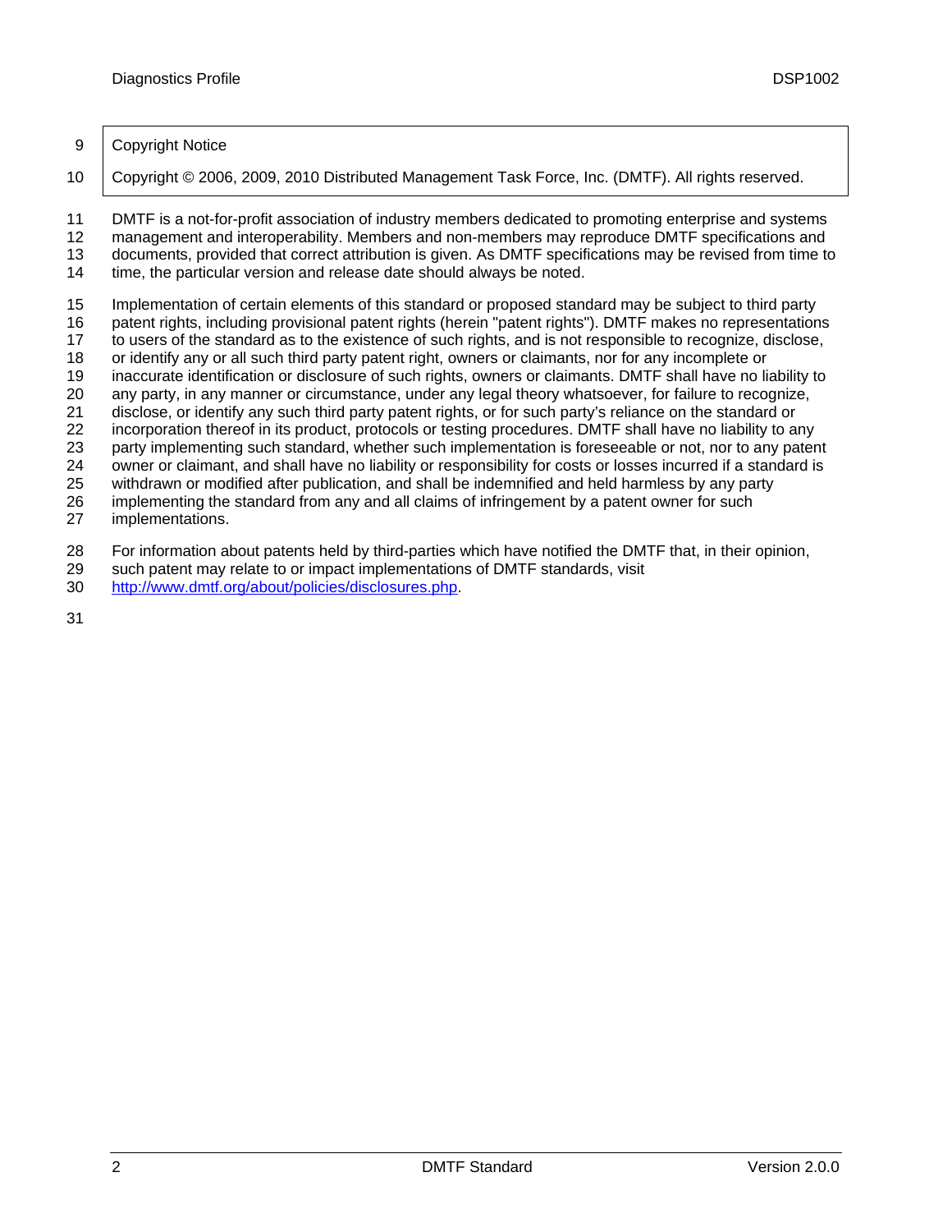Copyright Notice

Copyright © 2006, 2009, 2010 Distributed Management Task Force, Inc. (DMTF). All rights reserved.

DMTF is a not-for-profit association of industry members dedicated to promoting enterprise and systems management and interoperability. Members and non-members may reproduce DMTF specifications and documents, provided that correct attribution is given. As DMTF specifications may be revised from time to time, the particular version and release date should always be noted.

Implementation of certain elements of this standard or proposed standard may be subject to third party patent rights, including provisional patent rights (herein "patent rights"). DMTF makes no representations to users of the standard as to the existence of such rights, and is not responsible to recognize, disclose, or identify any or all such third party patent right, owners or claimants, nor for any incomplete or inaccurate identification or disclosure of such rights, owners or claimants. DMTF shall have no liability to any party, in any manner or circumstance, under any legal theory whatsoever, for failure to recognize, disclose, or identify any such third party patent rights, or for such party's reliance on the standard or incorporation thereof in its product, protocols or testing procedures. DMTF shall have no liability to any party implementing such standard, whether such implementation is foreseeable or not, nor to any patent owner or claimant, and shall have no liability or responsibility for costs or losses incurred if a standard is withdrawn or modified after publication, and shall be indemnified and held harmless by any party implementing the standard from any and all claims of infringement by a patent owner for such implementations.

For information about patents held by third-parties which have notified the DMTF that, in their opinion, such patent may relate to or impact implementations of DMTF standards, visit http://www.dmtf.org/about/policies/disclosures.php.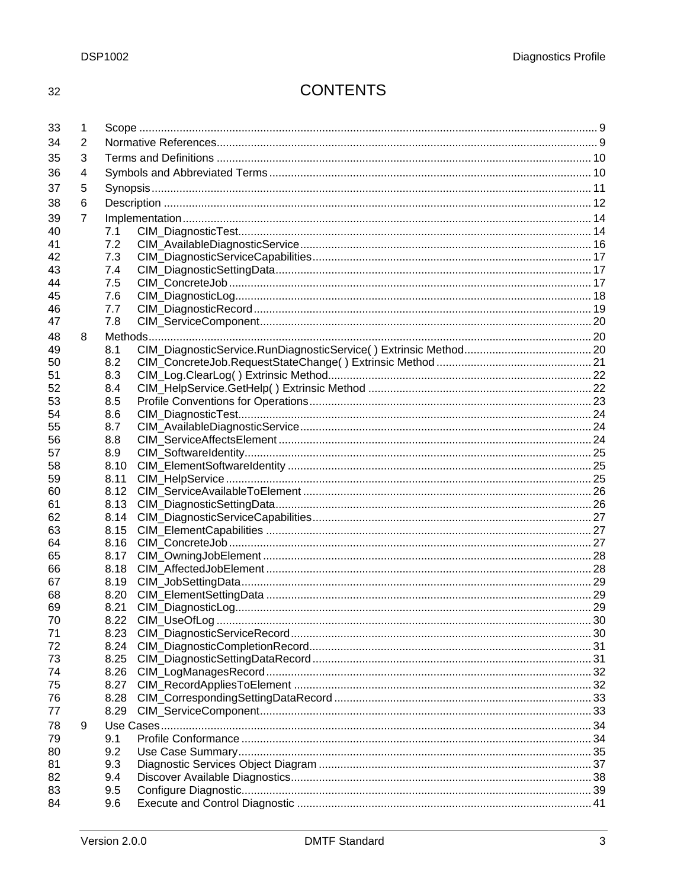# CONTENTS

1 Scope .......... 9
2 Normative References .......... 9
3 Terms and Definitions .......... 10
4 Symbols and Abbreviated Terms .......... 10
5 Synopsis .......... 11
6 Description .......... 12
7 Implementation .......... 14
  7.1 CIM_DiagnosticTest .......... 14
  7.2 CIM_AvailableDiagnosticService .......... 16
  7.3 CIM_DiagnosticServiceCapabilities .......... 17
  7.4 CIM_DiagnosticSettingData .......... 17
  7.5 CIM_ConcreteJob .......... 17
  7.6 CIM_DiagnosticLog .......... 18
  7.7 CIM_DiagnosticRecord .......... 19
  7.8 CIM_ServiceComponent .......... 20
8 Methods .......... 20
  8.1 CIM_DiagnosticService.RunDiagnosticService( ) Extrinsic Method .......... 20
  8.2 CIM_ConcreteJob.RequestStateChange( ) Extrinsic Method .......... 21
  8.3 CIM_Log.ClearLog( ) Extrinsic Method .......... 22
  8.4 CIM_HelpService.GetHelp( ) Extrinsic Method .......... 22
  8.5 Profile Conventions for Operations .......... 23
  8.6 CIM_DiagnosticTest .......... 24
  8.7 CIM_AvailableDiagnosticService .......... 24
  8.8 CIM_ServiceAffectsElement .......... 24
  8.9 CIM_SoftwareIdentity .......... 25
  8.10 CIM_ElementSoftwareIdentity .......... 25
  8.11 CIM_HelpService .......... 25
  8.12 CIM_ServiceAvailableToElement .......... 26
  8.13 CIM_DiagnosticSettingData .......... 26
  8.14 CIM_DiagnosticServiceCapabilities .......... 27
  8.15 CIM_ElementCapabilities .......... 27
  8.16 CIM_ConcreteJob .......... 27
  8.17 CIM_OwningJobElement .......... 28
  8.18 CIM_AffectedJobElement .......... 28
  8.19 CIM_JobSettingData .......... 29
  8.20 CIM_ElementSettingData .......... 29
  8.21 CIM_DiagnosticLog .......... 29
  8.22 CIM_UseOfLog .......... 30
  8.23 CIM_DiagnosticServiceRecord .......... 30
  8.24 CIM_DiagnosticCompletionRecord .......... 31
  8.25 CIM_DiagnosticSettingDataRecord .......... 31
  8.26 CIM_LogManagesRecord .......... 32
  8.27 CIM_RecordAppliesToElement .......... 32
  8.28 CIM_CorrespondingSettingDataRecord .......... 33
  8.29 CIM_ServiceComponent .......... 33
9 Use Cases .......... 34
  9.1 Profile Conformance .......... 34
  9.2 Use Case Summary .......... 35
  9.3 Diagnostic Services Object Diagram .......... 37
  9.4 Discover Available Diagnostics .......... 38
  9.5 Configure Diagnostic .......... 39
  9.6 Execute and Control Diagnostic .......... 41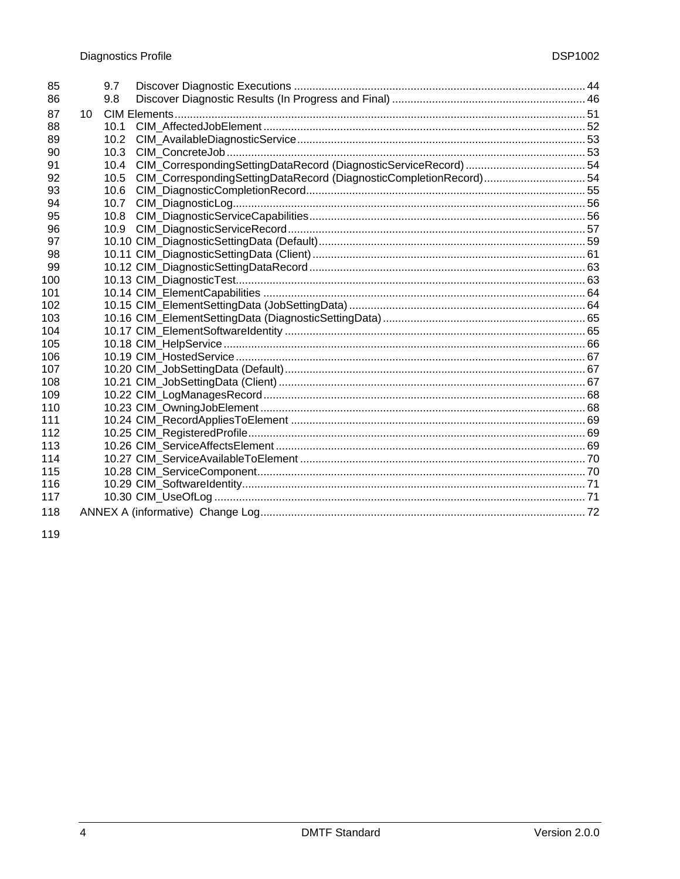9.7 Discover Diagnostic Executions ........................................................................................ 44
9.8 Discover Diagnostic Results (In Progress and Final) ........................................................ 46

10 CIM Elements ................................................................................................................... 51
10.1 CIM_AffectedJobElement ................................................................................................ 52
10.2 CIM_AvailableDiagnosticService ..................................................................................... 53
10.3 CIM_ConcreteJob ............................................................................................................ 53
10.4 CIM_CorrespondingSettingDataRecord (DiagnosticServiceRecord) ................................. 54
10.5 CIM_CorrespondingSettingDataRecord (DiagnosticCompletionRecord) ........................... 54
10.6 CIM_DiagnosticCompletionRecord .................................................................................. 55
10.7 CIM_DiagnosticLog .......................................................................................................... 56
10.8 CIM_DiagnosticServiceCapabilities ................................................................................. 56
10.9 CIM_DiagnosticServiceRecord ........................................................................................ 57
10.10 CIM_DiagnosticSettingData (Default) .............................................................................. 59
10.11 CIM_DiagnosticSettingData (Client) ................................................................................ 61
10.12 CIM_DiagnosticSettingDataRecord ................................................................................. 63
10.13 CIM_DiagnosticTest ......................................................................................................... 63
10.14 CIM_ElementCapabilities ................................................................................................ 64
10.15 CIM_ElementSettingData (JobSettingData) ..................................................................... 64
10.16 CIM_ElementSettingData (DiagnosticSettingData) .......................................................... 65
10.17 CIM_ElementSoftwareIdentity ......................................................................................... 65
10.18 CIM_HelpService ............................................................................................................. 66
10.19 CIM_HostedService ......................................................................................................... 67
10.20 CIM_JobSettingData (Default) ......................................................................................... 67
10.21 CIM_JobSettingData (Client) ........................................................................................... 67
10.22 CIM_LogManagesRecord ................................................................................................ 68
10.23 CIM_OwningJobElement ................................................................................................. 68
10.24 CIM_RecordAppliesToElement ....................................................................................... 69
10.25 CIM_RegisteredProfile ..................................................................................................... 69
10.26 CIM_ServiceAffectsElement ............................................................................................ 69
10.27 CIM_ServiceAvailableToElement .................................................................................... 70
10.28 CIM_ServiceComponent .................................................................................................. 70
10.29 CIM_SoftwareIdentity ....................................................................................................... 71
10.30 CIM_UseOfLog ................................................................................................................ 71

ANNEX A (informative) Change Log ......................................................................................... 72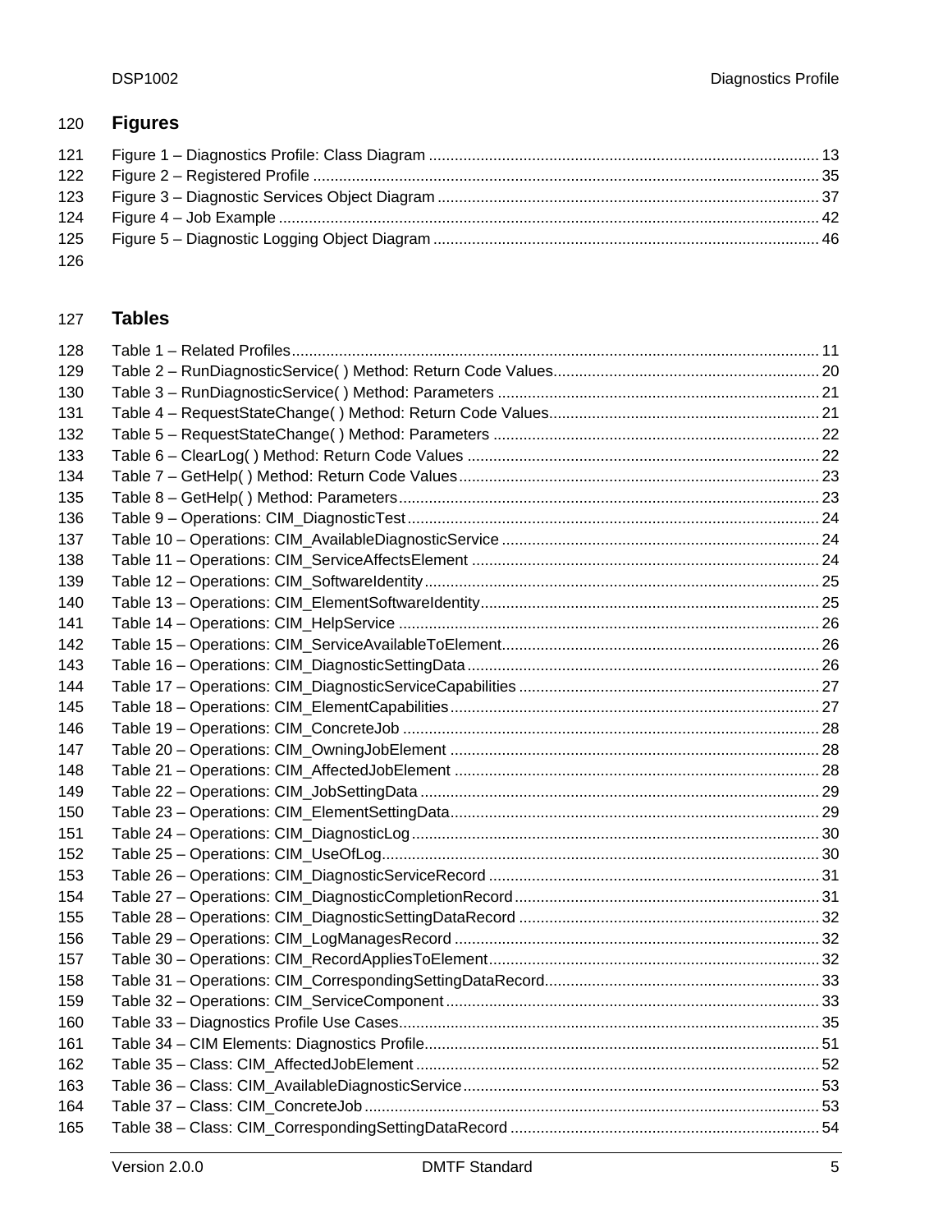## Figures

Figure 1 – Diagnostics Profile: Class Diagram ........ 13
Figure 2 – Registered Profile ........ 35
Figure 3 – Diagnostic Services Object Diagram ........ 37
Figure 4 – Job Example ........ 42
Figure 5 – Diagnostic Logging Object Diagram ........ 46

## Tables

Table 1 – Related Profiles ........ 11
Table 2 – RunDiagnosticService( ) Method: Return Code Values ........ 20
Table 3 – RunDiagnosticService( ) Method: Parameters ........ 21
Table 4 – RequestStateChange( ) Method: Return Code Values ........ 21
Table 5 – RequestStateChange( ) Method: Parameters ........ 22
Table 6 – ClearLog( ) Method: Return Code Values ........ 22
Table 7 – GetHelp( ) Method: Return Code Values ........ 23
Table 8 – GetHelp( ) Method: Parameters ........ 23
Table 9 – Operations: CIM_DiagnosticTest ........ 24
Table 10 – Operations: CIM_AvailableDiagnosticService ........ 24
Table 11 – Operations: CIM_ServiceAffectsElement ........ 24
Table 12 – Operations: CIM_SoftwareIdentity ........ 25
Table 13 – Operations: CIM_ElementSoftwareIdentity ........ 25
Table 14 – Operations: CIM_HelpService ........ 26
Table 15 – Operations: CIM_ServiceAvailableToElement ........ 26
Table 16 – Operations: CIM_DiagnosticSettingData ........ 26
Table 17 – Operations: CIM_DiagnosticServiceCapabilities ........ 27
Table 18 – Operations: CIM_ElementCapabilities ........ 27
Table 19 – Operations: CIM_ConcreteJob ........ 28
Table 20 – Operations: CIM_OwningJobElement ........ 28
Table 21 – Operations: CIM_AffectedJobElement ........ 28
Table 22 – Operations: CIM_JobSettingData ........ 29
Table 23 – Operations: CIM_ElementSettingData ........ 29
Table 24 – Operations: CIM_DiagnosticLog ........ 30
Table 25 – Operations: CIM_UseOfLog ........ 30
Table 26 – Operations: CIM_DiagnosticServiceRecord ........ 31
Table 27 – Operations: CIM_DiagnosticCompletionRecord ........ 31
Table 28 – Operations: CIM_DiagnosticSettingDataRecord ........ 32
Table 29 – Operations: CIM_LogManagesRecord ........ 32
Table 30 – Operations: CIM_RecordAppliesToElement ........ 32
Table 31 – Operations: CIM_CorrespondingSettingDataRecord ........ 33
Table 32 – Operations: CIM_ServiceComponent ........ 33
Table 33 – Diagnostics Profile Use Cases ........ 35
Table 34 – CIM Elements: Diagnostics Profile ........ 51
Table 35 – Class: CIM_AffectedJobElement ........ 52
Table 36 – Class: CIM_AvailableDiagnosticService ........ 53
Table 37 – Class: CIM_ConcreteJob ........ 53
Table 38 – Class: CIM_CorrespondingSettingDataRecord ........ 54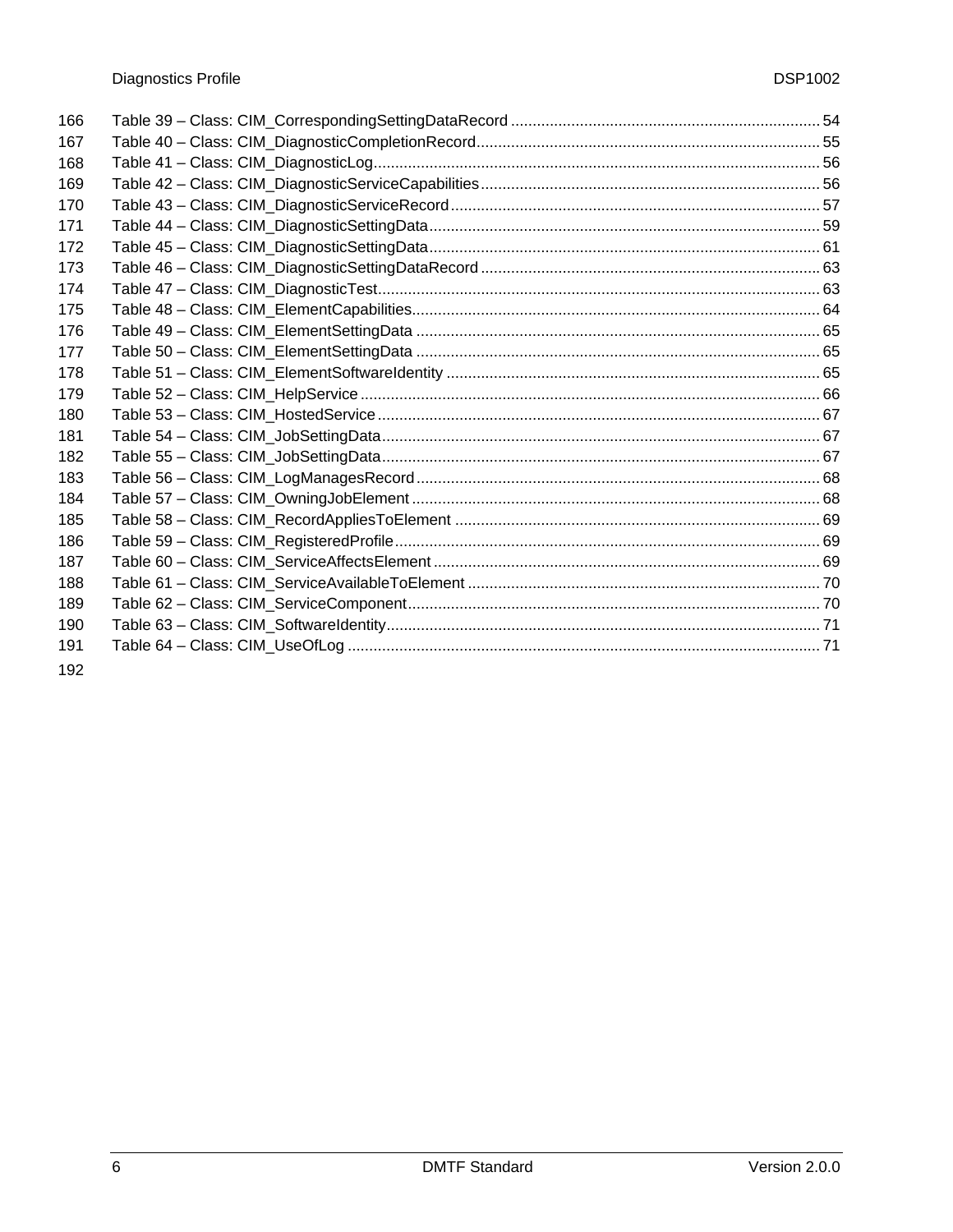Table 39 – Class: CIM_CorrespondingSettingDataRecord ........................................................................ 54
Table 40 – Class: CIM_DiagnosticCompletionRecord................................................................................ 55
Table 41 – Class: CIM_DiagnosticLog........................................................................................................ 56
Table 42 – Class: CIM_DiagnosticServiceCapabilities ............................................................................... 56
Table 43 – Class: CIM_DiagnosticServiceRecord ...................................................................................... 57
Table 44 – Class: CIM_DiagnosticSettingData........................................................................................... 59
Table 45 – Class: CIM_DiagnosticSettingData........................................................................................... 61
Table 46 – Class: CIM_DiagnosticSettingDataRecord ............................................................................... 63
Table 47 – Class: CIM_DiagnosticTest....................................................................................................... 63
Table 48 – Class: CIM_ElementCapabilities............................................................................................... 64
Table 49 – Class: CIM_ElementSettingData .............................................................................................. 65
Table 50 – Class: CIM_ElementSettingData .............................................................................................. 65
Table 51 – Class: CIM_ElementSoftwareIdentity ....................................................................................... 65
Table 52 – Class: CIM_HelpService........................................................................................................... 66
Table 53 – Class: CIM_HostedService ....................................................................................................... 67
Table 54 – Class: CIM_JobSettingData...................................................................................................... 67
Table 55 – Class: CIM_JobSettingData...................................................................................................... 67
Table 56 – Class: CIM_LogManagesRecord.............................................................................................. 68
Table 57 – Class: CIM_OwningJobElement ............................................................................................... 68
Table 58 – Class: CIM_RecordAppliesToElement ..................................................................................... 69
Table 59 – Class: CIM_RegisteredProfile................................................................................................... 69
Table 60 – Class: CIM_ServiceAffectsElement .......................................................................................... 69
Table 61 – Class: CIM_ServiceAvailableToElement .................................................................................. 70
Table 62 – Class: CIM_ServiceComponent................................................................................................ 70
Table 63 – Class: CIM_SoftwareIdentity..................................................................................................... 71
Table 64 – Class: CIM_UseOfLog ............................................................................................................. 71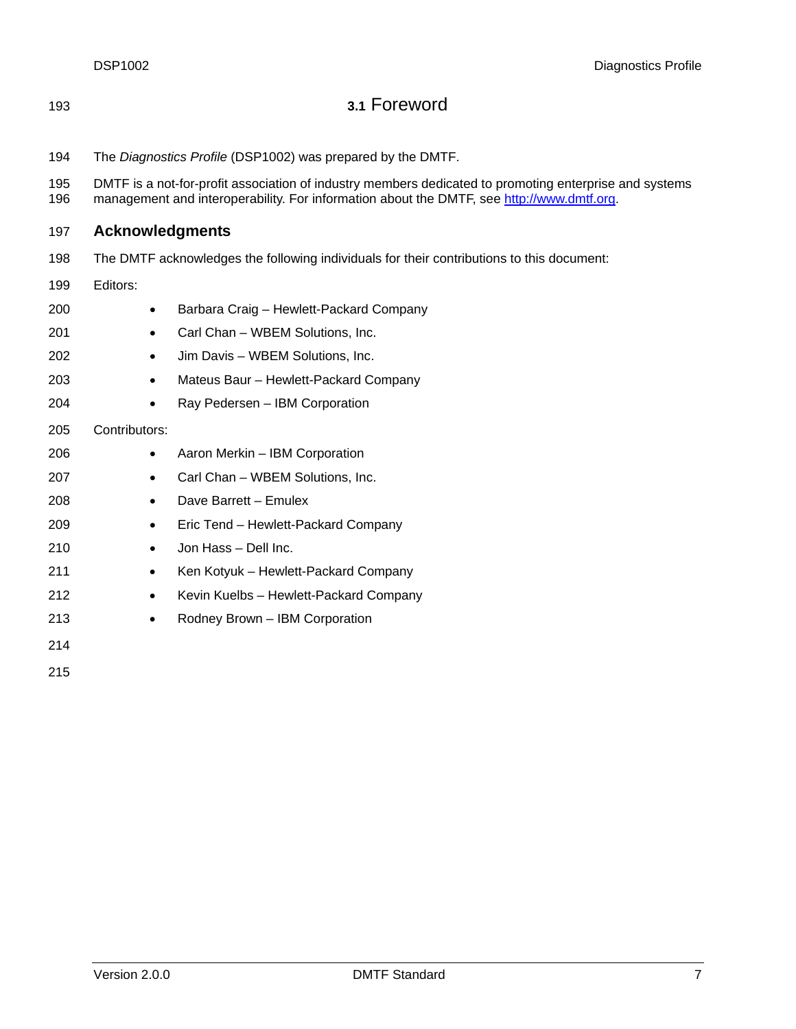# 3.1 Foreword

The *Diagnostics Profile* (DSP1002) was prepared by the DMTF.

DMTF is a not-for-profit association of industry members dedicated to promoting enterprise and systems management and interoperability. For information about the DMTF, see http://www.dmtf.org.

## Acknowledgments

The DMTF acknowledges the following individuals for their contributions to this document:

Editors:

- Barbara Craig – Hewlett-Packard Company
- Carl Chan – WBEM Solutions, Inc.
- Jim Davis – WBEM Solutions, Inc.
- Mateus Baur – Hewlett-Packard Company
- Ray Pedersen – IBM Corporation

Contributors:

- Aaron Merkin – IBM Corporation
- Carl Chan – WBEM Solutions, Inc.
- Dave Barrett – Emulex
- Eric Tend – Hewlett-Packard Company
- Jon Hass – Dell Inc.
- Ken Kotyuk – Hewlett-Packard Company
- Kevin Kuelbs – Hewlett-Packard Company
- Rodney Brown – IBM Corporation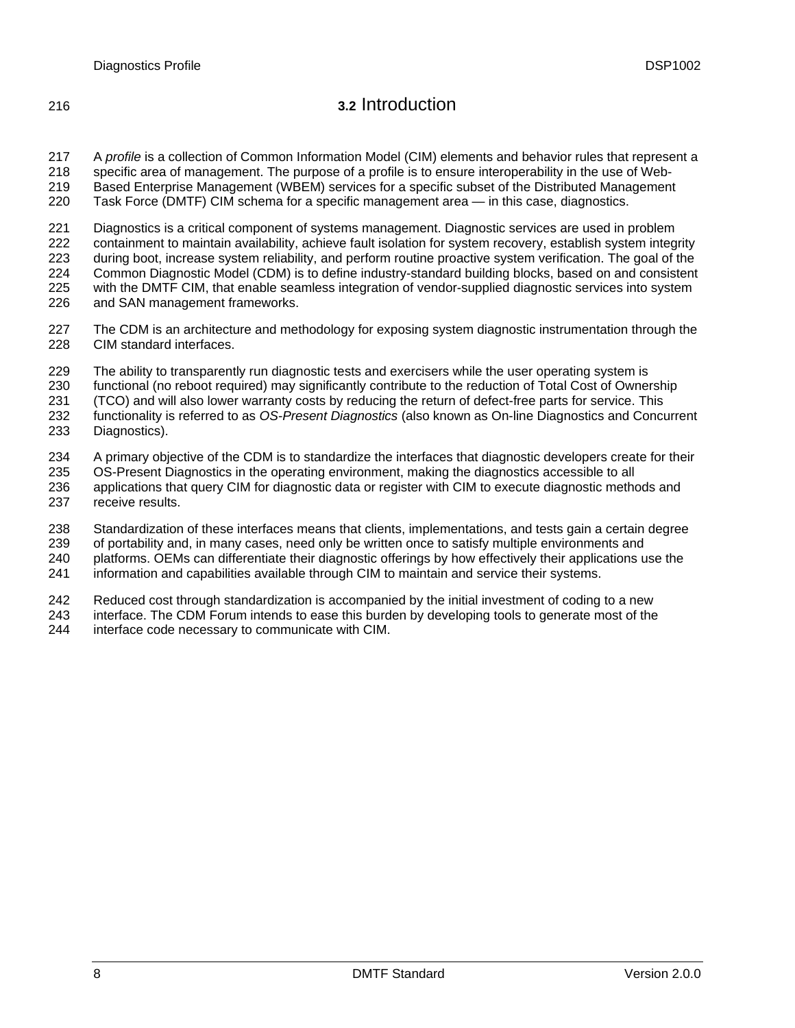## 3.2 Introduction

A *profile* is a collection of Common Information Model (CIM) elements and behavior rules that represent a specific area of management. The purpose of a profile is to ensure interoperability in the use of Web-Based Enterprise Management (WBEM) services for a specific subset of the Distributed Management Task Force (DMTF) CIM schema for a specific management area — in this case, diagnostics.

Diagnostics is a critical component of systems management. Diagnostic services are used in problem containment to maintain availability, achieve fault isolation for system recovery, establish system integrity during boot, increase system reliability, and perform routine proactive system verification. The goal of the Common Diagnostic Model (CDM) is to define industry-standard building blocks, based on and consistent with the DMTF CIM, that enable seamless integration of vendor-supplied diagnostic services into system and SAN management frameworks.

The CDM is an architecture and methodology for exposing system diagnostic instrumentation through the CIM standard interfaces.

The ability to transparently run diagnostic tests and exercisers while the user operating system is functional (no reboot required) may significantly contribute to the reduction of Total Cost of Ownership (TCO) and will also lower warranty costs by reducing the return of defect-free parts for service. This functionality is referred to as *OS-Present Diagnostics* (also known as On-line Diagnostics and Concurrent Diagnostics).

A primary objective of the CDM is to standardize the interfaces that diagnostic developers create for their OS-Present Diagnostics in the operating environment, making the diagnostics accessible to all applications that query CIM for diagnostic data or register with CIM to execute diagnostic methods and receive results.

Standardization of these interfaces means that clients, implementations, and tests gain a certain degree of portability and, in many cases, need only be written once to satisfy multiple environments and platforms. OEMs can differentiate their diagnostic offerings by how effectively their applications use the information and capabilities available through CIM to maintain and service their systems.

Reduced cost through standardization is accompanied by the initial investment of coding to a new interface. The CDM Forum intends to ease this burden by developing tools to generate most of the interface code necessary to communicate with CIM.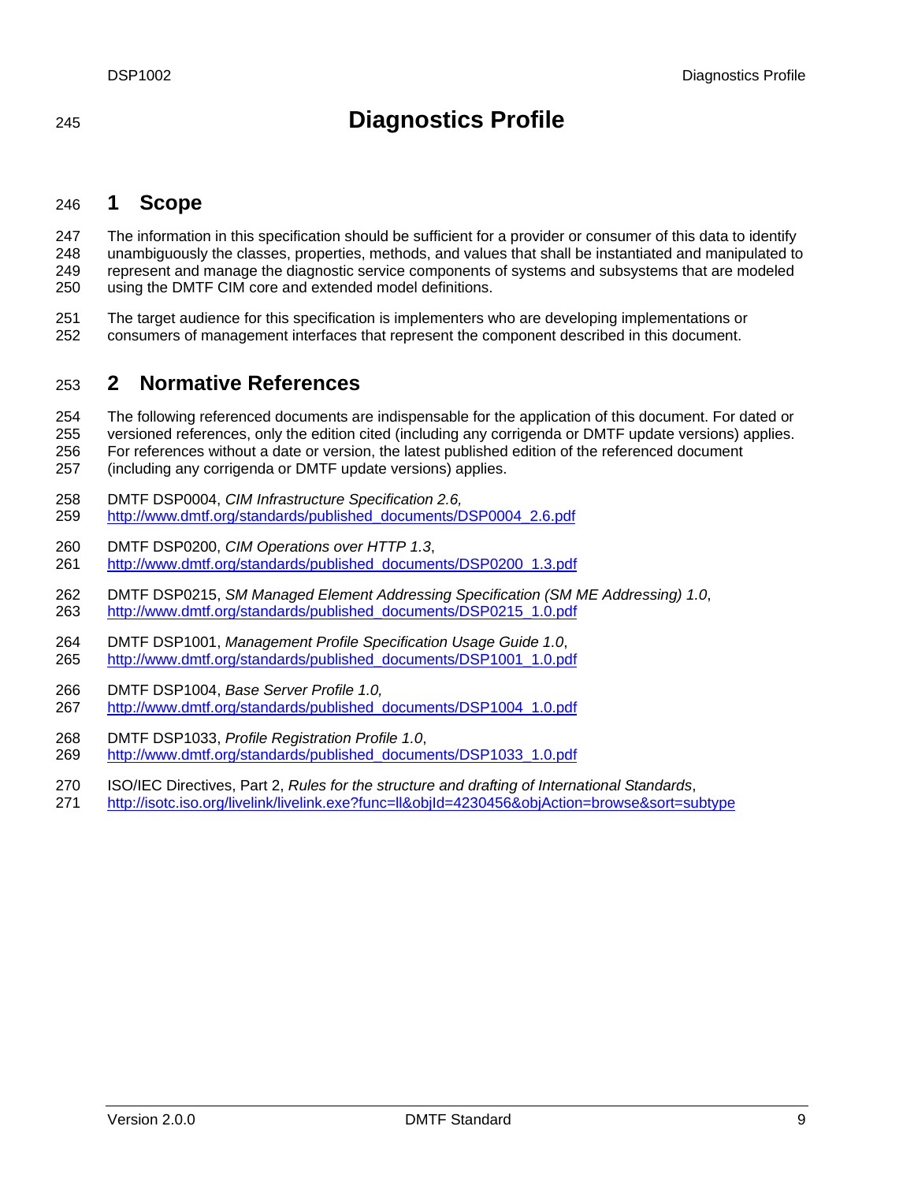# Diagnostics Profile

## 1 Scope

The information in this specification should be sufficient for a provider or consumer of this data to identify unambiguously the classes, properties, methods, and values that shall be instantiated and manipulated to represent and manage the diagnostic service components of systems and subsystems that are modeled using the DMTF CIM core and extended model definitions.

The target audience for this specification is implementers who are developing implementations or consumers of management interfaces that represent the component described in this document.

## 2 Normative References

The following referenced documents are indispensable for the application of this document. For dated or versioned references, only the edition cited (including any corrigenda or DMTF update versions) applies. For references without a date or version, the latest published edition of the referenced document (including any corrigenda or DMTF update versions) applies.

DMTF DSP0004, *CIM Infrastructure Specification 2.6,*
http://www.dmtf.org/standards/published_documents/DSP0004_2.6.pdf

DMTF DSP0200, *CIM Operations over HTTP 1.3*,
http://www.dmtf.org/standards/published_documents/DSP0200_1.3.pdf

DMTF DSP0215, *SM Managed Element Addressing Specification (SM ME Addressing) 1.0*,
http://www.dmtf.org/standards/published_documents/DSP0215_1.0.pdf

DMTF DSP1001, *Management Profile Specification Usage Guide 1.0*,
http://www.dmtf.org/standards/published_documents/DSP1001_1.0.pdf

DMTF DSP1004, *Base Server Profile 1.0,*
http://www.dmtf.org/standards/published_documents/DSP1004_1.0.pdf

DMTF DSP1033, *Profile Registration Profile 1.0*,
http://www.dmtf.org/standards/published_documents/DSP1033_1.0.pdf

ISO/IEC Directives, Part 2, *Rules for the structure and drafting of International Standards*,
http://isotc.iso.org/livelink/livelink.exe?func=ll&objId=4230456&objAction=browse&sort=subtype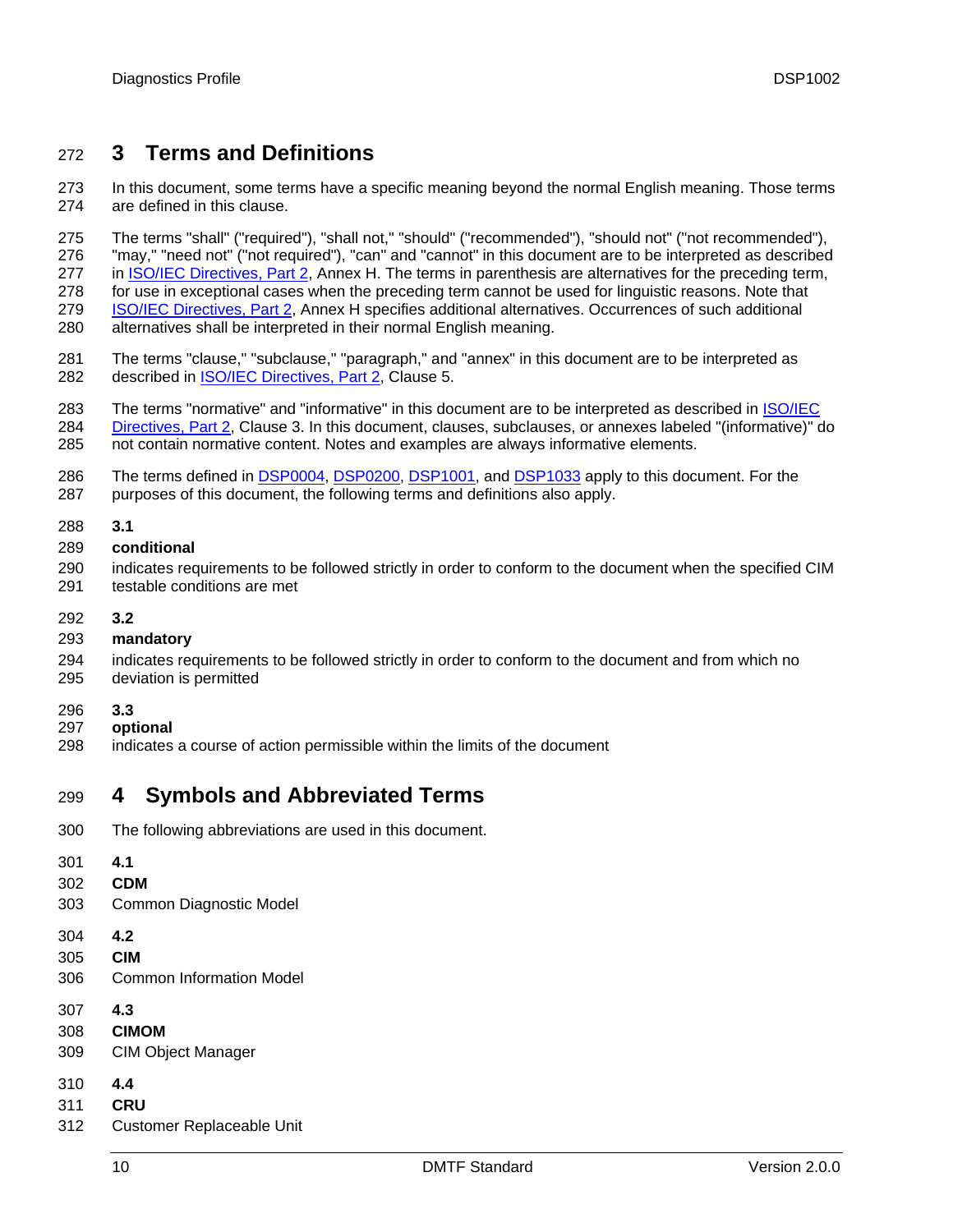# 3 Terms and Definitions

In this document, some terms have a specific meaning beyond the normal English meaning. Those terms are defined in this clause.

The terms "shall" ("required"), "shall not," "should" ("recommended"), "should not" ("not recommended"), "may," "need not" ("not required"), "can" and "cannot" in this document are to be interpreted as described in ISO/IEC Directives, Part 2, Annex H. The terms in parenthesis are alternatives for the preceding term, for use in exceptional cases when the preceding term cannot be used for linguistic reasons. Note that ISO/IEC Directives, Part 2, Annex H specifies additional alternatives. Occurrences of such additional alternatives shall be interpreted in their normal English meaning.

The terms "clause," "subclause," "paragraph," and "annex" in this document are to be interpreted as described in ISO/IEC Directives, Part 2, Clause 5.

The terms "normative" and "informative" in this document are to be interpreted as described in ISO/IEC Directives, Part 2, Clause 3. In this document, clauses, subclauses, or annexes labeled "(informative)" do not contain normative content. Notes and examples are always informative elements.

The terms defined in DSP0004, DSP0200, DSP1001, and DSP1033 apply to this document. For the purposes of this document, the following terms and definitions also apply.

**3.1**

**conditional**

indicates requirements to be followed strictly in order to conform to the document when the specified CIM testable conditions are met

**3.2**

**mandatory**

indicates requirements to be followed strictly in order to conform to the document and from which no deviation is permitted

**3.3**

**optional**

indicates a course of action permissible within the limits of the document

# 4 Symbols and Abbreviated Terms

The following abbreviations are used in this document.

**4.1**

**CDM**

Common Diagnostic Model

**4.2**

**CIM**

Common Information Model

**4.3**

**CIMOM**

CIM Object Manager

**4.4**

**CRU**

Customer Replaceable Unit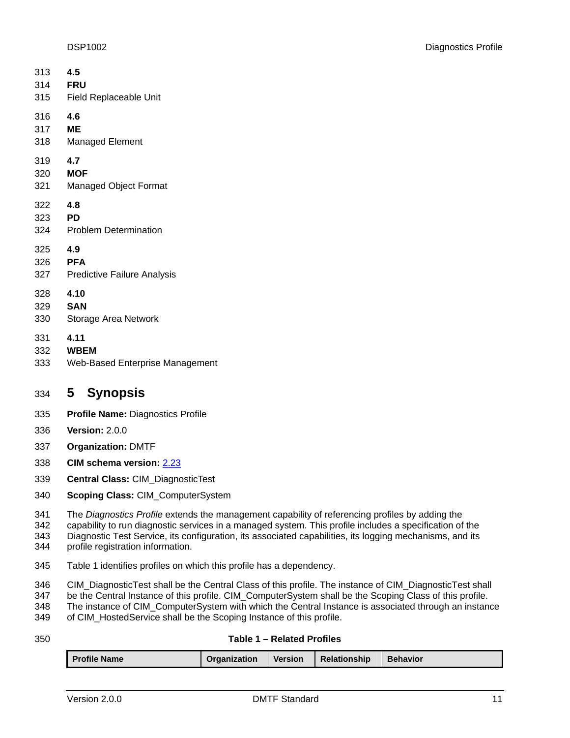**4.5**

**FRU**

Field Replaceable Unit

**4.6**

**ME**

Managed Element

**4.7**

**MOF**

Managed Object Format

**4.8**

**PD**

Problem Determination

**4.9**

**PFA**

Predictive Failure Analysis

**4.10**

**SAN**

Storage Area Network

**4.11**

**WBEM**

Web-Based Enterprise Management

# 5 Synopsis

**Profile Name:** Diagnostics Profile

**Version:** 2.0.0

**Organization:** DMTF

**CIM schema version:** 2.23

**Central Class:** CIM_DiagnosticTest

**Scoping Class:** CIM_ComputerSystem

The *Diagnostics Profile* extends the management capability of referencing profiles by adding the capability to run diagnostic services in a managed system. This profile includes a specification of the Diagnostic Test Service, its configuration, its associated capabilities, its logging mechanisms, and its profile registration information.

Table 1 identifies profiles on which this profile has a dependency.

CIM_DiagnosticTest shall be the Central Class of this profile. The instance of CIM_DiagnosticTest shall be the Central Instance of this profile. CIM_ComputerSystem shall be the Scoping Class of this profile. The instance of CIM_ComputerSystem with which the Central Instance is associated through an instance of CIM_HostedService shall be the Scoping Instance of this profile.

**Table 1 – Related Profiles**

| Profile Name | Organization | Version | Relationship | Behavior |
|---|---|---|---|---|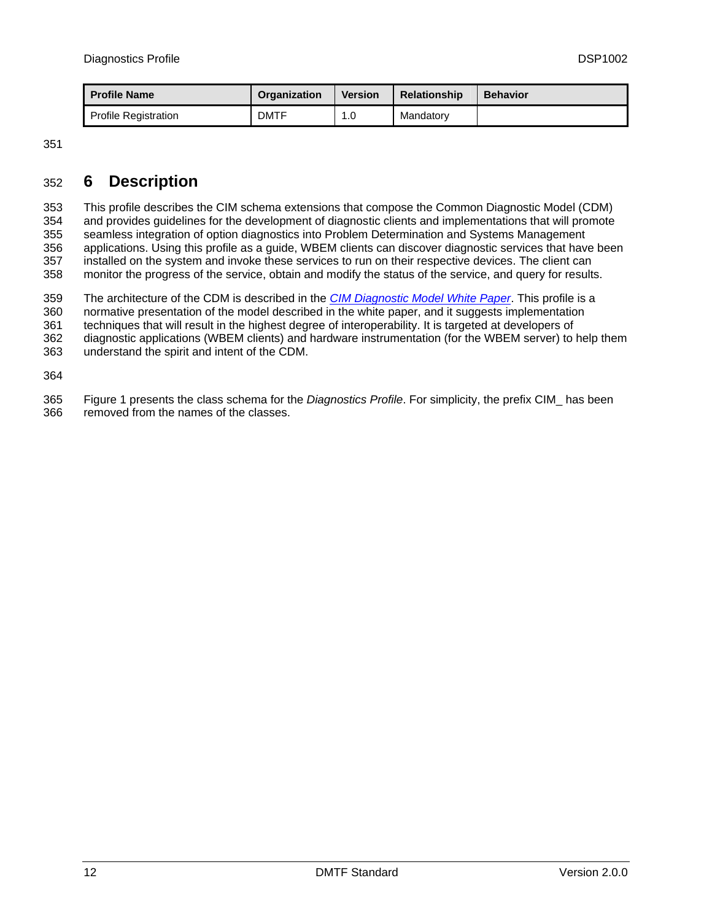| Profile Name | Organization | Version | Relationship | Behavior |
|---|---|---|---|---|
| Profile Registration | DMTF | 1.0 | Mandatory | |

# 6 Description

This profile describes the CIM schema extensions that compose the Common Diagnostic Model (CDM) and provides guidelines for the development of diagnostic clients and implementations that will promote seamless integration of option diagnostics into Problem Determination and Systems Management applications. Using this profile as a guide, WBEM clients can discover diagnostic services that have been installed on the system and invoke these services to run on their respective devices. The client can monitor the progress of the service, obtain and modify the status of the service, and query for results.

The architecture of the CDM is described in the *CIM Diagnostic Model White Paper*. This profile is a normative presentation of the model described in the white paper, and it suggests implementation techniques that will result in the highest degree of interoperability. It is targeted at developers of diagnostic applications (WBEM clients) and hardware instrumentation (for the WBEM server) to help them understand the spirit and intent of the CDM.

Figure 1 presents the class schema for the *Diagnostics Profile*. For simplicity, the prefix CIM_ has been removed from the names of the classes.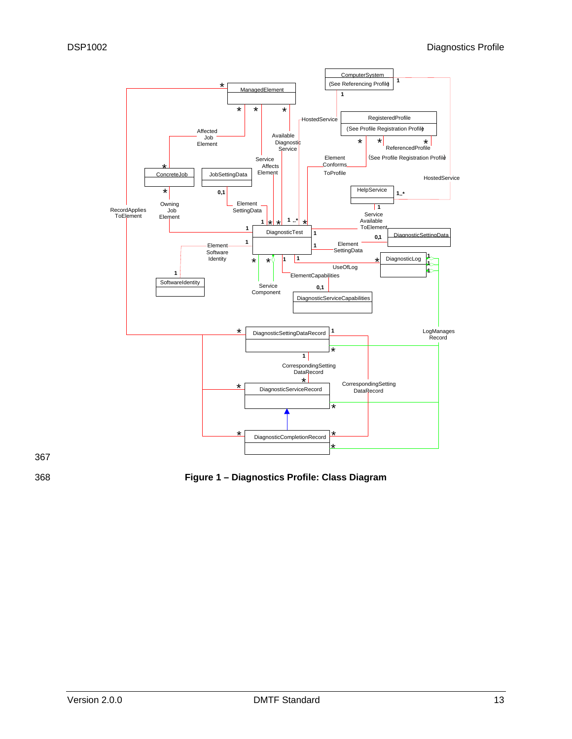Figure 1 – Diagnostics Profile: Class Diagram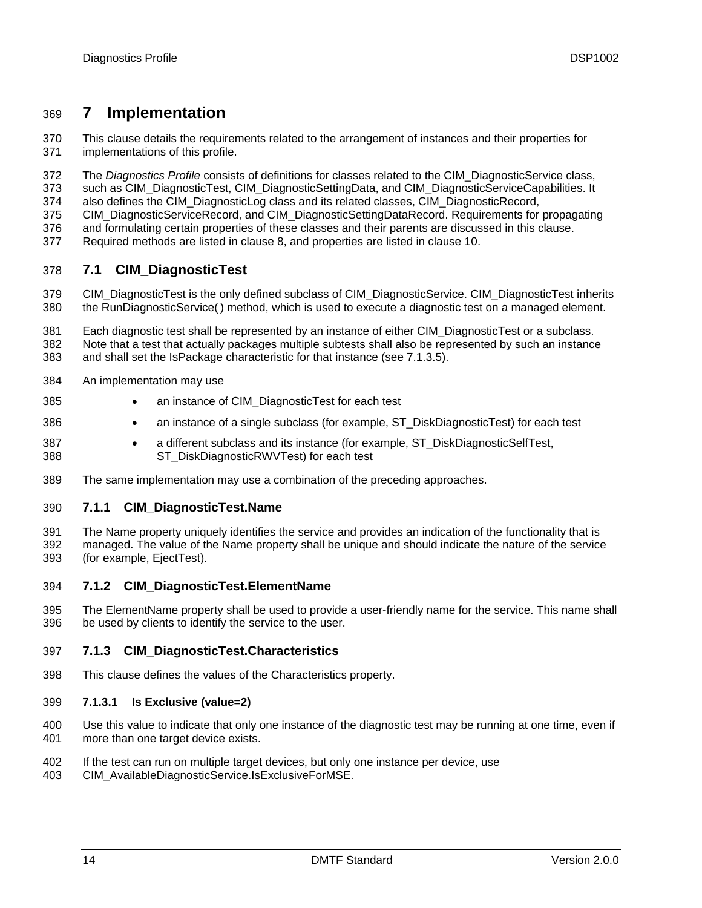# 7 Implementation

This clause details the requirements related to the arrangement of instances and their properties for implementations of this profile.

The *Diagnostics Profile* consists of definitions for classes related to the CIM_DiagnosticService class, such as CIM_DiagnosticTest, CIM_DiagnosticSettingData, and CIM_DiagnosticServiceCapabilities. It also defines the CIM_DiagnosticLog class and its related classes, CIM_DiagnosticRecord, CIM_DiagnosticServiceRecord, and CIM_DiagnosticSettingDataRecord. Requirements for propagating and formulating certain properties of these classes and their parents are discussed in this clause. Required methods are listed in clause 8, and properties are listed in clause 10.

## 7.1 CIM_DiagnosticTest

CIM_DiagnosticTest is the only defined subclass of CIM_DiagnosticService. CIM_DiagnosticTest inherits the RunDiagnosticService( ) method, which is used to execute a diagnostic test on a managed element.

Each diagnostic test shall be represented by an instance of either CIM_DiagnosticTest or a subclass. Note that a test that actually packages multiple subtests shall also be represented by such an instance and shall set the IsPackage characteristic for that instance (see 7.1.3.5).

An implementation may use

- an instance of CIM_DiagnosticTest for each test
- an instance of a single subclass (for example, ST_DiskDiagnosticTest) for each test
- a different subclass and its instance (for example, ST_DiskDiagnosticSelfTest, ST_DiskDiagnosticRWVTest) for each test

The same implementation may use a combination of the preceding approaches.

### 7.1.1 CIM_DiagnosticTest.Name

The Name property uniquely identifies the service and provides an indication of the functionality that is managed. The value of the Name property shall be unique and should indicate the nature of the service (for example, EjectTest).

### 7.1.2 CIM_DiagnosticTest.ElementName

The ElementName property shall be used to provide a user-friendly name for the service. This name shall be used by clients to identify the service to the user.

### 7.1.3 CIM_DiagnosticTest.Characteristics

This clause defines the values of the Characteristics property.

#### 7.1.3.1 Is Exclusive (value=2)

Use this value to indicate that only one instance of the diagnostic test may be running at one time, even if more than one target device exists.

If the test can run on multiple target devices, but only one instance per device, use CIM_AvailableDiagnosticService.IsExclusiveForMSE.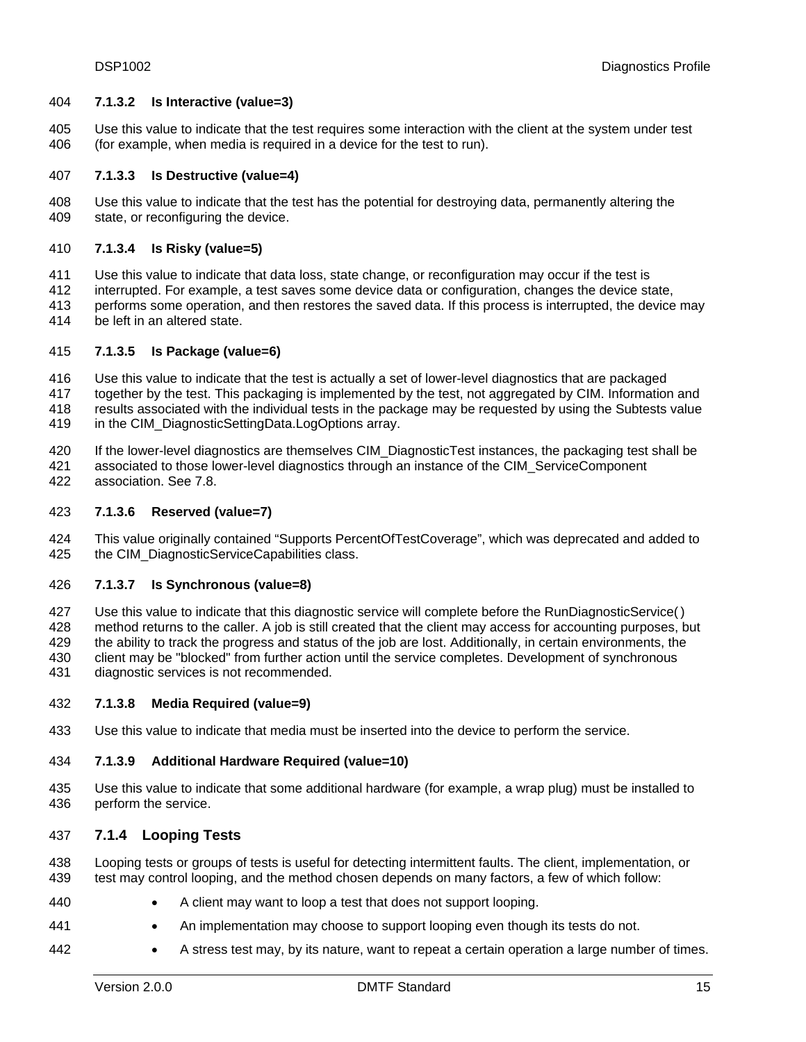#### 7.1.3.2 Is Interactive (value=3)

Use this value to indicate that the test requires some interaction with the client at the system under test (for example, when media is required in a device for the test to run).

#### 7.1.3.3 Is Destructive (value=4)

Use this value to indicate that the test has the potential for destroying data, permanently altering the state, or reconfiguring the device.

#### 7.1.3.4 Is Risky (value=5)

Use this value to indicate that data loss, state change, or reconfiguration may occur if the test is interrupted. For example, a test saves some device data or configuration, changes the device state, performs some operation, and then restores the saved data. If this process is interrupted, the device may be left in an altered state.

#### 7.1.3.5 Is Package (value=6)

Use this value to indicate that the test is actually a set of lower-level diagnostics that are packaged together by the test. This packaging is implemented by the test, not aggregated by CIM. Information and results associated with the individual tests in the package may be requested by using the Subtests value in the CIM_DiagnosticSettingData.LogOptions array.

If the lower-level diagnostics are themselves CIM_DiagnosticTest instances, the packaging test shall be associated to those lower-level diagnostics through an instance of the CIM_ServiceComponent association. See 7.8.

#### 7.1.3.6 Reserved (value=7)

This value originally contained "Supports PercentOfTestCoverage", which was deprecated and added to the CIM_DiagnosticServiceCapabilities class.

#### 7.1.3.7 Is Synchronous (value=8)

Use this value to indicate that this diagnostic service will complete before the RunDiagnosticService( ) method returns to the caller. A job is still created that the client may access for accounting purposes, but the ability to track the progress and status of the job are lost. Additionally, in certain environments, the client may be "blocked" from further action until the service completes. Development of synchronous diagnostic services is not recommended.

#### 7.1.3.8 Media Required (value=9)

Use this value to indicate that media must be inserted into the device to perform the service.

#### 7.1.3.9 Additional Hardware Required (value=10)

Use this value to indicate that some additional hardware (for example, a wrap plug) must be installed to perform the service.

### 7.1.4 Looping Tests

Looping tests or groups of tests is useful for detecting intermittent faults. The client, implementation, or test may control looping, and the method chosen depends on many factors, a few of which follow:

- A client may want to loop a test that does not support looping.
- An implementation may choose to support looping even though its tests do not.
- A stress test may, by its nature, want to repeat a certain operation a large number of times.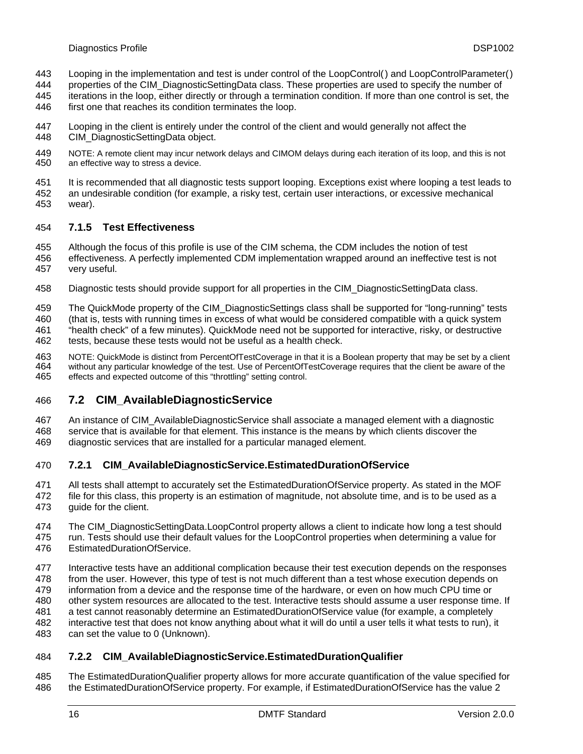Looping in the implementation and test is under control of the LoopControl() and LoopControlParameter() properties of the CIM_DiagnosticSettingData class. These properties are used to specify the number of iterations in the loop, either directly or through a termination condition. If more than one control is set, the first one that reaches its condition terminates the loop.

Looping in the client is entirely under the control of the client and would generally not affect the CIM_DiagnosticSettingData object.

NOTE: A remote client may incur network delays and CIMOM delays during each iteration of its loop, and this is not an effective way to stress a device.

It is recommended that all diagnostic tests support looping. Exceptions exist where looping a test leads to an undesirable condition (for example, a risky test, certain user interactions, or excessive mechanical wear).

### 7.1.5 Test Effectiveness

Although the focus of this profile is use of the CIM schema, the CDM includes the notion of test effectiveness. A perfectly implemented CDM implementation wrapped around an ineffective test is not very useful.

Diagnostic tests should provide support for all properties in the CIM_DiagnosticSettingData class.

The QuickMode property of the CIM_DiagnosticSettings class shall be supported for "long-running" tests (that is, tests with running times in excess of what would be considered compatible with a quick system "health check" of a few minutes). QuickMode need not be supported for interactive, risky, or destructive tests, because these tests would not be useful as a health check.

NOTE: QuickMode is distinct from PercentOfTestCoverage in that it is a Boolean property that may be set by a client without any particular knowledge of the test. Use of PercentOfTestCoverage requires that the client be aware of the effects and expected outcome of this "throttling" setting control.

## 7.2 CIM_AvailableDiagnosticService

An instance of CIM_AvailableDiagnosticService shall associate a managed element with a diagnostic service that is available for that element. This instance is the means by which clients discover the diagnostic services that are installed for a particular managed element.

### 7.2.1 CIM_AvailableDiagnosticService.EstimatedDurationOfService

All tests shall attempt to accurately set the EstimatedDurationOfService property. As stated in the MOF file for this class, this property is an estimation of magnitude, not absolute time, and is to be used as a guide for the client.

The CIM_DiagnosticSettingData.LoopControl property allows a client to indicate how long a test should run. Tests should use their default values for the LoopControl properties when determining a value for EstimatedDurationOfService.

Interactive tests have an additional complication because their test execution depends on the responses from the user. However, this type of test is not much different than a test whose execution depends on information from a device and the response time of the hardware, or even on how much CPU time or other system resources are allocated to the test. Interactive tests should assume a user response time. If a test cannot reasonably determine an EstimatedDurationOfService value (for example, a completely interactive test that does not know anything about what it will do until a user tells it what tests to run), it can set the value to 0 (Unknown).

### 7.2.2 CIM_AvailableDiagnosticService.EstimatedDurationQualifier

The EstimatedDurationQualifier property allows for more accurate quantification of the value specified for the EstimatedDurationOfService property. For example, if EstimatedDurationOfService has the value 2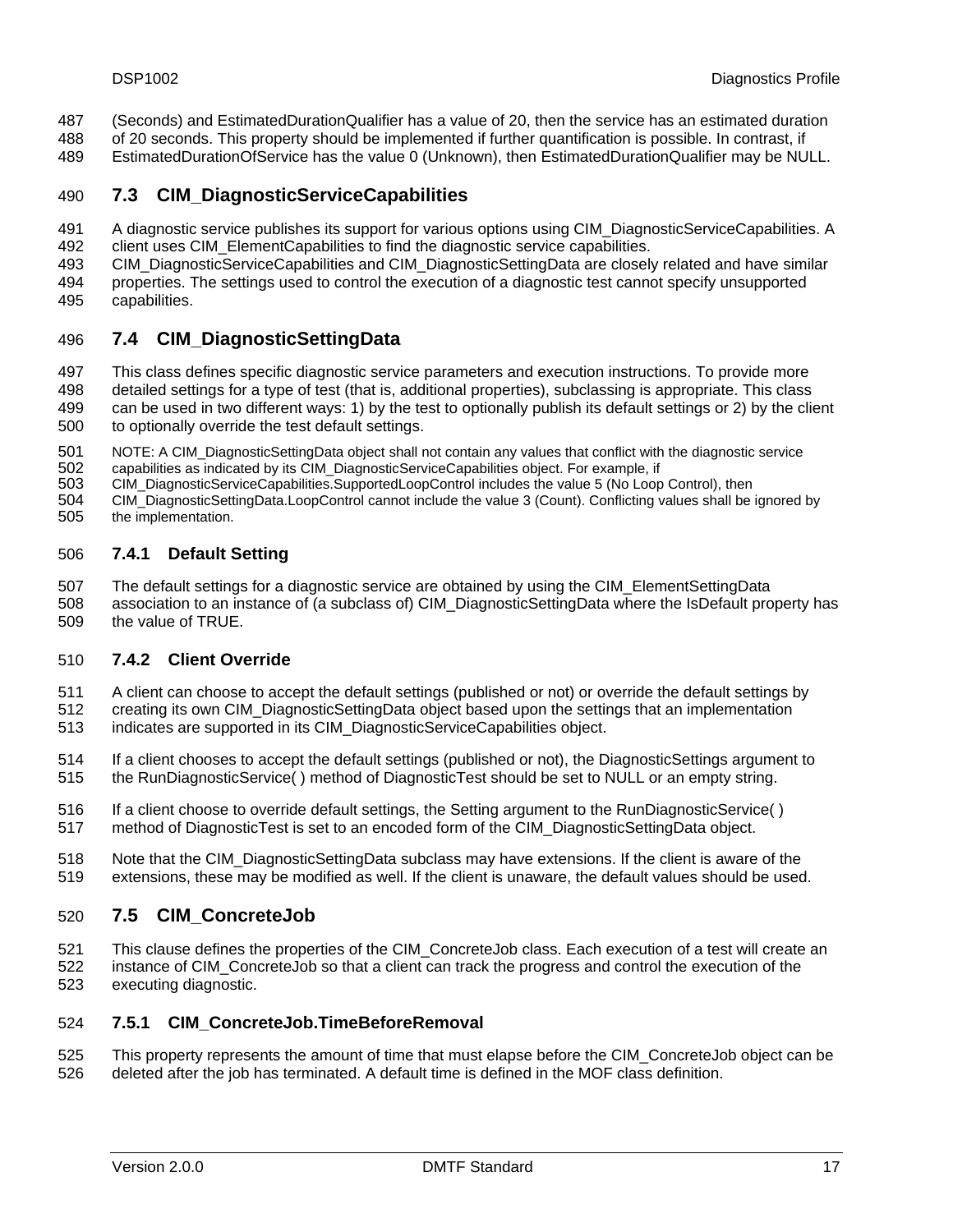(Seconds) and EstimatedDurationQualifier has a value of 20, then the service has an estimated duration of 20 seconds. This property should be implemented if further quantification is possible. In contrast, if EstimatedDurationOfService has the value 0 (Unknown), then EstimatedDurationQualifier may be NULL.

## 7.3 CIM_DiagnosticServiceCapabilities

A diagnostic service publishes its support for various options using CIM_DiagnosticServiceCapabilities. A client uses CIM_ElementCapabilities to find the diagnostic service capabilities. CIM_DiagnosticServiceCapabilities and CIM_DiagnosticSettingData are closely related and have similar properties. The settings used to control the execution of a diagnostic test cannot specify unsupported capabilities.

## 7.4 CIM_DiagnosticSettingData

This class defines specific diagnostic service parameters and execution instructions. To provide more detailed settings for a type of test (that is, additional properties), subclassing is appropriate. This class can be used in two different ways: 1) by the test to optionally publish its default settings or 2) by the client to optionally override the test default settings.

NOTE: A CIM_DiagnosticSettingData object shall not contain any values that conflict with the diagnostic service capabilities as indicated by its CIM_DiagnosticServiceCapabilities object. For example, if CIM_DiagnosticServiceCapabilities.SupportedLoopControl includes the value 5 (No Loop Control), then CIM_DiagnosticSettingData.LoopControl cannot include the value 3 (Count). Conflicting values shall be ignored by the implementation.

### 7.4.1 Default Setting

The default settings for a diagnostic service are obtained by using the CIM_ElementSettingData association to an instance of (a subclass of) CIM_DiagnosticSettingData where the IsDefault property has the value of TRUE.

### 7.4.2 Client Override

A client can choose to accept the default settings (published or not) or override the default settings by creating its own CIM_DiagnosticSettingData object based upon the settings that an implementation indicates are supported in its CIM_DiagnosticServiceCapabilities object.

If a client chooses to accept the default settings (published or not), the DiagnosticSettings argument to the RunDiagnosticService( ) method of DiagnosticTest should be set to NULL or an empty string.

If a client choose to override default settings, the Setting argument to the RunDiagnosticService( ) method of DiagnosticTest is set to an encoded form of the CIM_DiagnosticSettingData object.

Note that the CIM_DiagnosticSettingData subclass may have extensions. If the client is aware of the extensions, these may be modified as well. If the client is unaware, the default values should be used.

## 7.5 CIM_ConcreteJob

This clause defines the properties of the CIM_ConcreteJob class. Each execution of a test will create an instance of CIM_ConcreteJob so that a client can track the progress and control the execution of the executing diagnostic.

### 7.5.1 CIM_ConcreteJob.TimeBeforeRemoval

This property represents the amount of time that must elapse before the CIM_ConcreteJob object can be deleted after the job has terminated. A default time is defined in the MOF class definition.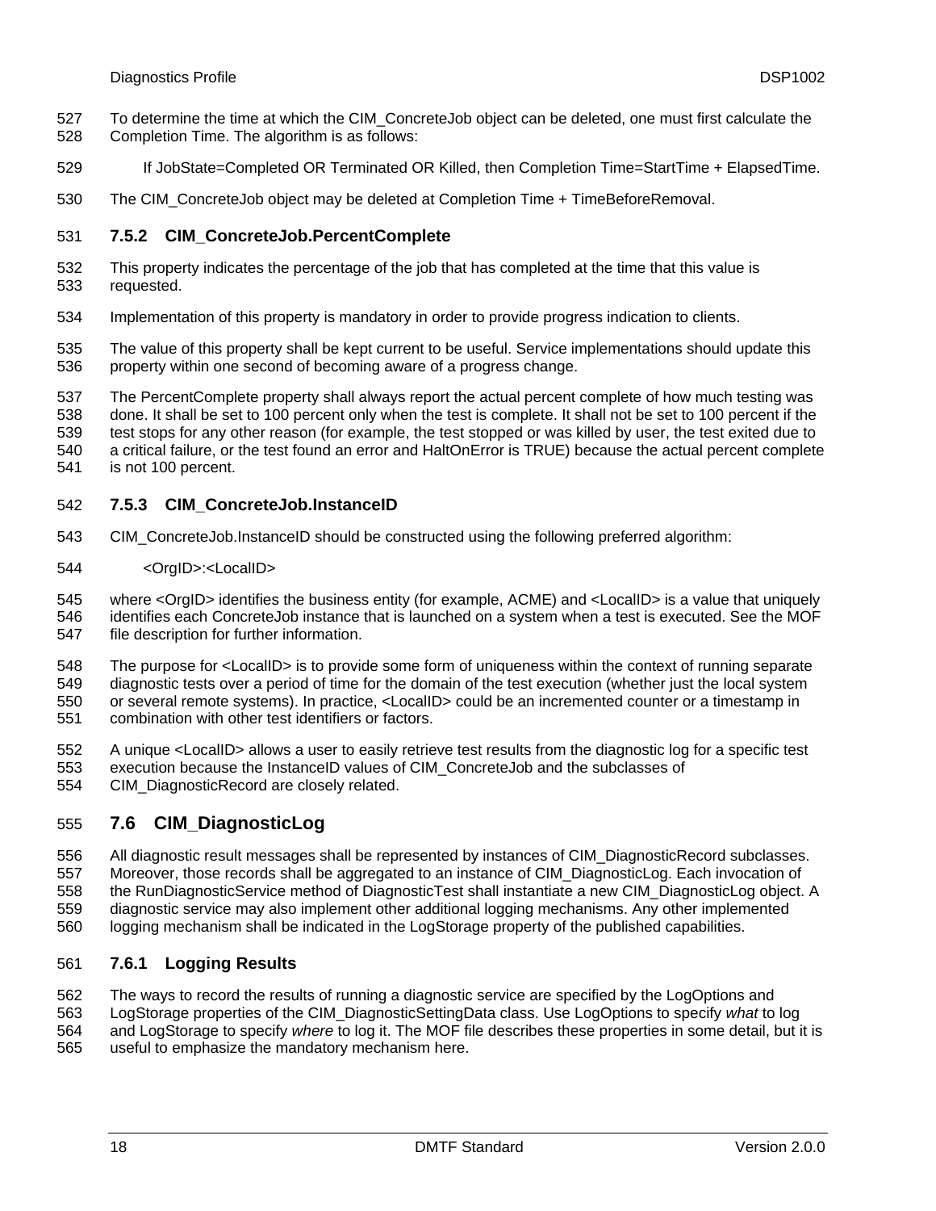To determine the time at which the CIM_ConcreteJob object can be deleted, one must first calculate the Completion Time. The algorithm is as follows:

If JobState=Completed OR Terminated OR Killed, then Completion Time=StartTime + ElapsedTime.

The CIM_ConcreteJob object may be deleted at Completion Time + TimeBeforeRemoval.

### 7.5.2 CIM_ConcreteJob.PercentComplete

This property indicates the percentage of the job that has completed at the time that this value is requested.

Implementation of this property is mandatory in order to provide progress indication to clients.

The value of this property shall be kept current to be useful. Service implementations should update this property within one second of becoming aware of a progress change.

The PercentComplete property shall always report the actual percent complete of how much testing was done. It shall be set to 100 percent only when the test is complete. It shall not be set to 100 percent if the test stops for any other reason (for example, the test stopped or was killed by user, the test exited due to a critical failure, or the test found an error and HaltOnError is TRUE) because the actual percent complete is not 100 percent.

### 7.5.3 CIM_ConcreteJob.InstanceID

CIM_ConcreteJob.InstanceID should be constructed using the following preferred algorithm:

<OrgID>:<LocalID>

where <OrgID> identifies the business entity (for example, ACME) and <LocalID> is a value that uniquely identifies each ConcreteJob instance that is launched on a system when a test is executed. See the MOF file description for further information.

The purpose for <LocalID> is to provide some form of uniqueness within the context of running separate diagnostic tests over a period of time for the domain of the test execution (whether just the local system or several remote systems). In practice, <LocalID> could be an incremented counter or a timestamp in combination with other test identifiers or factors.

A unique <LocalID> allows a user to easily retrieve test results from the diagnostic log for a specific test execution because the InstanceID values of CIM_ConcreteJob and the subclasses of CIM_DiagnosticRecord are closely related.

## 7.6 CIM_DiagnosticLog

All diagnostic result messages shall be represented by instances of CIM_DiagnosticRecord subclasses. Moreover, those records shall be aggregated to an instance of CIM_DiagnosticLog. Each invocation of the RunDiagnosticService method of DiagnosticTest shall instantiate a new CIM_DiagnosticLog object. A diagnostic service may also implement other additional logging mechanisms. Any other implemented logging mechanism shall be indicated in the LogStorage property of the published capabilities.

### 7.6.1 Logging Results

The ways to record the results of running a diagnostic service are specified by the LogOptions and LogStorage properties of the CIM_DiagnosticSettingData class. Use LogOptions to specify *what* to log and LogStorage to specify *where* to log it. The MOF file describes these properties in some detail, but it is useful to emphasize the mandatory mechanism here.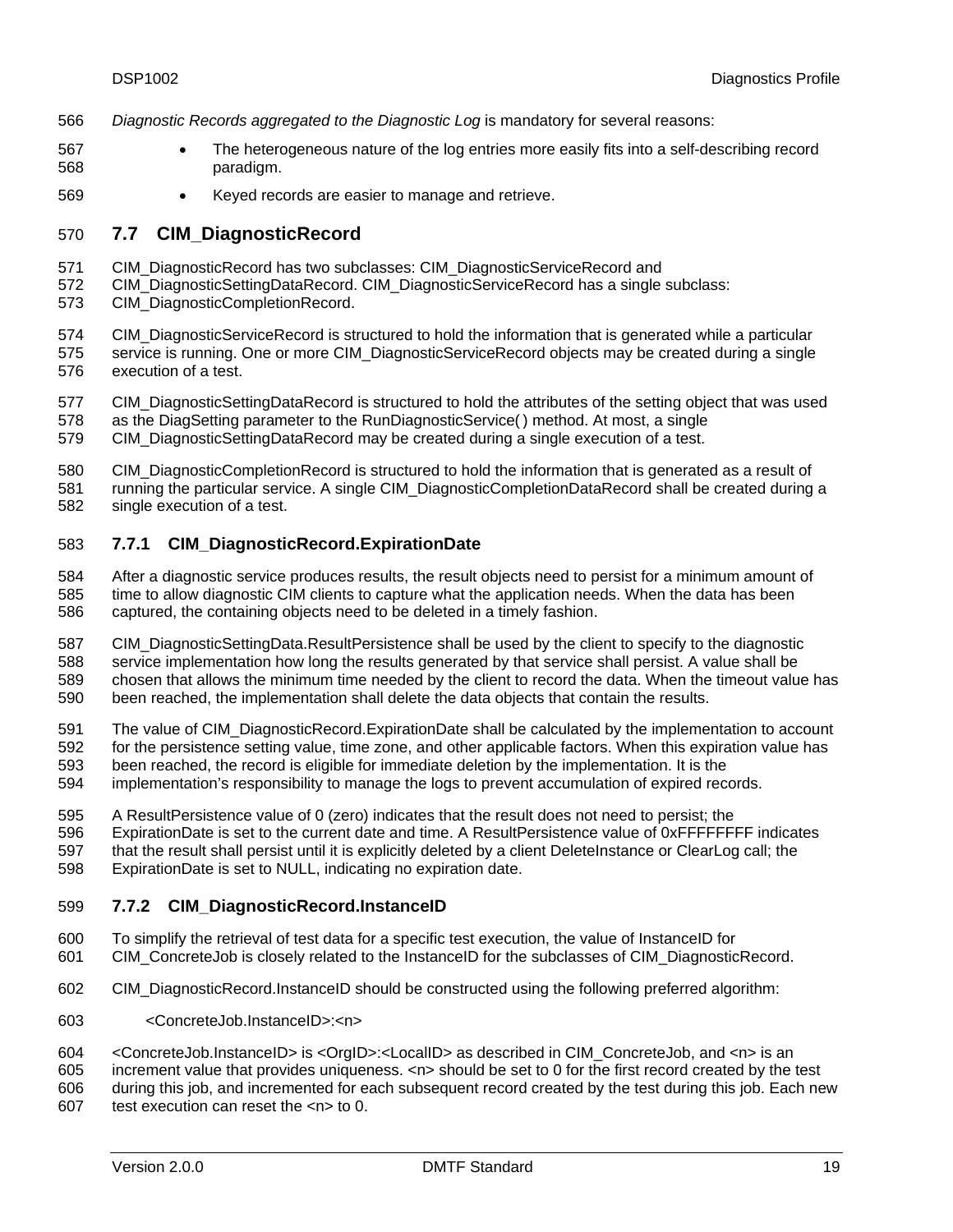*Diagnostic Records aggregated to the Diagnostic Log* is mandatory for several reasons:

- The heterogeneous nature of the log entries more easily fits into a self-describing record paradigm.
- Keyed records are easier to manage and retrieve.

## 7.7 CIM_DiagnosticRecord

CIM_DiagnosticRecord has two subclasses: CIM_DiagnosticServiceRecord and CIM_DiagnosticSettingDataRecord. CIM_DiagnosticServiceRecord has a single subclass: CIM_DiagnosticCompletionRecord.

CIM_DiagnosticServiceRecord is structured to hold the information that is generated while a particular service is running. One or more CIM_DiagnosticServiceRecord objects may be created during a single execution of a test.

CIM_DiagnosticSettingDataRecord is structured to hold the attributes of the setting object that was used as the DiagSetting parameter to the RunDiagnosticService( ) method. At most, a single CIM_DiagnosticSettingDataRecord may be created during a single execution of a test.

CIM_DiagnosticCompletionRecord is structured to hold the information that is generated as a result of running the particular service. A single CIM_DiagnosticCompletionDataRecord shall be created during a single execution of a test.

### 7.7.1 CIM_DiagnosticRecord.ExpirationDate

After a diagnostic service produces results, the result objects need to persist for a minimum amount of time to allow diagnostic CIM clients to capture what the application needs. When the data has been captured, the containing objects need to be deleted in a timely fashion.

CIM_DiagnosticSettingData.ResultPersistence shall be used by the client to specify to the diagnostic service implementation how long the results generated by that service shall persist. A value shall be chosen that allows the minimum time needed by the client to record the data. When the timeout value has been reached, the implementation shall delete the data objects that contain the results.

The value of CIM_DiagnosticRecord.ExpirationDate shall be calculated by the implementation to account for the persistence setting value, time zone, and other applicable factors. When this expiration value has been reached, the record is eligible for immediate deletion by the implementation. It is the implementation's responsibility to manage the logs to prevent accumulation of expired records.

A ResultPersistence value of 0 (zero) indicates that the result does not need to persist; the ExpirationDate is set to the current date and time. A ResultPersistence value of 0xFFFFFFFF indicates that the result shall persist until it is explicitly deleted by a client DeleteInstance or ClearLog call; the ExpirationDate is set to NULL, indicating no expiration date.

### 7.7.2 CIM_DiagnosticRecord.InstanceID

To simplify the retrieval of test data for a specific test execution, the value of InstanceID for CIM_ConcreteJob is closely related to the InstanceID for the subclasses of CIM_DiagnosticRecord.

CIM_DiagnosticRecord.InstanceID should be constructed using the following preferred algorithm:

<ConcreteJob.InstanceID>:<n>

<ConcreteJob.InstanceID> is <OrgID>:<LocalID> as described in CIM_ConcreteJob, and <n> is an increment value that provides uniqueness. <n> should be set to 0 for the first record created by the test during this job, and incremented for each subsequent record created by the test during this job. Each new test execution can reset the <n> to 0.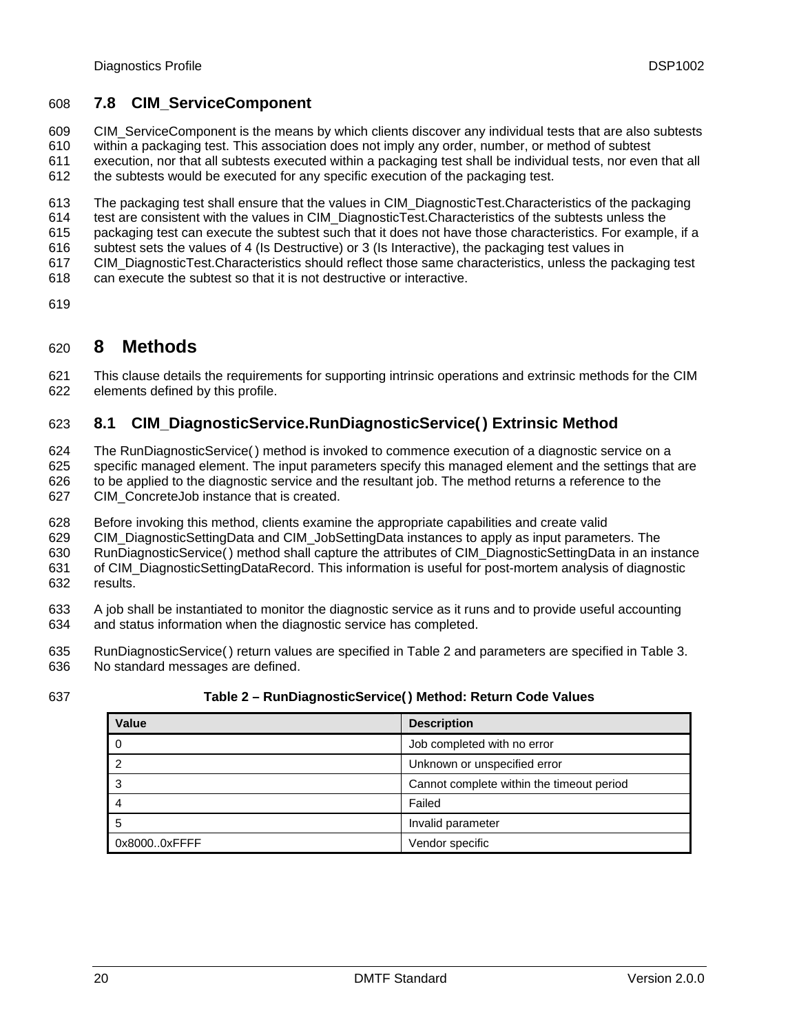### 7.8 CIM_ServiceComponent

CIM_ServiceComponent is the means by which clients discover any individual tests that are also subtests within a packaging test. This association does not imply any order, number, or method of subtest execution, nor that all subtests executed within a packaging test shall be individual tests, nor even that all the subtests would be executed for any specific execution of the packaging test.

The packaging test shall ensure that the values in CIM_DiagnosticTest.Characteristics of the packaging test are consistent with the values in CIM_DiagnosticTest.Characteristics of the subtests unless the packaging test can execute the subtest such that it does not have those characteristics. For example, if a subtest sets the values of 4 (Is Destructive) or 3 (Is Interactive), the packaging test values in CIM_DiagnosticTest.Characteristics should reflect those same characteristics, unless the packaging test can execute the subtest so that it is not destructive or interactive.

## 8 Methods

This clause details the requirements for supporting intrinsic operations and extrinsic methods for the CIM elements defined by this profile.

### 8.1 CIM_DiagnosticService.RunDiagnosticService( ) Extrinsic Method

The RunDiagnosticService( ) method is invoked to commence execution of a diagnostic service on a specific managed element. The input parameters specify this managed element and the settings that are to be applied to the diagnostic service and the resultant job. The method returns a reference to the CIM_ConcreteJob instance that is created.

Before invoking this method, clients examine the appropriate capabilities and create valid CIM_DiagnosticSettingData and CIM_JobSettingData instances to apply as input parameters. The RunDiagnosticService( ) method shall capture the attributes of CIM_DiagnosticSettingData in an instance of CIM_DiagnosticSettingDataRecord. This information is useful for post-mortem analysis of diagnostic results.

A job shall be instantiated to monitor the diagnostic service as it runs and to provide useful accounting and status information when the diagnostic service has completed.

RunDiagnosticService( ) return values are specified in Table 2 and parameters are specified in Table 3. No standard messages are defined.

**Table 2 – RunDiagnosticService( ) Method: Return Code Values**

| Value | Description |
|---|---|
| 0 | Job completed with no error |
| 2 | Unknown or unspecified error |
| 3 | Cannot complete within the timeout period |
| 4 | Failed |
| 5 | Invalid parameter |
| 0x8000..0xFFFF | Vendor specific |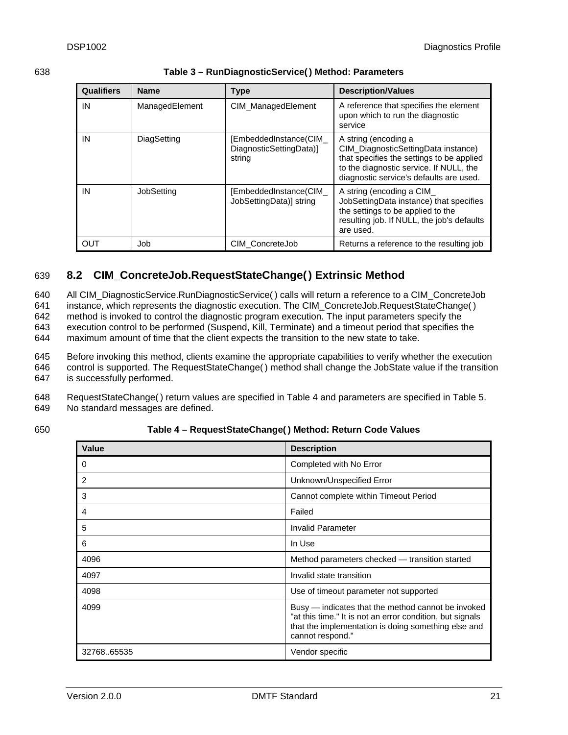**Table 3 – RunDiagnosticService( ) Method: Parameters**

| Qualifiers | Name | Type | Description/Values |
|---|---|---|---|
| IN | ManagedElement | CIM_ManagedElement | A reference that specifies the element upon which to run the diagnostic service |
| IN | DiagSetting | [EmbeddedInstance(CIM_DiagnosticSettingData)] string | A string (encoding a CIM_DiagnosticSettingData instance) that specifies the settings to be applied to the diagnostic service. If NULL, the diagnostic service's defaults are used. |
| IN | JobSetting | [EmbeddedInstance(CIM_JobSettingData)] string | A string (encoding a CIM_JobSettingData instance) that specifies the settings to be applied to the resulting job. If NULL, the job's defaults are used. |
| OUT | Job | CIM_ConcreteJob | Returns a reference to the resulting job |

## 8.2 CIM_ConcreteJob.RequestStateChange( ) Extrinsic Method

All CIM_DiagnosticService.RunDiagnosticService( ) calls will return a reference to a CIM_ConcreteJob instance, which represents the diagnostic execution. The CIM_ConcreteJob.RequestStateChange( ) method is invoked to control the diagnostic program execution. The input parameters specify the execution control to be performed (Suspend, Kill, Terminate) and a timeout period that specifies the maximum amount of time that the client expects the transition to the new state to take.

Before invoking this method, clients examine the appropriate capabilities to verify whether the execution control is supported. The RequestStateChange( ) method shall change the JobState value if the transition is successfully performed.

RequestStateChange( ) return values are specified in Table 4 and parameters are specified in Table 5. No standard messages are defined.

**Table 4 – RequestStateChange( ) Method: Return Code Values**

| Value | Description |
|---|---|
| 0 | Completed with No Error |
| 2 | Unknown/Unspecified Error |
| 3 | Cannot complete within Timeout Period |
| 4 | Failed |
| 5 | Invalid Parameter |
| 6 | In Use |
| 4096 | Method parameters checked — transition started |
| 4097 | Invalid state transition |
| 4098 | Use of timeout parameter not supported |
| 4099 | Busy — indicates that the method cannot be invoked "at this time." It is not an error condition, but signals that the implementation is doing something else and cannot respond." |
| 32768..65535 | Vendor specific |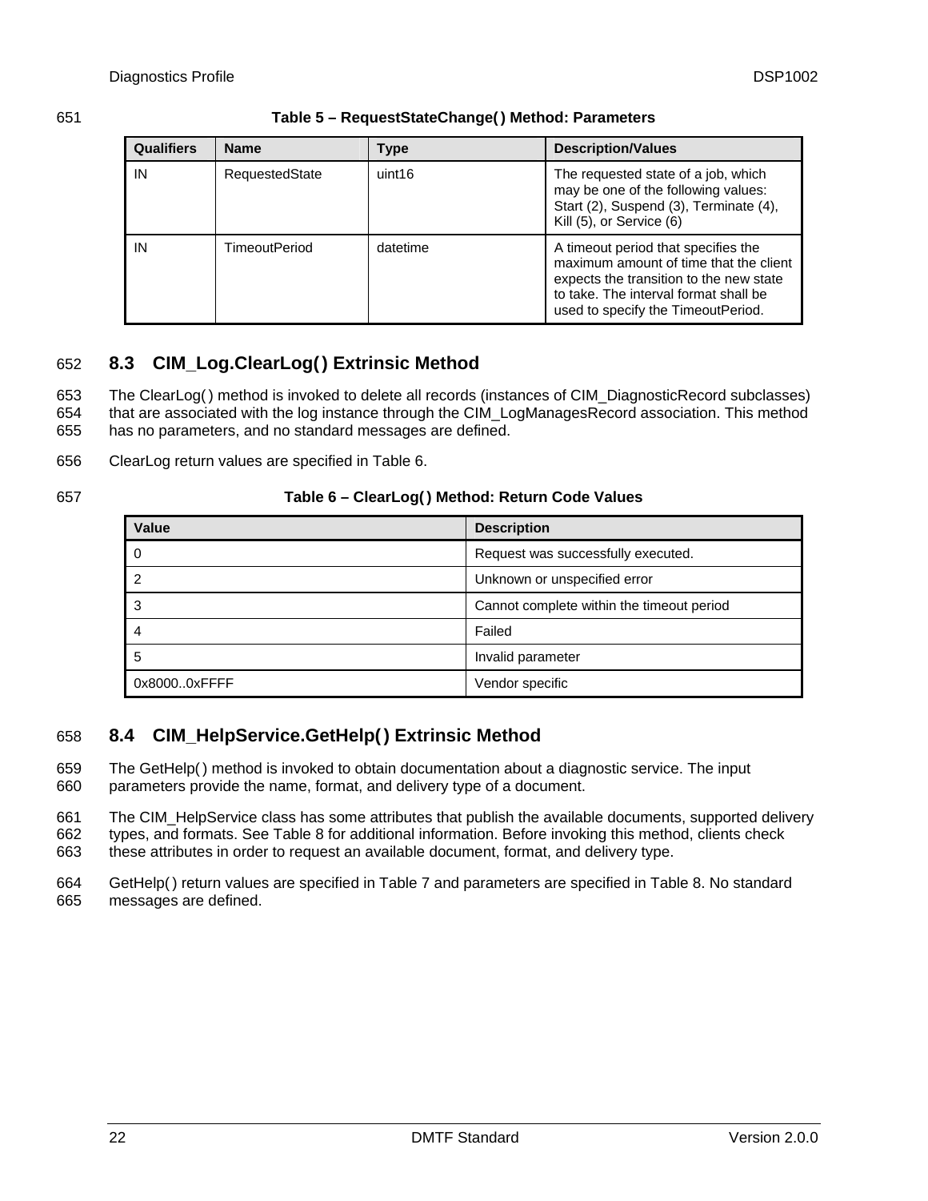**Table 5 – RequestStateChange( ) Method: Parameters**

| Qualifiers | Name | Type | Description/Values |
|---|---|---|---|
| IN | RequestedState | uint16 | The requested state of a job, which may be one of the following values: Start (2), Suspend (3), Terminate (4), Kill (5), or Service (6) |
| IN | TimeoutPeriod | datetime | A timeout period that specifies the maximum amount of time that the client expects the transition to the new state to take. The interval format shall be used to specify the TimeoutPeriod. |

## 8.3 CIM_Log.ClearLog( ) Extrinsic Method

The ClearLog( ) method is invoked to delete all records (instances of CIM_DiagnosticRecord subclasses) that are associated with the log instance through the CIM_LogManagesRecord association. This method has no parameters, and no standard messages are defined.

ClearLog return values are specified in Table 6.

**Table 6 – ClearLog( ) Method: Return Code Values**

| Value | Description |
|---|---|
| 0 | Request was successfully executed. |
| 2 | Unknown or unspecified error |
| 3 | Cannot complete within the timeout period |
| 4 | Failed |
| 5 | Invalid parameter |
| 0x8000..0xFFFF | Vendor specific |

## 8.4 CIM_HelpService.GetHelp( ) Extrinsic Method

The GetHelp( ) method is invoked to obtain documentation about a diagnostic service. The input parameters provide the name, format, and delivery type of a document.

The CIM_HelpService class has some attributes that publish the available documents, supported delivery types, and formats. See Table 8 for additional information. Before invoking this method, clients check these attributes in order to request an available document, format, and delivery type.

GetHelp( ) return values are specified in Table 7 and parameters are specified in Table 8. No standard messages are defined.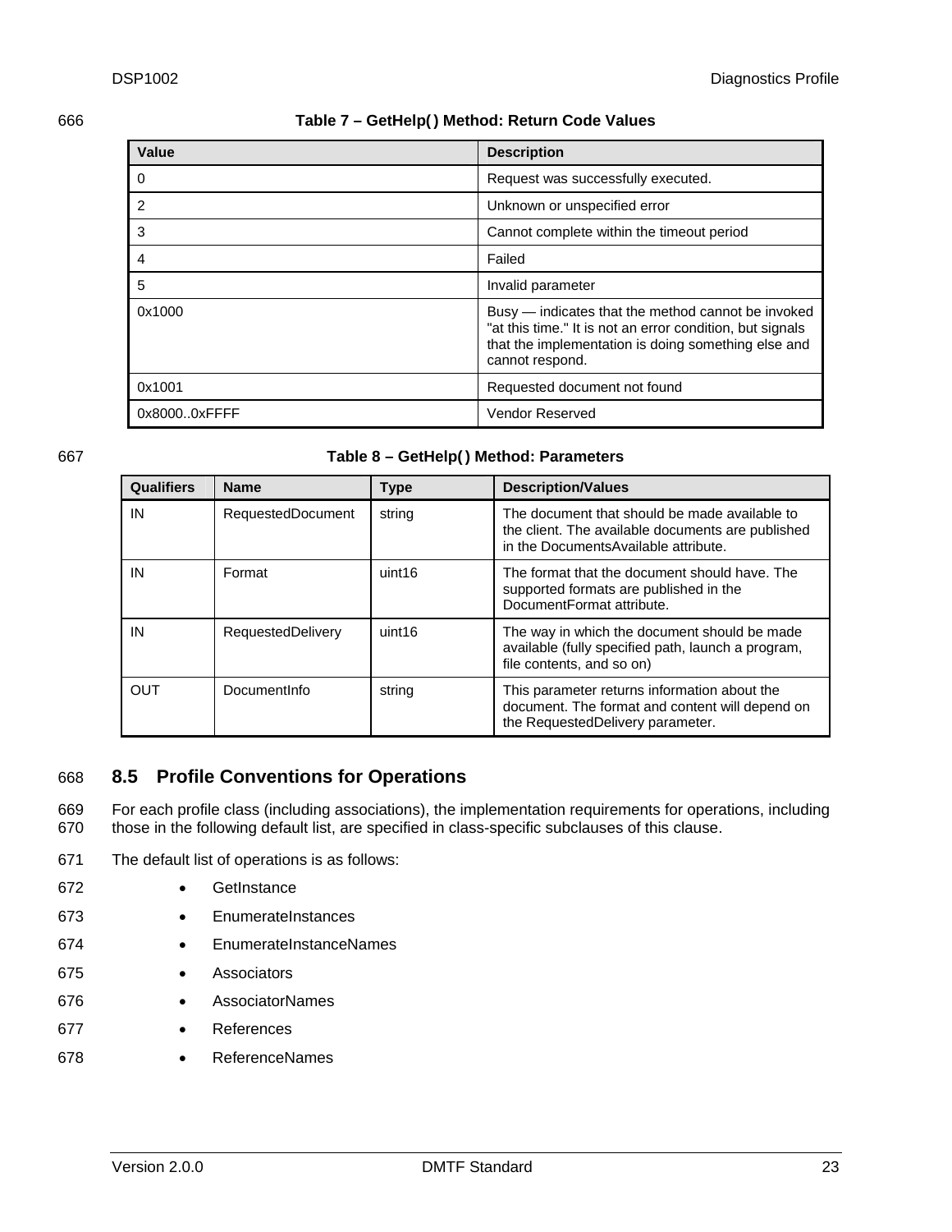**Table 7 – GetHelp( ) Method: Return Code Values**

| Value | Description |
| --- | --- |
| 0 | Request was successfully executed. |
| 2 | Unknown or unspecified error |
| 3 | Cannot complete within the timeout period |
| 4 | Failed |
| 5 | Invalid parameter |
| 0x1000 | Busy — indicates that the method cannot be invoked "at this time." It is not an error condition, but signals that the implementation is doing something else and cannot respond. |
| 0x1001 | Requested document not found |
| 0x8000..0xFFFF | Vendor Reserved |

**Table 8 – GetHelp( ) Method: Parameters**

| Qualifiers | Name | Type | Description/Values |
| --- | --- | --- | --- |
| IN | RequestedDocument | string | The document that should be made available to the client. The available documents are published in the DocumentsAvailable attribute. |
| IN | Format | uint16 | The format that the document should have. The supported formats are published in the DocumentFormat attribute. |
| IN | RequestedDelivery | uint16 | The way in which the document should be made available (fully specified path, launch a program, file contents, and so on) |
| OUT | DocumentInfo | string | This parameter returns information about the document. The format and content will depend on the RequestedDelivery parameter. |

## 8.5 Profile Conventions for Operations

For each profile class (including associations), the implementation requirements for operations, including those in the following default list, are specified in class-specific subclauses of this clause.

The default list of operations is as follows:

- GetInstance
- EnumerateInstances
- EnumerateInstanceNames
- Associators
- AssociatorNames
- References
- ReferenceNames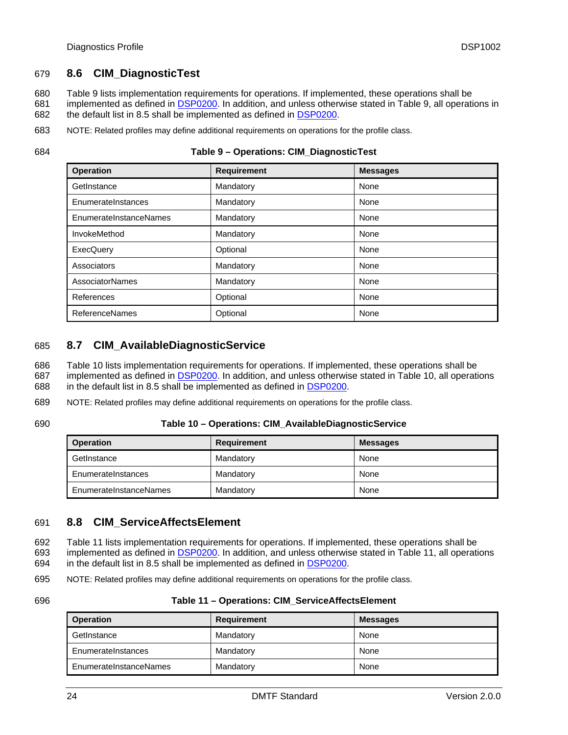## 8.6 CIM_DiagnosticTest

Table 9 lists implementation requirements for operations. If implemented, these operations shall be implemented as defined in DSP0200. In addition, and unless otherwise stated in Table 9, all operations in the default list in 8.5 shall be implemented as defined in DSP0200.

NOTE: Related profiles may define additional requirements on operations for the profile class.

**Table 9 – Operations: CIM_DiagnosticTest**

| Operation | Requirement | Messages |
|---|---|---|
| GetInstance | Mandatory | None |
| EnumerateInstances | Mandatory | None |
| EnumerateInstanceNames | Mandatory | None |
| InvokeMethod | Mandatory | None |
| ExecQuery | Optional | None |
| Associators | Mandatory | None |
| AssociatorNames | Mandatory | None |
| References | Optional | None |
| ReferenceNames | Optional | None |

## 8.7 CIM_AvailableDiagnosticService

Table 10 lists implementation requirements for operations. If implemented, these operations shall be implemented as defined in DSP0200. In addition, and unless otherwise stated in Table 10, all operations in the default list in 8.5 shall be implemented as defined in DSP0200.

NOTE: Related profiles may define additional requirements on operations for the profile class.

**Table 10 – Operations: CIM_AvailableDiagnosticService**

| Operation | Requirement | Messages |
|---|---|---|
| GetInstance | Mandatory | None |
| EnumerateInstances | Mandatory | None |
| EnumerateInstanceNames | Mandatory | None |

## 8.8 CIM_ServiceAffectsElement

Table 11 lists implementation requirements for operations. If implemented, these operations shall be implemented as defined in DSP0200. In addition, and unless otherwise stated in Table 11, all operations in the default list in 8.5 shall be implemented as defined in DSP0200.

NOTE: Related profiles may define additional requirements on operations for the profile class.

**Table 11 – Operations: CIM_ServiceAffectsElement**

| Operation | Requirement | Messages |
|---|---|---|
| GetInstance | Mandatory | None |
| EnumerateInstances | Mandatory | None |
| EnumerateInstanceNames | Mandatory | None |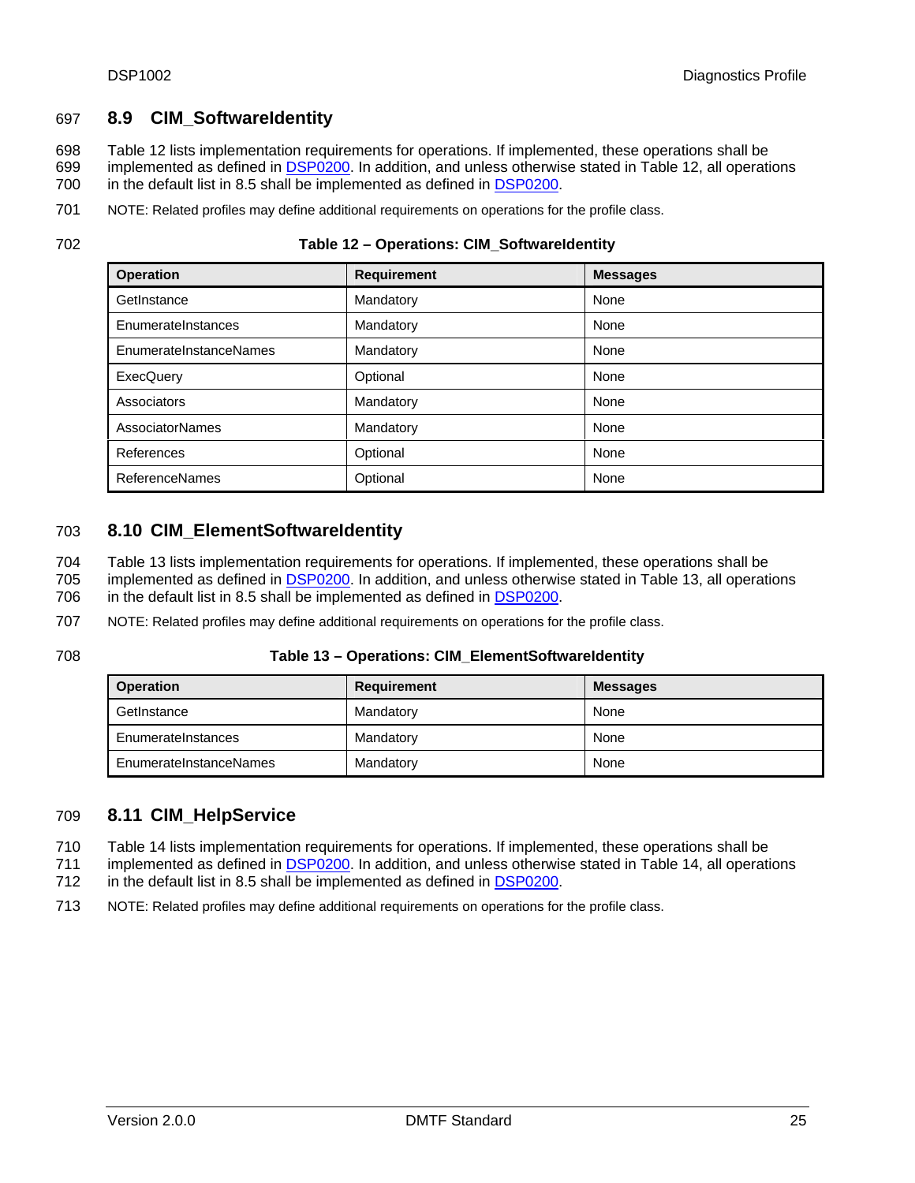## 8.9 CIM_SoftwareIdentity

Table 12 lists implementation requirements for operations. If implemented, these operations shall be implemented as defined in DSP0200. In addition, and unless otherwise stated in Table 12, all operations in the default list in 8.5 shall be implemented as defined in DSP0200.

NOTE: Related profiles may define additional requirements on operations for the profile class.

**Table 12 – Operations: CIM_SoftwareIdentity**

| Operation | Requirement | Messages |
| --- | --- | --- |
| GetInstance | Mandatory | None |
| EnumerateInstances | Mandatory | None |
| EnumerateInstanceNames | Mandatory | None |
| ExecQuery | Optional | None |
| Associators | Mandatory | None |
| AssociatorNames | Mandatory | None |
| References | Optional | None |
| ReferenceNames | Optional | None |

## 8.10 CIM_ElementSoftwareIdentity

Table 13 lists implementation requirements for operations. If implemented, these operations shall be implemented as defined in DSP0200. In addition, and unless otherwise stated in Table 13, all operations in the default list in 8.5 shall be implemented as defined in DSP0200.

NOTE: Related profiles may define additional requirements on operations for the profile class.

**Table 13 – Operations: CIM_ElementSoftwareIdentity**

| Operation | Requirement | Messages |
| --- | --- | --- |
| GetInstance | Mandatory | None |
| EnumerateInstances | Mandatory | None |
| EnumerateInstanceNames | Mandatory | None |

## 8.11 CIM_HelpService

Table 14 lists implementation requirements for operations. If implemented, these operations shall be implemented as defined in DSP0200. In addition, and unless otherwise stated in Table 14, all operations in the default list in 8.5 shall be implemented as defined in DSP0200.

NOTE: Related profiles may define additional requirements on operations for the profile class.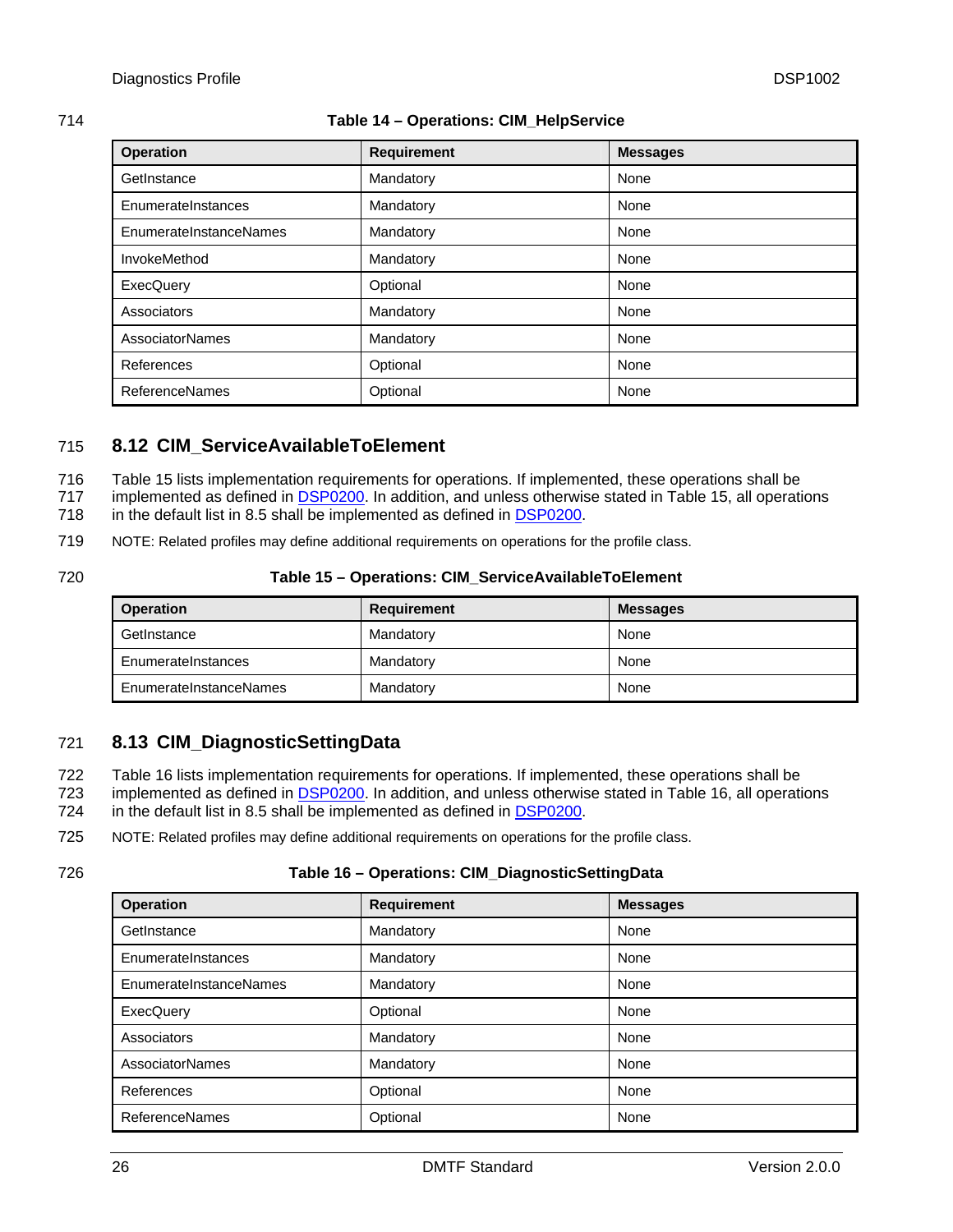**Table 14 – Operations: CIM_HelpService**

| Operation | Requirement | Messages |
| --- | --- | --- |
| GetInstance | Mandatory | None |
| EnumerateInstances | Mandatory | None |
| EnumerateInstanceNames | Mandatory | None |
| InvokeMethod | Mandatory | None |
| ExecQuery | Optional | None |
| Associators | Mandatory | None |
| AssociatorNames | Mandatory | None |
| References | Optional | None |
| ReferenceNames | Optional | None |

## 8.12 CIM_ServiceAvailableToElement

Table 15 lists implementation requirements for operations. If implemented, these operations shall be implemented as defined in DSP0200. In addition, and unless otherwise stated in Table 15, all operations in the default list in 8.5 shall be implemented as defined in DSP0200.

NOTE: Related profiles may define additional requirements on operations for the profile class.

**Table 15 – Operations: CIM_ServiceAvailableToElement**

| Operation | Requirement | Messages |
| --- | --- | --- |
| GetInstance | Mandatory | None |
| EnumerateInstances | Mandatory | None |
| EnumerateInstanceNames | Mandatory | None |

## 8.13 CIM_DiagnosticSettingData

Table 16 lists implementation requirements for operations. If implemented, these operations shall be implemented as defined in DSP0200. In addition, and unless otherwise stated in Table 16, all operations in the default list in 8.5 shall be implemented as defined in DSP0200.

NOTE: Related profiles may define additional requirements on operations for the profile class.

**Table 16 – Operations: CIM_DiagnosticSettingData**

| Operation | Requirement | Messages |
| --- | --- | --- |
| GetInstance | Mandatory | None |
| EnumerateInstances | Mandatory | None |
| EnumerateInstanceNames | Mandatory | None |
| ExecQuery | Optional | None |
| Associators | Mandatory | None |
| AssociatorNames | Mandatory | None |
| References | Optional | None |
| ReferenceNames | Optional | None |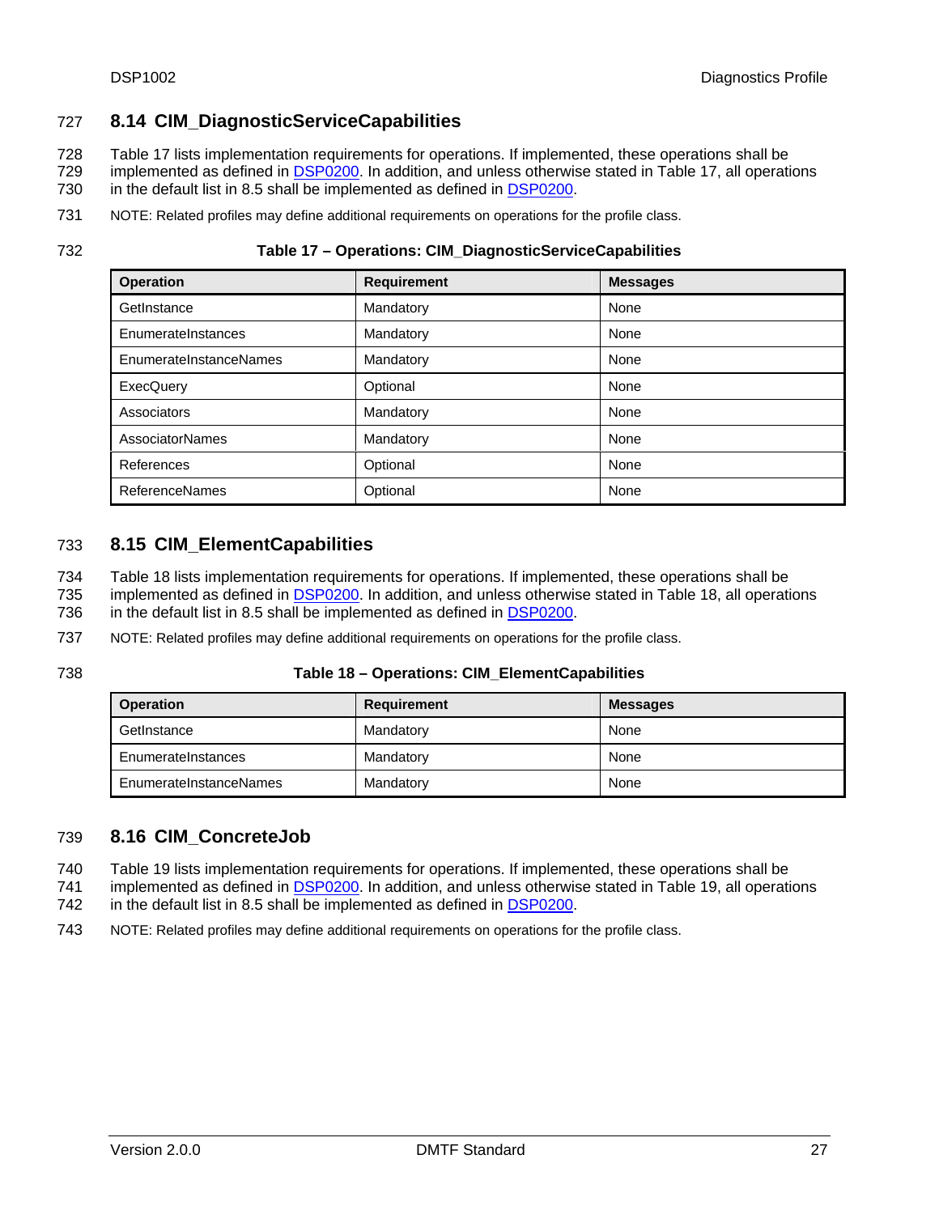## 8.14 CIM_DiagnosticServiceCapabilities

Table 17 lists implementation requirements for operations. If implemented, these operations shall be implemented as defined in DSP0200. In addition, and unless otherwise stated in Table 17, all operations in the default list in 8.5 shall be implemented as defined in DSP0200.

NOTE: Related profiles may define additional requirements on operations for the profile class.

**Table 17 – Operations: CIM_DiagnosticServiceCapabilities**

| Operation | Requirement | Messages |
|---|---|---|
| GetInstance | Mandatory | None |
| EnumerateInstances | Mandatory | None |
| EnumerateInstanceNames | Mandatory | None |
| ExecQuery | Optional | None |
| Associators | Mandatory | None |
| AssociatorNames | Mandatory | None |
| References | Optional | None |
| ReferenceNames | Optional | None |

## 8.15 CIM_ElementCapabilities

Table 18 lists implementation requirements for operations. If implemented, these operations shall be implemented as defined in DSP0200. In addition, and unless otherwise stated in Table 18, all operations in the default list in 8.5 shall be implemented as defined in DSP0200.

NOTE: Related profiles may define additional requirements on operations for the profile class.

**Table 18 – Operations: CIM_ElementCapabilities**

| Operation | Requirement | Messages |
|---|---|---|
| GetInstance | Mandatory | None |
| EnumerateInstances | Mandatory | None |
| EnumerateInstanceNames | Mandatory | None |

## 8.16 CIM_ConcreteJob

Table 19 lists implementation requirements for operations. If implemented, these operations shall be implemented as defined in DSP0200. In addition, and unless otherwise stated in Table 19, all operations in the default list in 8.5 shall be implemented as defined in DSP0200.

NOTE: Related profiles may define additional requirements on operations for the profile class.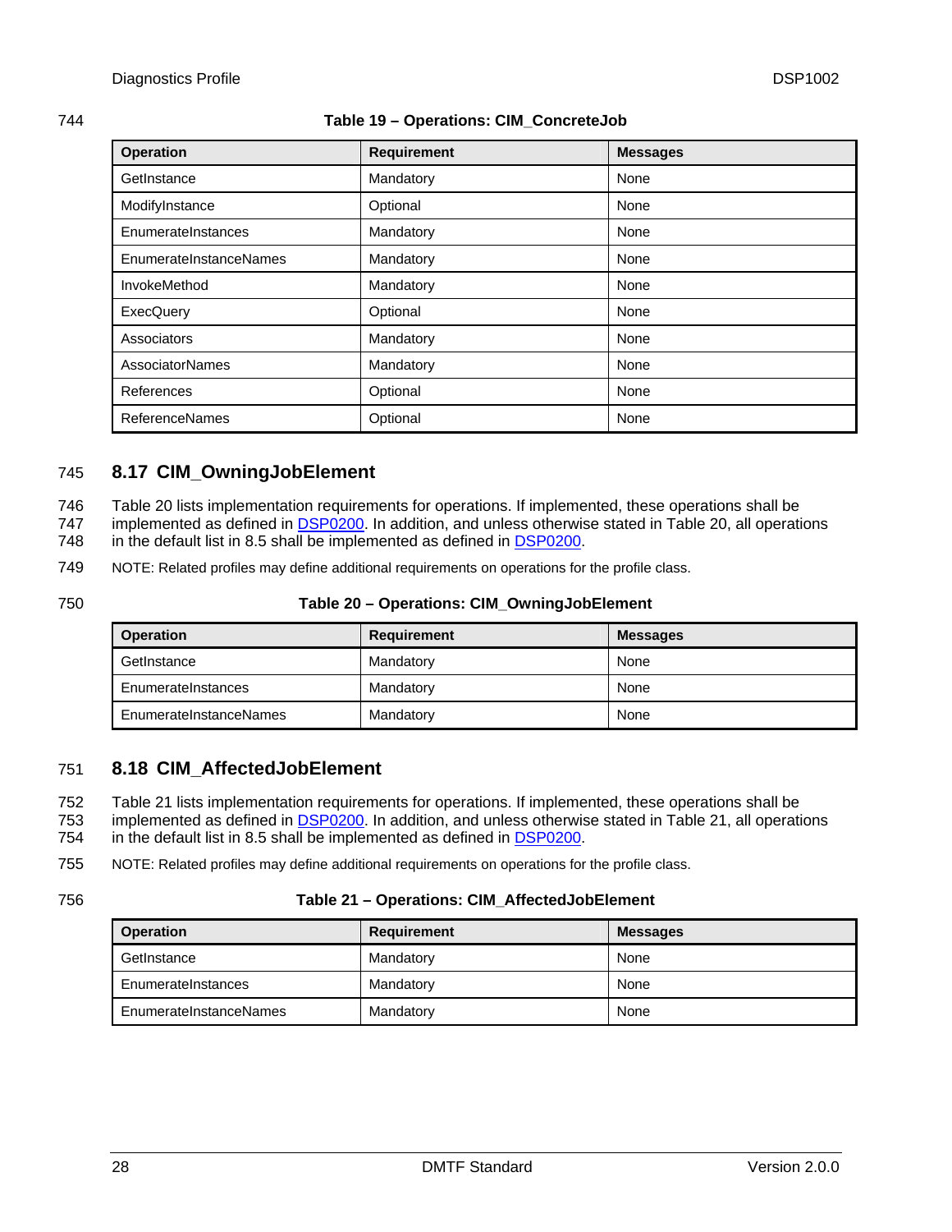**Table 19 – Operations: CIM_ConcreteJob**

| Operation | Requirement | Messages |
|---|---|---|
| GetInstance | Mandatory | None |
| ModifyInstance | Optional | None |
| EnumerateInstances | Mandatory | None |
| EnumerateInstanceNames | Mandatory | None |
| InvokeMethod | Mandatory | None |
| ExecQuery | Optional | None |
| Associators | Mandatory | None |
| AssociatorNames | Mandatory | None |
| References | Optional | None |
| ReferenceNames | Optional | None |

## 8.17 CIM_OwningJobElement

Table 20 lists implementation requirements for operations. If implemented, these operations shall be implemented as defined in DSP0200. In addition, and unless otherwise stated in Table 20, all operations in the default list in 8.5 shall be implemented as defined in DSP0200.

NOTE: Related profiles may define additional requirements on operations for the profile class.

**Table 20 – Operations: CIM_OwningJobElement**

| Operation | Requirement | Messages |
|---|---|---|
| GetInstance | Mandatory | None |
| EnumerateInstances | Mandatory | None |
| EnumerateInstanceNames | Mandatory | None |

## 8.18 CIM_AffectedJobElement

Table 21 lists implementation requirements for operations. If implemented, these operations shall be implemented as defined in DSP0200. In addition, and unless otherwise stated in Table 21, all operations in the default list in 8.5 shall be implemented as defined in DSP0200.

NOTE: Related profiles may define additional requirements on operations for the profile class.

**Table 21 – Operations: CIM_AffectedJobElement**

| Operation | Requirement | Messages |
|---|---|---|
| GetInstance | Mandatory | None |
| EnumerateInstances | Mandatory | None |
| EnumerateInstanceNames | Mandatory | None |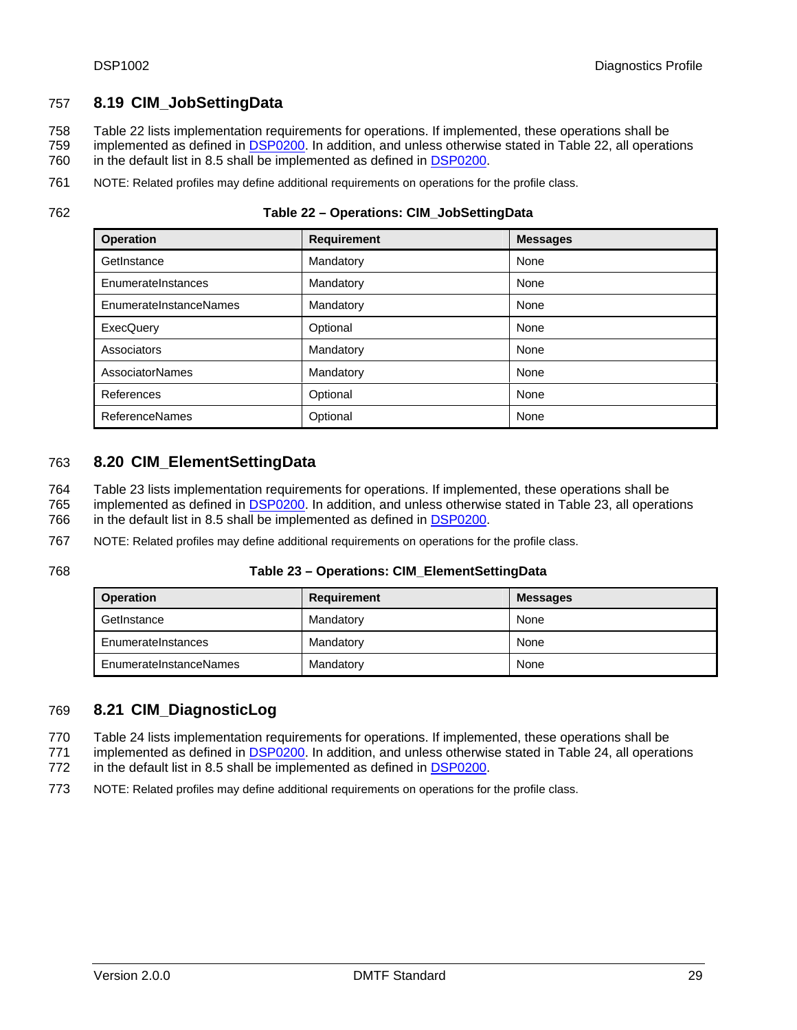## 8.19 CIM_JobSettingData

Table 22 lists implementation requirements for operations. If implemented, these operations shall be implemented as defined in DSP0200. In addition, and unless otherwise stated in Table 22, all operations in the default list in 8.5 shall be implemented as defined in DSP0200.

NOTE: Related profiles may define additional requirements on operations for the profile class.

**Table 22 – Operations: CIM_JobSettingData**

| Operation | Requirement | Messages |
|---|---|---|
| GetInstance | Mandatory | None |
| EnumerateInstances | Mandatory | None |
| EnumerateInstanceNames | Mandatory | None |
| ExecQuery | Optional | None |
| Associators | Mandatory | None |
| AssociatorNames | Mandatory | None |
| References | Optional | None |
| ReferenceNames | Optional | None |

## 8.20 CIM_ElementSettingData

Table 23 lists implementation requirements for operations. If implemented, these operations shall be implemented as defined in DSP0200. In addition, and unless otherwise stated in Table 23, all operations in the default list in 8.5 shall be implemented as defined in DSP0200.

NOTE: Related profiles may define additional requirements on operations for the profile class.

**Table 23 – Operations: CIM_ElementSettingData**

| Operation | Requirement | Messages |
|---|---|---|
| GetInstance | Mandatory | None |
| EnumerateInstances | Mandatory | None |
| EnumerateInstanceNames | Mandatory | None |

## 8.21 CIM_DiagnosticLog

Table 24 lists implementation requirements for operations. If implemented, these operations shall be implemented as defined in DSP0200. In addition, and unless otherwise stated in Table 24, all operations in the default list in 8.5 shall be implemented as defined in DSP0200.

NOTE: Related profiles may define additional requirements on operations for the profile class.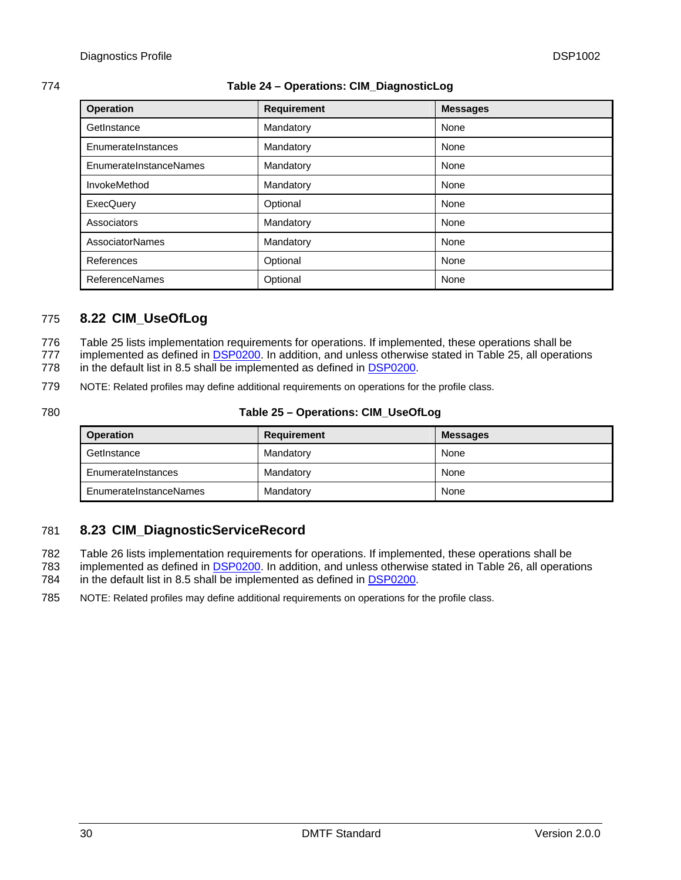**Table 24 – Operations: CIM_DiagnosticLog**

| Operation | Requirement | Messages |
|---|---|---|
| GetInstance | Mandatory | None |
| EnumerateInstances | Mandatory | None |
| EnumerateInstanceNames | Mandatory | None |
| InvokeMethod | Mandatory | None |
| ExecQuery | Optional | None |
| Associators | Mandatory | None |
| AssociatorNames | Mandatory | None |
| References | Optional | None |
| ReferenceNames | Optional | None |

## 8.22 CIM_UseOfLog

Table 25 lists implementation requirements for operations. If implemented, these operations shall be implemented as defined in DSP0200. In addition, and unless otherwise stated in Table 25, all operations in the default list in 8.5 shall be implemented as defined in DSP0200.

NOTE: Related profiles may define additional requirements on operations for the profile class.

**Table 25 – Operations: CIM_UseOfLog**

| Operation | Requirement | Messages |
|---|---|---|
| GetInstance | Mandatory | None |
| EnumerateInstances | Mandatory | None |
| EnumerateInstanceNames | Mandatory | None |

## 8.23 CIM_DiagnosticServiceRecord

Table 26 lists implementation requirements for operations. If implemented, these operations shall be implemented as defined in DSP0200. In addition, and unless otherwise stated in Table 26, all operations in the default list in 8.5 shall be implemented as defined in DSP0200.

NOTE: Related profiles may define additional requirements on operations for the profile class.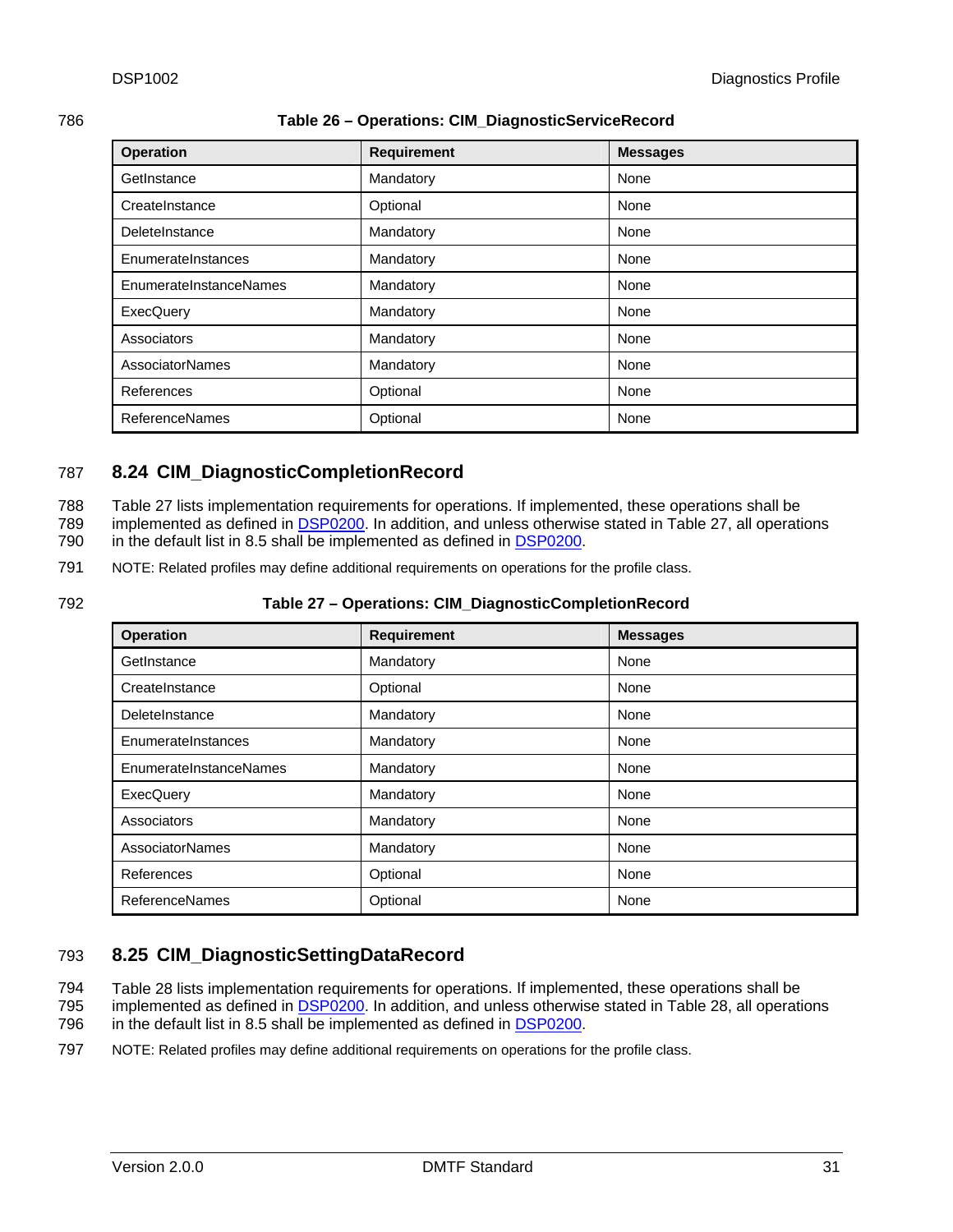**Table 26 – Operations: CIM_DiagnosticServiceRecord**

| Operation | Requirement | Messages |
|---|---|---|
| GetInstance | Mandatory | None |
| CreateInstance | Optional | None |
| DeleteInstance | Mandatory | None |
| EnumerateInstances | Mandatory | None |
| EnumerateInstanceNames | Mandatory | None |
| ExecQuery | Mandatory | None |
| Associators | Mandatory | None |
| AssociatorNames | Mandatory | None |
| References | Optional | None |
| ReferenceNames | Optional | None |

## 8.24 CIM_DiagnosticCompletionRecord

Table 27 lists implementation requirements for operations. If implemented, these operations shall be implemented as defined in DSP0200. In addition, and unless otherwise stated in Table 27, all operations in the default list in 8.5 shall be implemented as defined in DSP0200.

NOTE: Related profiles may define additional requirements on operations for the profile class.

**Table 27 – Operations: CIM_DiagnosticCompletionRecord**

| Operation | Requirement | Messages |
|---|---|---|
| GetInstance | Mandatory | None |
| CreateInstance | Optional | None |
| DeleteInstance | Mandatory | None |
| EnumerateInstances | Mandatory | None |
| EnumerateInstanceNames | Mandatory | None |
| ExecQuery | Mandatory | None |
| Associators | Mandatory | None |
| AssociatorNames | Mandatory | None |
| References | Optional | None |
| ReferenceNames | Optional | None |

## 8.25 CIM_DiagnosticSettingDataRecord

Table 28 lists implementation requirements for operations. If implemented, these operations shall be implemented as defined in DSP0200. In addition, and unless otherwise stated in Table 28, all operations in the default list in 8.5 shall be implemented as defined in DSP0200.

NOTE: Related profiles may define additional requirements on operations for the profile class.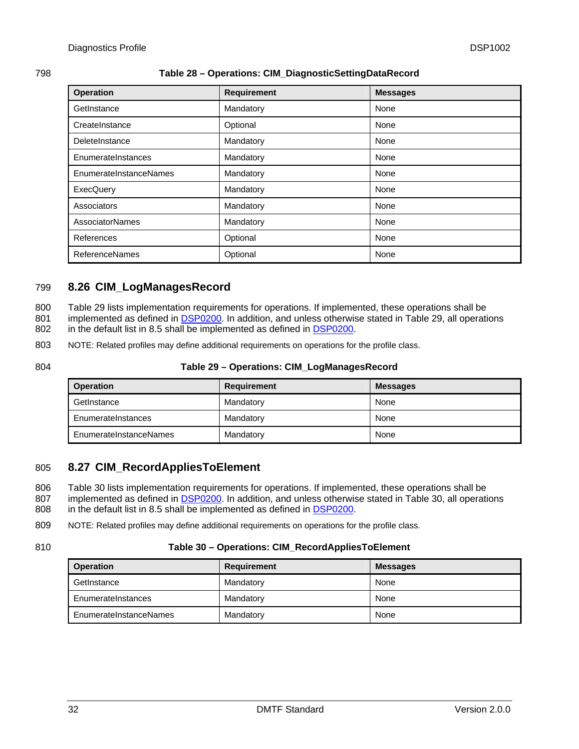**Table 28 – Operations: CIM_DiagnosticSettingDataRecord**

| Operation | Requirement | Messages |
|---|---|---|
| GetInstance | Mandatory | None |
| CreateInstance | Optional | None |
| DeleteInstance | Mandatory | None |
| EnumerateInstances | Mandatory | None |
| EnumerateInstanceNames | Mandatory | None |
| ExecQuery | Mandatory | None |
| Associators | Mandatory | None |
| AssociatorNames | Mandatory | None |
| References | Optional | None |
| ReferenceNames | Optional | None |

## 8.26 CIM_LogManagesRecord

Table 29 lists implementation requirements for operations. If implemented, these operations shall be implemented as defined in DSP0200. In addition, and unless otherwise stated in Table 29, all operations in the default list in 8.5 shall be implemented as defined in DSP0200.

NOTE: Related profiles may define additional requirements on operations for the profile class.

**Table 29 – Operations: CIM_LogManagesRecord**

| Operation | Requirement | Messages |
|---|---|---|
| GetInstance | Mandatory | None |
| EnumerateInstances | Mandatory | None |
| EnumerateInstanceNames | Mandatory | None |

## 8.27 CIM_RecordAppliesToElement

Table 30 lists implementation requirements for operations. If implemented, these operations shall be implemented as defined in DSP0200. In addition, and unless otherwise stated in Table 30, all operations in the default list in 8.5 shall be implemented as defined in DSP0200.

NOTE: Related profiles may define additional requirements on operations for the profile class.

**Table 30 – Operations: CIM_RecordAppliesToElement**

| Operation | Requirement | Messages |
|---|---|---|
| GetInstance | Mandatory | None |
| EnumerateInstances | Mandatory | None |
| EnumerateInstanceNames | Mandatory | None |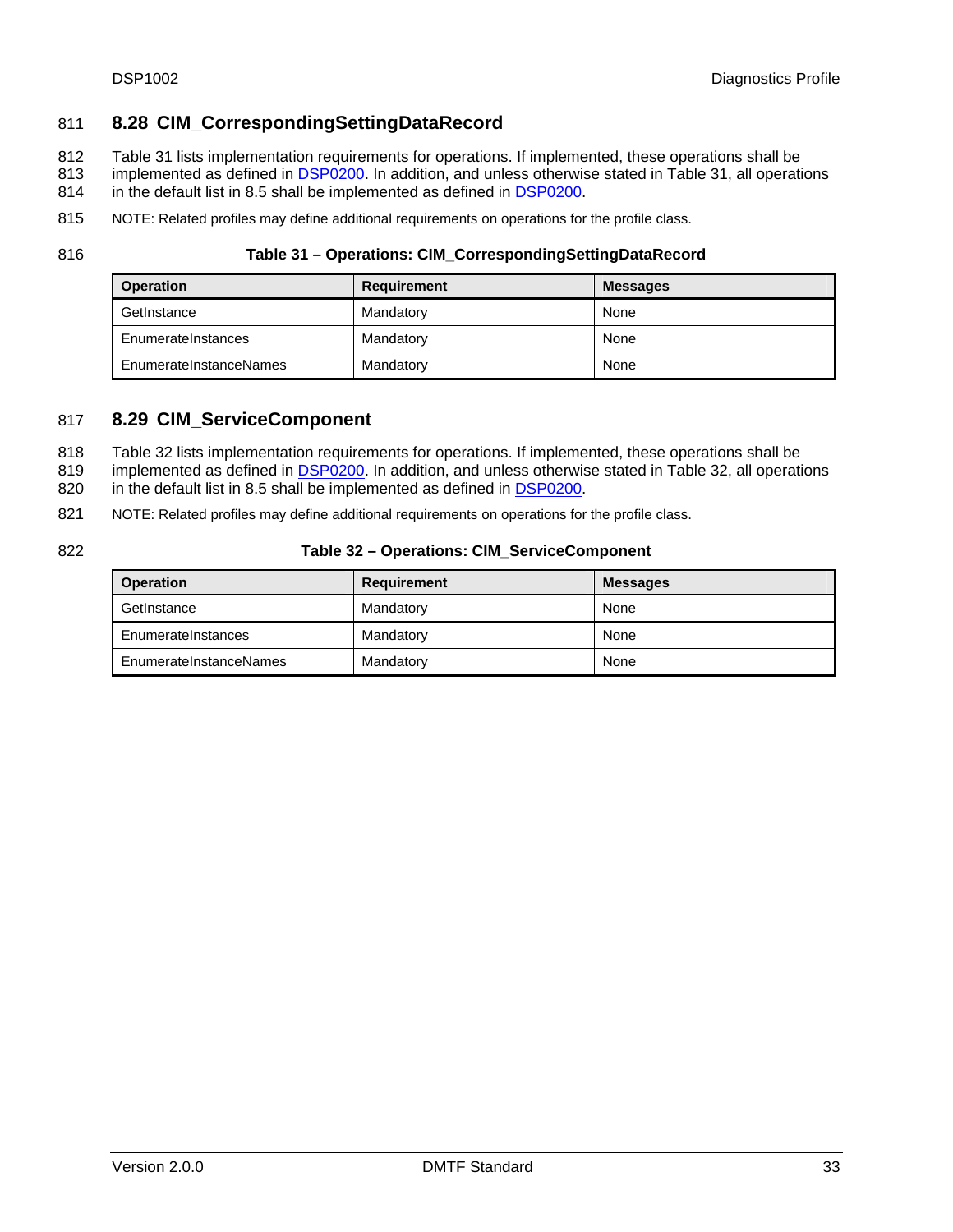## 8.28 CIM_CorrespondingSettingDataRecord

Table 31 lists implementation requirements for operations. If implemented, these operations shall be implemented as defined in DSP0200. In addition, and unless otherwise stated in Table 31, all operations in the default list in 8.5 shall be implemented as defined in DSP0200.

NOTE: Related profiles may define additional requirements on operations for the profile class.

**Table 31 – Operations: CIM_CorrespondingSettingDataRecord**

| Operation | Requirement | Messages |
|---|---|---|
| GetInstance | Mandatory | None |
| EnumerateInstances | Mandatory | None |
| EnumerateInstanceNames | Mandatory | None |

## 8.29 CIM_ServiceComponent

Table 32 lists implementation requirements for operations. If implemented, these operations shall be implemented as defined in DSP0200. In addition, and unless otherwise stated in Table 32, all operations in the default list in 8.5 shall be implemented as defined in DSP0200.

NOTE: Related profiles may define additional requirements on operations for the profile class.

**Table 32 – Operations: CIM_ServiceComponent**

| Operation | Requirement | Messages |
|---|---|---|
| GetInstance | Mandatory | None |
| EnumerateInstances | Mandatory | None |
| EnumerateInstanceNames | Mandatory | None |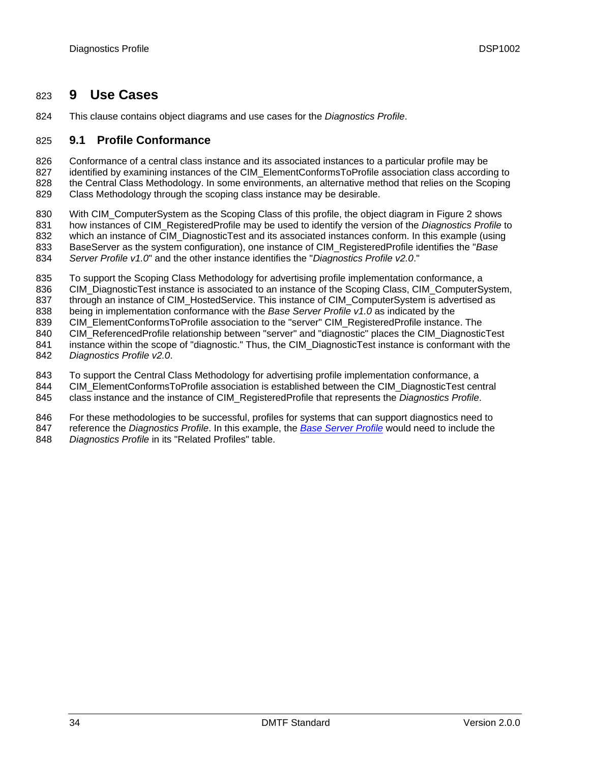# 9 Use Cases

This clause contains object diagrams and use cases for the *Diagnostics Profile*.

## 9.1 Profile Conformance

Conformance of a central class instance and its associated instances to a particular profile may be identified by examining instances of the CIM_ElementConformsToProfile association class according to the Central Class Methodology. In some environments, an alternative method that relies on the Scoping Class Methodology through the scoping class instance may be desirable.

With CIM_ComputerSystem as the Scoping Class of this profile, the object diagram in Figure 2 shows how instances of CIM_RegisteredProfile may be used to identify the version of the *Diagnostics Profile* to which an instance of CIM_DiagnosticTest and its associated instances conform. In this example (using BaseServer as the system configuration), one instance of CIM_RegisteredProfile identifies the "*Base Server Profile v1.0*" and the other instance identifies the "*Diagnostics Profile v2.0*."

To support the Scoping Class Methodology for advertising profile implementation conformance, a CIM_DiagnosticTest instance is associated to an instance of the Scoping Class, CIM_ComputerSystem, through an instance of CIM_HostedService. This instance of CIM_ComputerSystem is advertised as being in implementation conformance with the *Base Server Profile v1.0* as indicated by the CIM_ElementConformsToProfile association to the "server" CIM_RegisteredProfile instance. The CIM_ReferencedProfile relationship between "server" and "diagnostic" places the CIM_DiagnosticTest instance within the scope of "diagnostic." Thus, the CIM_DiagnosticTest instance is conformant with the *Diagnostics Profile v2.0*.

To support the Central Class Methodology for advertising profile implementation conformance, a CIM_ElementConformsToProfile association is established between the CIM_DiagnosticTest central class instance and the instance of CIM_RegisteredProfile that represents the *Diagnostics Profile*.

For these methodologies to be successful, profiles for systems that can support diagnostics need to reference the *Diagnostics Profile*. In this example, the *Base Server Profile* would need to include the *Diagnostics Profile* in its "Related Profiles" table.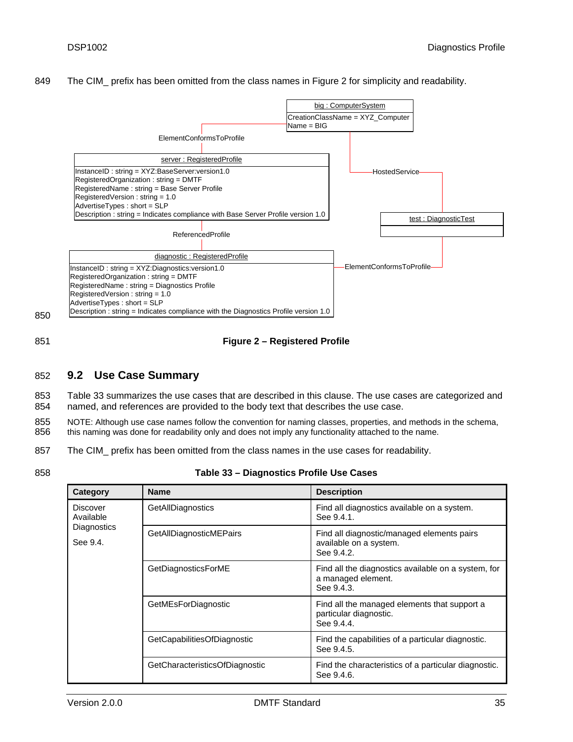The CIM_ prefix has been omitted from the class names in Figure 2 for simplicity and readability.

Figure 2 – Registered Profile

## 9.2 Use Case Summary

Table 33 summarizes the use cases that are described in this clause. The use cases are categorized and named, and references are provided to the body text that describes the use case.

NOTE: Although use case names follow the convention for naming classes, properties, and methods in the schema, this naming was done for readability only and does not imply any functionality attached to the name.

The CIM_ prefix has been omitted from the class names in the use cases for readability.

**Table 33 – Diagnostics Profile Use Cases**

| Category | Name | Description |
|---|---|---|
| Discover Available Diagnostics<br><br>See 9.4. | GetAllDiagnostics | Find all diagnostics available on a system.<br>See 9.4.1. |
| | GetAllDiagnosticMEPairs | Find all diagnostic/managed elements pairs available on a system.<br>See 9.4.2. |
| | GetDiagnosticsForME | Find all the diagnostics available on a system, for a managed element.<br>See 9.4.3. |
| | GetMEsForDiagnostic | Find all the managed elements that support a particular diagnostic.<br>See 9.4.4. |
| | GetCapabilitiesOfDiagnostic | Find the capabilities of a particular diagnostic.<br>See 9.4.5. |
| | GetCharacteristicsOfDiagnostic | Find the characteristics of a particular diagnostic.<br>See 9.4.6. |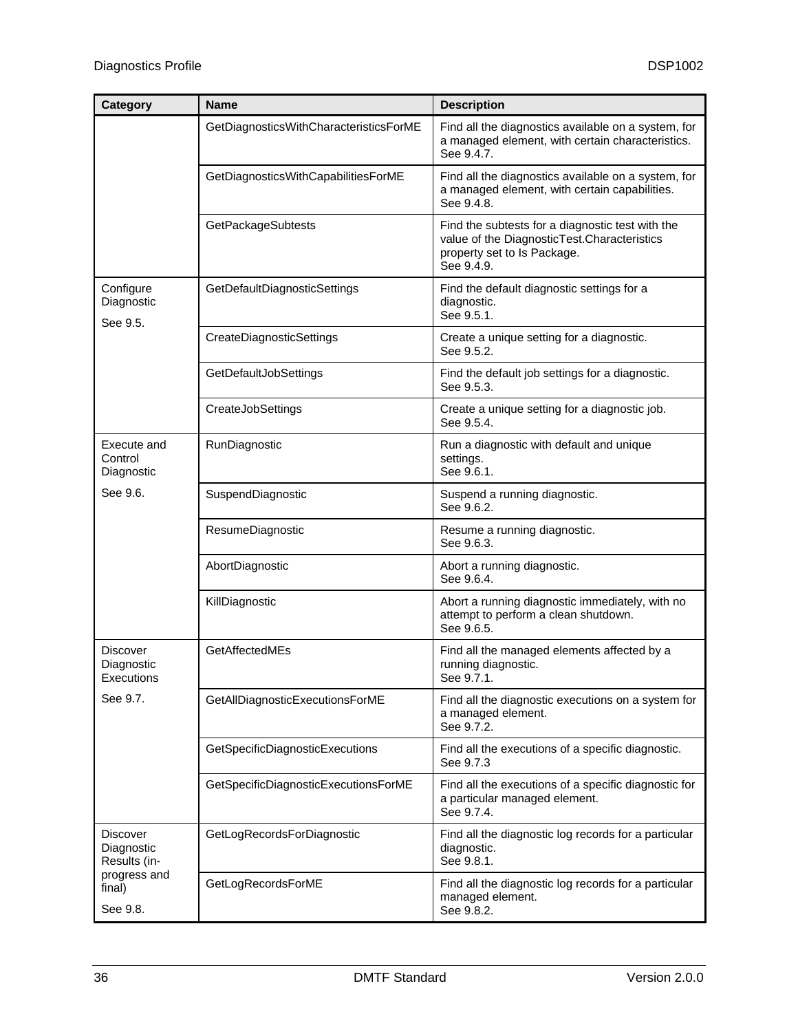| Category | Name | Description |
|---|---|---|
| | GetDiagnosticsWithCharacteristicsForME | Find all the diagnostics available on a system, for a managed element, with certain characteristics. See 9.4.7. |
| | GetDiagnosticsWithCapabilitiesForME | Find all the diagnostics available on a system, for a managed element, with certain capabilities. See 9.4.8. |
| | GetPackageSubtests | Find the subtests for a diagnostic test with the value of the DiagnosticTest.Characteristics property set to Is Package. See 9.4.9. |
| Configure Diagnostic See 9.5. | GetDefaultDiagnosticSettings | Find the default diagnostic settings for a diagnostic. See 9.5.1. |
| | CreateDiagnosticSettings | Create a unique setting for a diagnostic. See 9.5.2. |
| | GetDefaultJobSettings | Find the default job settings for a diagnostic. See 9.5.3. |
| | CreateJobSettings | Create a unique setting for a diagnostic job. See 9.5.4. |
| Execute and Control Diagnostic See 9.6. | RunDiagnostic | Run a diagnostic with default and unique settings. See 9.6.1. |
| | SuspendDiagnostic | Suspend a running diagnostic. See 9.6.2. |
| | ResumeDiagnostic | Resume a running diagnostic. See 9.6.3. |
| | AbortDiagnostic | Abort a running diagnostic. See 9.6.4. |
| | KillDiagnostic | Abort a running diagnostic immediately, with no attempt to perform a clean shutdown. See 9.6.5. |
| Discover Diagnostic Executions See 9.7. | GetAffectedMEs | Find all the managed elements affected by a running diagnostic. See 9.7.1. |
| | GetAllDiagnosticExecutionsForME | Find all the diagnostic executions on a system for a managed element. See 9.7.2. |
| | GetSpecificDiagnosticExecutions | Find all the executions of a specific diagnostic. See 9.7.3 |
| | GetSpecificDiagnosticExecutionsForME | Find all the executions of a specific diagnostic for a particular managed element. See 9.7.4. |
| Discover Diagnostic Results (in-progress and final) See 9.8. | GetLogRecordsForDiagnostic | Find all the diagnostic log records for a particular diagnostic. See 9.8.1. |
| | GetLogRecordsForME | Find all the diagnostic log records for a particular managed element. See 9.8.2. |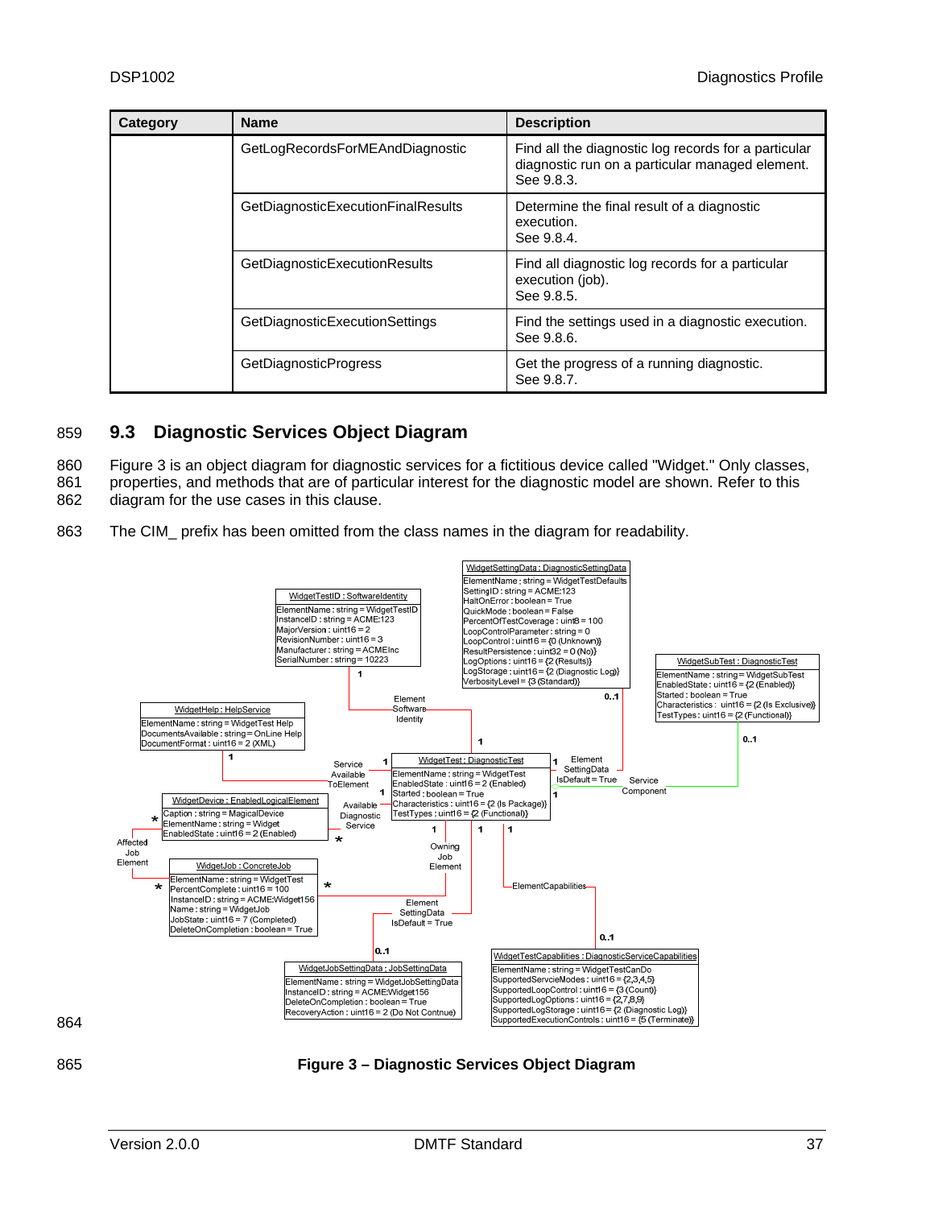| Category | Name | Description |
|---|---|---|
| | GetLogRecordsForMEAndDiagnostic | Find all the diagnostic log records for a particular diagnostic run on a particular managed element.<br>See 9.8.3. |
| | GetDiagnosticExecutionFinalResults | Determine the final result of a diagnostic execution.<br>See 9.8.4. |
| | GetDiagnosticExecutionResults | Find all diagnostic log records for a particular execution (job).<br>See 9.8.5. |
| | GetDiagnosticExecutionSettings | Find the settings used in a diagnostic execution.<br>See 9.8.6. |
| | GetDiagnosticProgress | Get the progress of a running diagnostic.<br>See 9.8.7. |

## 9.3 Diagnostic Services Object Diagram

Figure 3 is an object diagram for diagnostic services for a fictitious device called "Widget." Only classes, properties, and methods that are of particular interest for the diagnostic model are shown. Refer to this diagram for the use cases in this clause.

The CIM_ prefix has been omitted from the class names in the diagram for readability.

**Figure 3 – Diagnostic Services Object Diagram**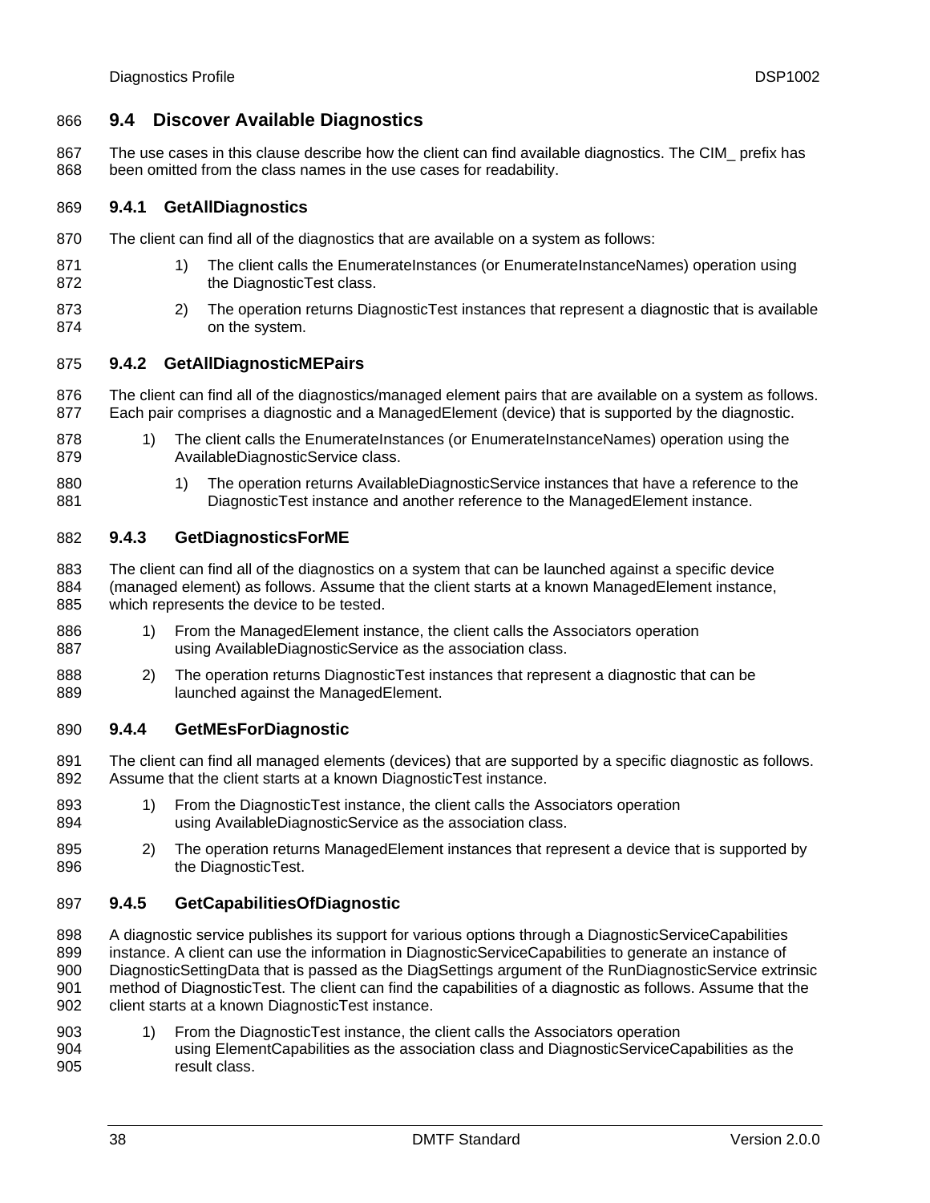## 9.4 Discover Available Diagnostics

The use cases in this clause describe how the client can find available diagnostics. The CIM_ prefix has been omitted from the class names in the use cases for readability.

### 9.4.1 GetAllDiagnostics

The client can find all of the diagnostics that are available on a system as follows:

1) The client calls the EnumerateInstances (or EnumerateInstanceNames) operation using the DiagnosticTest class.

2) The operation returns DiagnosticTest instances that represent a diagnostic that is available on the system.

### 9.4.2 GetAllDiagnosticMEPairs

The client can find all of the diagnostics/managed element pairs that are available on a system as follows. Each pair comprises a diagnostic and a ManagedElement (device) that is supported by the diagnostic.

1) The client calls the EnumerateInstances (or EnumerateInstanceNames) operation using the AvailableDiagnosticService class.

1) The operation returns AvailableDiagnosticService instances that have a reference to the DiagnosticTest instance and another reference to the ManagedElement instance.

### 9.4.3 GetDiagnosticsForME

The client can find all of the diagnostics on a system that can be launched against a specific device (managed element) as follows. Assume that the client starts at a known ManagedElement instance, which represents the device to be tested.

1) From the ManagedElement instance, the client calls the Associators operation using AvailableDiagnosticService as the association class.

2) The operation returns DiagnosticTest instances that represent a diagnostic that can be launched against the ManagedElement.

### 9.4.4 GetMEsForDiagnostic

The client can find all managed elements (devices) that are supported by a specific diagnostic as follows. Assume that the client starts at a known DiagnosticTest instance.

1) From the DiagnosticTest instance, the client calls the Associators operation using AvailableDiagnosticService as the association class.

2) The operation returns ManagedElement instances that represent a device that is supported by the DiagnosticTest.

### 9.4.5 GetCapabilitiesOfDiagnostic

A diagnostic service publishes its support for various options through a DiagnosticServiceCapabilities instance. A client can use the information in DiagnosticServiceCapabilities to generate an instance of DiagnosticSettingData that is passed as the DiagSettings argument of the RunDiagnosticService extrinsic method of DiagnosticTest. The client can find the capabilities of a diagnostic as follows. Assume that the client starts at a known DiagnosticTest instance.

1) From the DiagnosticTest instance, the client calls the Associators operation using ElementCapabilities as the association class and DiagnosticServiceCapabilities as the result class.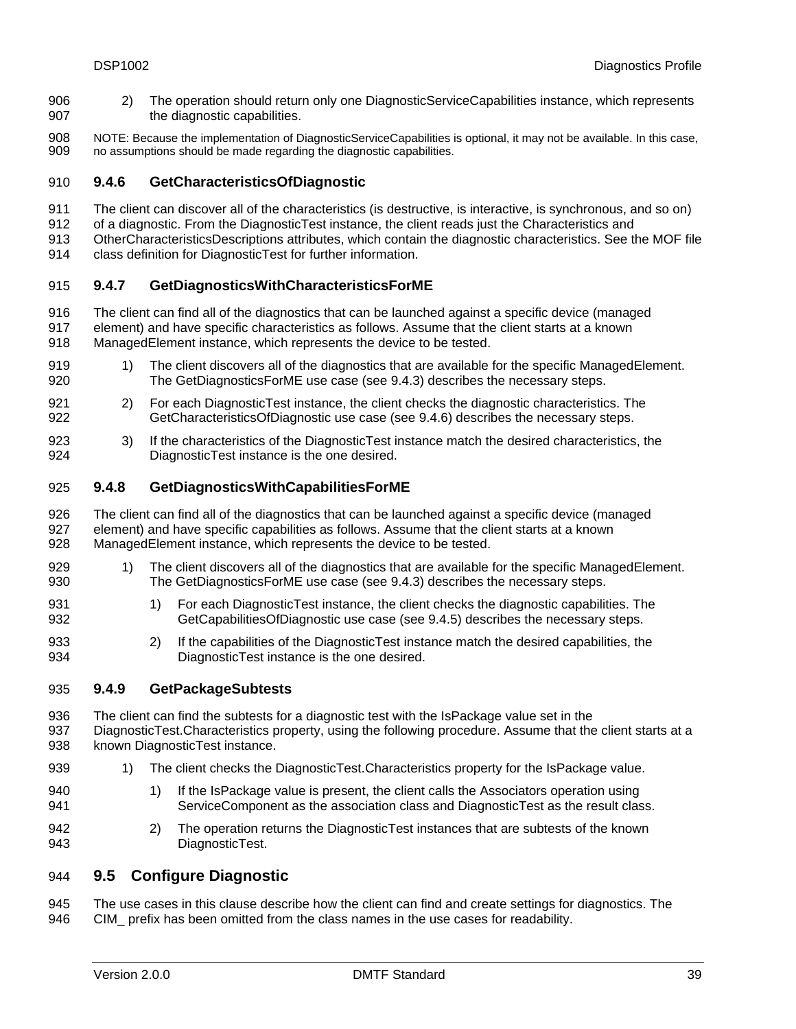2) The operation should return only one DiagnosticServiceCapabilities instance, which represents the diagnostic capabilities.

NOTE: Because the implementation of DiagnosticServiceCapabilities is optional, it may not be available. In this case, no assumptions should be made regarding the diagnostic capabilities.

### 9.4.6 GetCharacteristicsOfDiagnostic

The client can discover all of the characteristics (is destructive, is interactive, is synchronous, and so on) of a diagnostic. From the DiagnosticTest instance, the client reads just the Characteristics and OtherCharacteristicsDescriptions attributes, which contain the diagnostic characteristics. See the MOF file class definition for DiagnosticTest for further information.

### 9.4.7 GetDiagnosticsWithCharacteristicsForME

The client can find all of the diagnostics that can be launched against a specific device (managed element) and have specific characteristics as follows. Assume that the client starts at a known ManagedElement instance, which represents the device to be tested.

1) The client discovers all of the diagnostics that are available for the specific ManagedElement. The GetDiagnosticsForME use case (see 9.4.3) describes the necessary steps.

2) For each DiagnosticTest instance, the client checks the diagnostic characteristics. The GetCharacteristicsOfDiagnostic use case (see 9.4.6) describes the necessary steps.

3) If the characteristics of the DiagnosticTest instance match the desired characteristics, the DiagnosticTest instance is the one desired.

### 9.4.8 GetDiagnosticsWithCapabilitiesForME

The client can find all of the diagnostics that can be launched against a specific device (managed element) and have specific capabilities as follows. Assume that the client starts at a known ManagedElement instance, which represents the device to be tested.

1) The client discovers all of the diagnostics that are available for the specific ManagedElement. The GetDiagnosticsForME use case (see 9.4.3) describes the necessary steps.

   1) For each DiagnosticTest instance, the client checks the diagnostic capabilities. The GetCapabilitiesOfDiagnostic use case (see 9.4.5) describes the necessary steps.

   2) If the capabilities of the DiagnosticTest instance match the desired capabilities, the DiagnosticTest instance is the one desired.

### 9.4.9 GetPackageSubtests

The client can find the subtests for a diagnostic test with the IsPackage value set in the DiagnosticTest.Characteristics property, using the following procedure. Assume that the client starts at a known DiagnosticTest instance.

1) The client checks the DiagnosticTest.Characteristics property for the IsPackage value.

   1) If the IsPackage value is present, the client calls the Associators operation using ServiceComponent as the association class and DiagnosticTest as the result class.

   2) The operation returns the DiagnosticTest instances that are subtests of the known DiagnosticTest.

## 9.5 Configure Diagnostic

The use cases in this clause describe how the client can find and create settings for diagnostics. The CIM_ prefix has been omitted from the class names in the use cases for readability.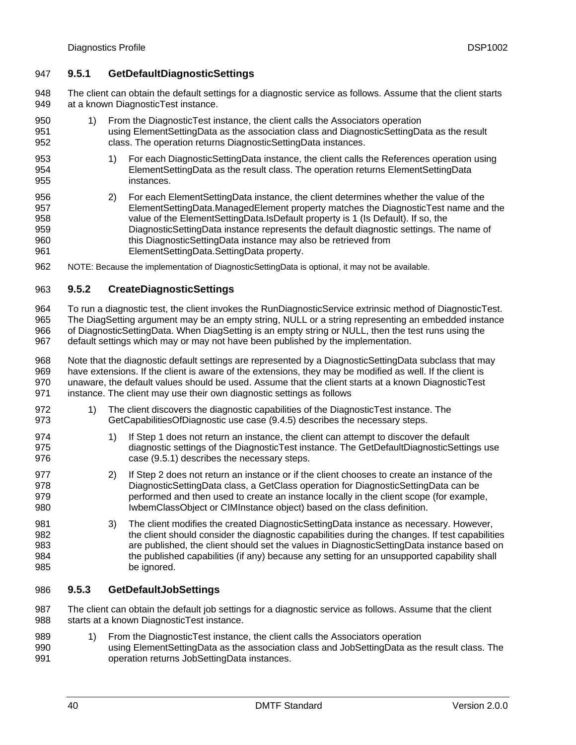### 9.5.1 GetDefaultDiagnosticSettings

The client can obtain the default settings for a diagnostic service as follows. Assume that the client starts at a known DiagnosticTest instance.

1) From the DiagnosticTest instance, the client calls the Associators operation using ElementSettingData as the association class and DiagnosticSettingData as the result class. The operation returns DiagnosticSettingData instances.

   1) For each DiagnosticSettingData instance, the client calls the References operation using ElementSettingData as the result class. The operation returns ElementSettingData instances.

   2) For each ElementSettingData instance, the client determines whether the value of the ElementSettingData.ManagedElement property matches the DiagnosticTest name and the value of the ElementSettingData.IsDefault property is 1 (Is Default). If so, the DiagnosticSettingData instance represents the default diagnostic settings. The name of this DiagnosticSettingData instance may also be retrieved from ElementSettingData.SettingData property.

NOTE: Because the implementation of DiagnosticSettingData is optional, it may not be available.

### 9.5.2 CreateDiagnosticSettings

To run a diagnostic test, the client invokes the RunDiagnosticService extrinsic method of DiagnosticTest. The DiagSetting argument may be an empty string, NULL or a string representing an embedded instance of DiagnosticSettingData. When DiagSetting is an empty string or NULL, then the test runs using the default settings which may or may not have been published by the implementation.

Note that the diagnostic default settings are represented by a DiagnosticSettingData subclass that may have extensions. If the client is aware of the extensions, they may be modified as well. If the client is unaware, the default values should be used. Assume that the client starts at a known DiagnosticTest instance. The client may use their own diagnostic settings as follows

1) The client discovers the diagnostic capabilities of the DiagnosticTest instance. The GetCapabilitiesOfDiagnostic use case (9.4.5) describes the necessary steps.

   1) If Step 1 does not return an instance, the client can attempt to discover the default diagnostic settings of the DiagnosticTest instance. The GetDefaultDiagnosticSettings use case (9.5.1) describes the necessary steps.

   2) If Step 2 does not return an instance or if the client chooses to create an instance of the DiagnosticSettingData class, a GetClass operation for DiagnosticSettingData can be performed and then used to create an instance locally in the client scope (for example, IwbemClassObject or CIMInstance object) based on the class definition.

   3) The client modifies the created DiagnosticSettingData instance as necessary. However, the client should consider the diagnostic capabilities during the changes. If test capabilities are published, the client should set the values in DiagnosticSettingData instance based on the published capabilities (if any) because any setting for an unsupported capability shall be ignored.

### 9.5.3 GetDefaultJobSettings

The client can obtain the default job settings for a diagnostic service as follows. Assume that the client starts at a known DiagnosticTest instance.

1) From the DiagnosticTest instance, the client calls the Associators operation using ElementSettingData as the association class and JobSettingData as the result class. The operation returns JobSettingData instances.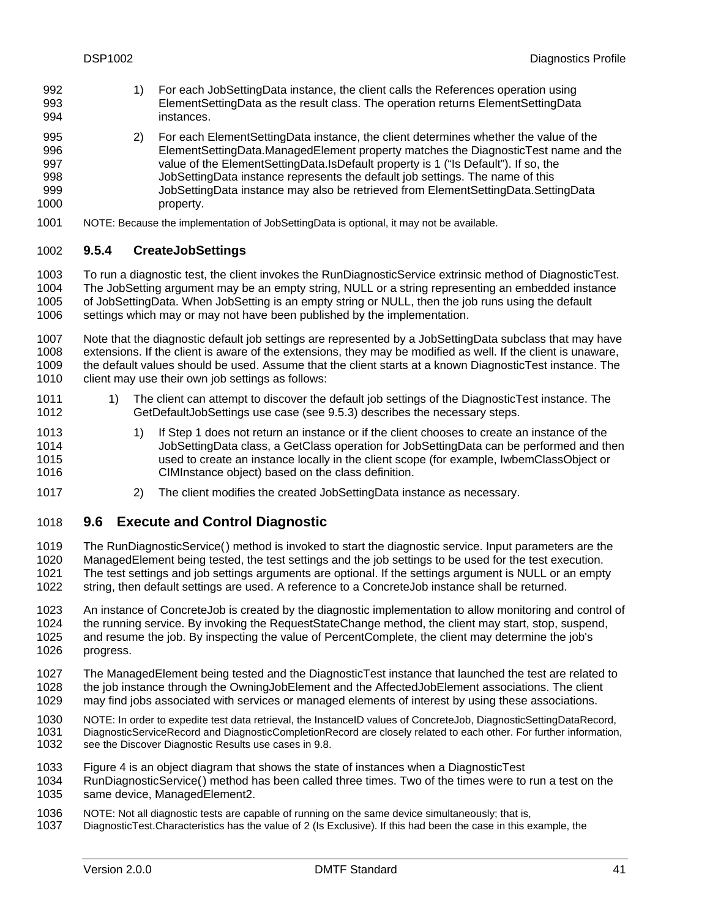1) For each JobSettingData instance, the client calls the References operation using ElementSettingData as the result class. The operation returns ElementSettingData instances.

2) For each ElementSettingData instance, the client determines whether the value of the ElementSettingData.ManagedElement property matches the DiagnosticTest name and the value of the ElementSettingData.IsDefault property is 1 ("Is Default"). If so, the JobSettingData instance represents the default job settings. The name of this JobSettingData instance may also be retrieved from ElementSettingData.SettingData property.

NOTE: Because the implementation of JobSettingData is optional, it may not be available.

### 9.5.4 CreateJobSettings

To run a diagnostic test, the client invokes the RunDiagnosticService extrinsic method of DiagnosticTest. The JobSetting argument may be an empty string, NULL or a string representing an embedded instance of JobSettingData. When JobSetting is an empty string or NULL, then the job runs using the default settings which may or may not have been published by the implementation.

Note that the diagnostic default job settings are represented by a JobSettingData subclass that may have extensions. If the client is aware of the extensions, they may be modified as well. If the client is unaware, the default values should be used. Assume that the client starts at a known DiagnosticTest instance. The client may use their own job settings as follows:

1) The client can attempt to discover the default job settings of the DiagnosticTest instance. The GetDefaultJobSettings use case (see 9.5.3) describes the necessary steps.

   1) If Step 1 does not return an instance or if the client chooses to create an instance of the JobSettingData class, a GetClass operation for JobSettingData can be performed and then used to create an instance locally in the client scope (for example, IwbemClassObject or CIMInstance object) based on the class definition.

   2) The client modifies the created JobSettingData instance as necessary.

## 9.6 Execute and Control Diagnostic

The RunDiagnosticService( ) method is invoked to start the diagnostic service. Input parameters are the ManagedElement being tested, the test settings and the job settings to be used for the test execution. The test settings and job settings arguments are optional. If the settings argument is NULL or an empty string, then default settings are used. A reference to a ConcreteJob instance shall be returned.

An instance of ConcreteJob is created by the diagnostic implementation to allow monitoring and control of the running service. By invoking the RequestStateChange method, the client may start, stop, suspend, and resume the job. By inspecting the value of PercentComplete, the client may determine the job's progress.

The ManagedElement being tested and the DiagnosticTest instance that launched the test are related to the job instance through the OwningJobElement and the AffectedJobElement associations. The client may find jobs associated with services or managed elements of interest by using these associations.

NOTE: In order to expedite test data retrieval, the InstanceID values of ConcreteJob, DiagnosticSettingDataRecord, DiagnosticServiceRecord and DiagnosticCompletionRecord are closely related to each other. For further information, see the Discover Diagnostic Results use cases in 9.8.

Figure 4 is an object diagram that shows the state of instances when a DiagnosticTest RunDiagnosticService( ) method has been called three times. Two of the times were to run a test on the same device, ManagedElement2.

NOTE: Not all diagnostic tests are capable of running on the same device simultaneously; that is, DiagnosticTest.Characteristics has the value of 2 (Is Exclusive). If this had been the case in this example, the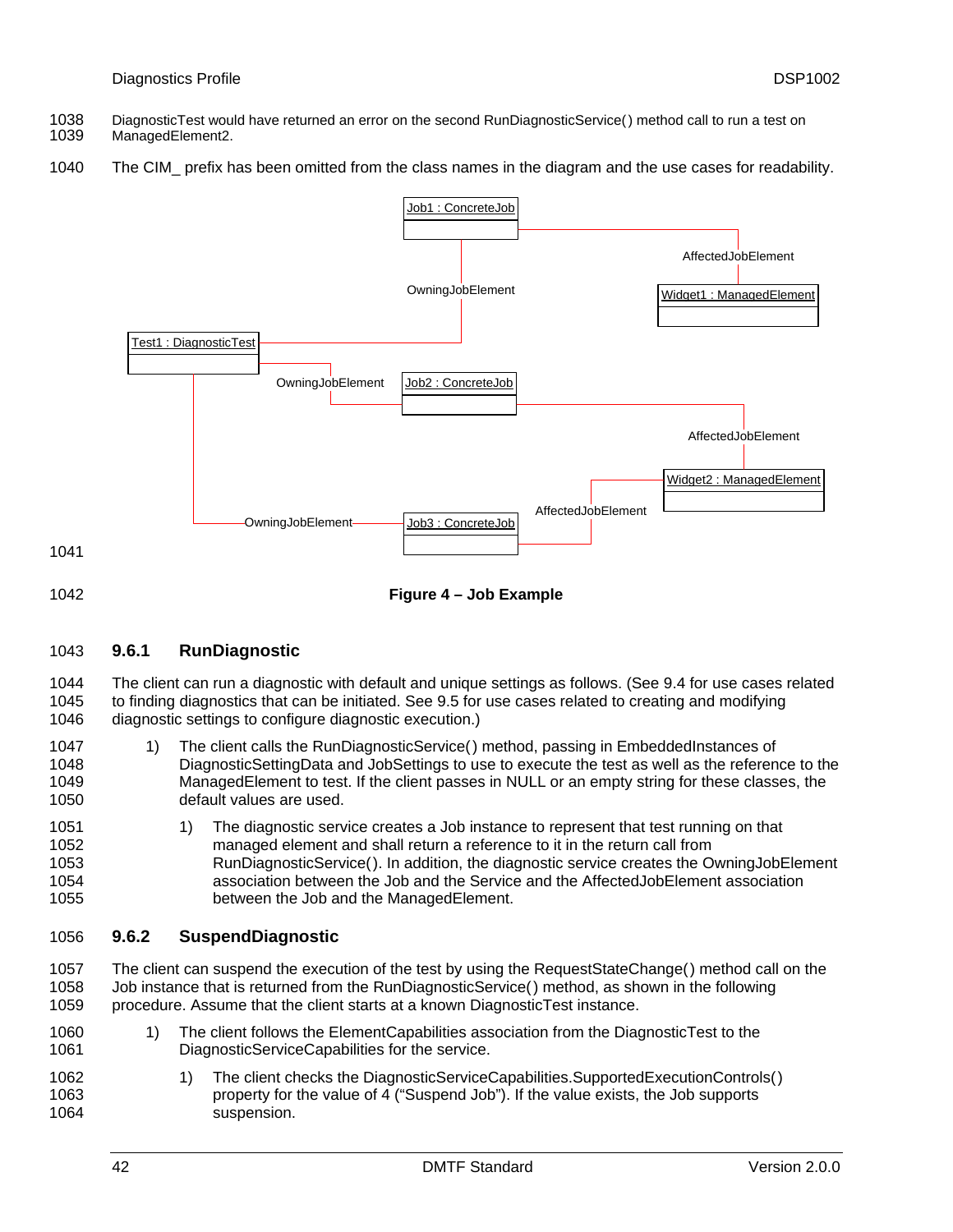DiagnosticTest would have returned an error on the second RunDiagnosticService() method call to run a test on ManagedElement2.

The CIM_ prefix has been omitted from the class names in the diagram and the use cases for readability.

**Figure 4 – Job Example**

### 9.6.1 RunDiagnostic

The client can run a diagnostic with default and unique settings as follows. (See 9.4 for use cases related to finding diagnostics that can be initiated. See 9.5 for use cases related to creating and modifying diagnostic settings to configure diagnostic execution.)

1) The client calls the RunDiagnosticService() method, passing in EmbeddedInstances of DiagnosticSettingData and JobSettings to use to execute the test as well as the reference to the ManagedElement to test. If the client passes in NULL or an empty string for these classes, the default values are used.

    1) The diagnostic service creates a Job instance to represent that test running on that managed element and shall return a reference to it in the return call from RunDiagnosticService(). In addition, the diagnostic service creates the OwningJobElement association between the Job and the Service and the AffectedJobElement association between the Job and the ManagedElement.

### 9.6.2 SuspendDiagnostic

The client can suspend the execution of the test by using the RequestStateChange() method call on the Job instance that is returned from the RunDiagnosticService() method, as shown in the following procedure. Assume that the client starts at a known DiagnosticTest instance.

1) The client follows the ElementCapabilities association from the DiagnosticTest to the DiagnosticServiceCapabilities for the service.

    1) The client checks the DiagnosticServiceCapabilities.SupportedExecutionControls() property for the value of 4 ("Suspend Job"). If the value exists, the Job supports suspension.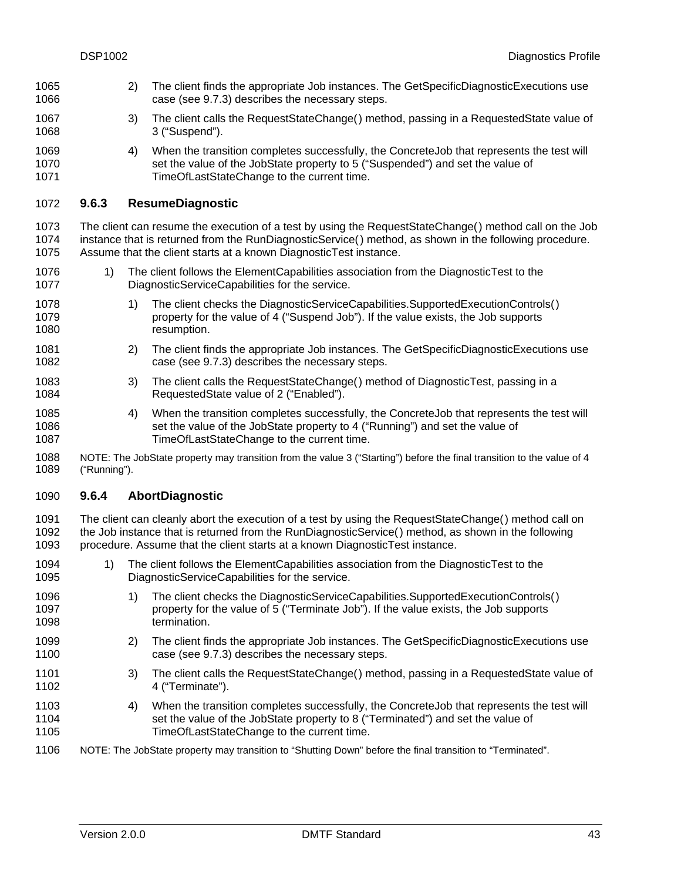2) The client finds the appropriate Job instances. The GetSpecificDiagnosticExecutions use case (see 9.7.3) describes the necessary steps.

3) The client calls the RequestStateChange( ) method, passing in a RequestedState value of 3 ("Suspend").

4) When the transition completes successfully, the ConcreteJob that represents the test will set the value of the JobState property to 5 ("Suspended") and set the value of TimeOfLastStateChange to the current time.

### 9.6.3 ResumeDiagnostic

The client can resume the execution of a test by using the RequestStateChange() method call on the Job instance that is returned from the RunDiagnosticService( ) method, as shown in the following procedure. Assume that the client starts at a known DiagnosticTest instance.

1) The client follows the ElementCapabilities association from the DiagnosticTest to the DiagnosticServiceCapabilities for the service.

   1) The client checks the DiagnosticServiceCapabilities.SupportedExecutionControls( ) property for the value of 4 ("Suspend Job"). If the value exists, the Job supports resumption.

   2) The client finds the appropriate Job instances. The GetSpecificDiagnosticExecutions use case (see 9.7.3) describes the necessary steps.

   3) The client calls the RequestStateChange( ) method of DiagnosticTest, passing in a RequestedState value of 2 ("Enabled").

   4) When the transition completes successfully, the ConcreteJob that represents the test will set the value of the JobState property to 4 ("Running") and set the value of TimeOfLastStateChange to the current time.

NOTE: The JobState property may transition from the value 3 ("Starting") before the final transition to the value of 4 ("Running").

### 9.6.4 AbortDiagnostic

The client can cleanly abort the execution of a test by using the RequestStateChange( ) method call on the Job instance that is returned from the RunDiagnosticService( ) method, as shown in the following procedure. Assume that the client starts at a known DiagnosticTest instance.

1) The client follows the ElementCapabilities association from the DiagnosticTest to the DiagnosticServiceCapabilities for the service.

   1) The client checks the DiagnosticServiceCapabilities.SupportedExecutionControls( ) property for the value of 5 ("Terminate Job"). If the value exists, the Job supports termination.

   2) The client finds the appropriate Job instances. The GetSpecificDiagnosticExecutions use case (see 9.7.3) describes the necessary steps.

   3) The client calls the RequestStateChange( ) method, passing in a RequestedState value of 4 ("Terminate").

   4) When the transition completes successfully, the ConcreteJob that represents the test will set the value of the JobState property to 8 ("Terminated") and set the value of TimeOfLastStateChange to the current time.

NOTE: The JobState property may transition to "Shutting Down" before the final transition to "Terminated".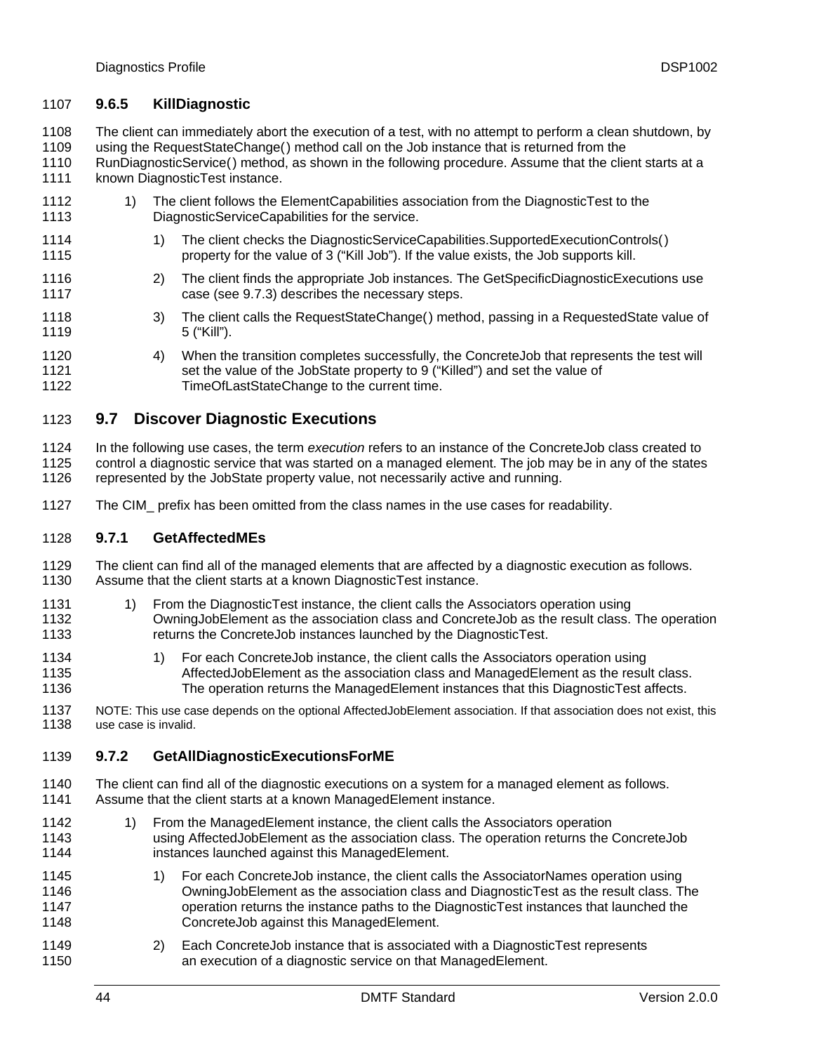### 9.6.5 KillDiagnostic

The client can immediately abort the execution of a test, with no attempt to perform a clean shutdown, by using the RequestStateChange( ) method call on the Job instance that is returned from the RunDiagnosticService( ) method, as shown in the following procedure. Assume that the client starts at a known DiagnosticTest instance.

1) The client follows the ElementCapabilities association from the DiagnosticTest to the DiagnosticServiceCapabilities for the service.
    1) The client checks the DiagnosticServiceCapabilities.SupportedExecutionControls( ) property for the value of 3 (“Kill Job”). If the value exists, the Job supports kill.
    2) The client finds the appropriate Job instances. The GetSpecificDiagnosticExecutions use case (see 9.7.3) describes the necessary steps.
    3) The client calls the RequestStateChange( ) method, passing in a RequestedState value of 5 (“Kill”).
    4) When the transition completes successfully, the ConcreteJob that represents the test will set the value of the JobState property to 9 (“Killed”) and set the value of TimeOfLastStateChange to the current time.

## 9.7 Discover Diagnostic Executions

In the following use cases, the term *execution* refers to an instance of the ConcreteJob class created to control a diagnostic service that was started on a managed element. The job may be in any of the states represented by the JobState property value, not necessarily active and running.

The CIM_ prefix has been omitted from the class names in the use cases for readability.

### 9.7.1 GetAffectedMEs

The client can find all of the managed elements that are affected by a diagnostic execution as follows. Assume that the client starts at a known DiagnosticTest instance.

1) From the DiagnosticTest instance, the client calls the Associators operation using OwningJobElement as the association class and ConcreteJob as the result class. The operation returns the ConcreteJob instances launched by the DiagnosticTest.
    1) For each ConcreteJob instance, the client calls the Associators operation using AffectedJobElement as the association class and ManagedElement as the result class. The operation returns the ManagedElement instances that this DiagnosticTest affects.

NOTE: This use case depends on the optional AffectedJobElement association. If that association does not exist, this use case is invalid.

### 9.7.2 GetAllDiagnosticExecutionsForME

The client can find all of the diagnostic executions on a system for a managed element as follows. Assume that the client starts at a known ManagedElement instance.

1) From the ManagedElement instance, the client calls the Associators operation using AffectedJobElement as the association class. The operation returns the ConcreteJob instances launched against this ManagedElement.
    1) For each ConcreteJob instance, the client calls the AssociatorNames operation using OwningJobElement as the association class and DiagnosticTest as the result class. The operation returns the instance paths to the DiagnosticTest instances that launched the ConcreteJob against this ManagedElement.
    2) Each ConcreteJob instance that is associated with a DiagnosticTest represents an execution of a diagnostic service on that ManagedElement.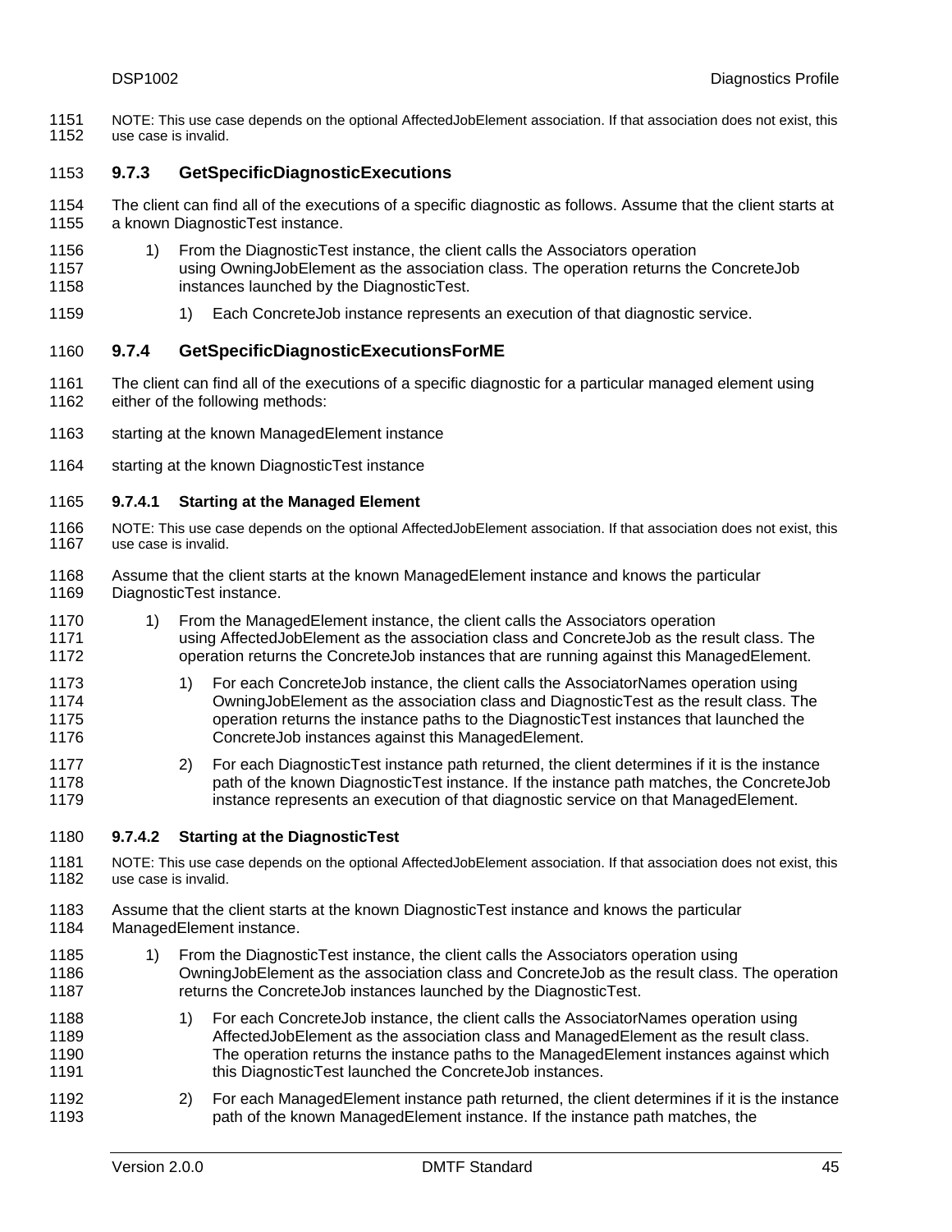NOTE: This use case depends on the optional AffectedJobElement association. If that association does not exist, this use case is invalid.

### 9.7.3 GetSpecificDiagnosticExecutions

The client can find all of the executions of a specific diagnostic as follows. Assume that the client starts at a known DiagnosticTest instance.

1) From the DiagnosticTest instance, the client calls the Associators operation using OwningJobElement as the association class. The operation returns the ConcreteJob instances launched by the DiagnosticTest.

   1) Each ConcreteJob instance represents an execution of that diagnostic service.

### 9.7.4 GetSpecificDiagnosticExecutionsForME

The client can find all of the executions of a specific diagnostic for a particular managed element using either of the following methods:

starting at the known ManagedElement instance

starting at the known DiagnosticTest instance

#### 9.7.4.1 Starting at the Managed Element

NOTE: This use case depends on the optional AffectedJobElement association. If that association does not exist, this use case is invalid.

Assume that the client starts at the known ManagedElement instance and knows the particular DiagnosticTest instance.

1) From the ManagedElement instance, the client calls the Associators operation using AffectedJobElement as the association class and ConcreteJob as the result class. The operation returns the ConcreteJob instances that are running against this ManagedElement.

   1) For each ConcreteJob instance, the client calls the AssociatorNames operation using OwningJobElement as the association class and DiagnosticTest as the result class. The operation returns the instance paths to the DiagnosticTest instances that launched the ConcreteJob instances against this ManagedElement.

   2) For each DiagnosticTest instance path returned, the client determines if it is the instance path of the known DiagnosticTest instance. If the instance path matches, the ConcreteJob instance represents an execution of that diagnostic service on that ManagedElement.

#### 9.7.4.2 Starting at the DiagnosticTest

NOTE: This use case depends on the optional AffectedJobElement association. If that association does not exist, this use case is invalid.

Assume that the client starts at the known DiagnosticTest instance and knows the particular ManagedElement instance.

1) From the DiagnosticTest instance, the client calls the Associators operation using OwningJobElement as the association class and ConcreteJob as the result class. The operation returns the ConcreteJob instances launched by the DiagnosticTest.

   1) For each ConcreteJob instance, the client calls the AssociatorNames operation using AffectedJobElement as the association class and ManagedElement as the result class. The operation returns the instance paths to the ManagedElement instances against which this DiagnosticTest launched the ConcreteJob instances.

   2) For each ManagedElement instance path returned, the client determines if it is the instance path of the known ManagedElement instance. If the instance path matches, the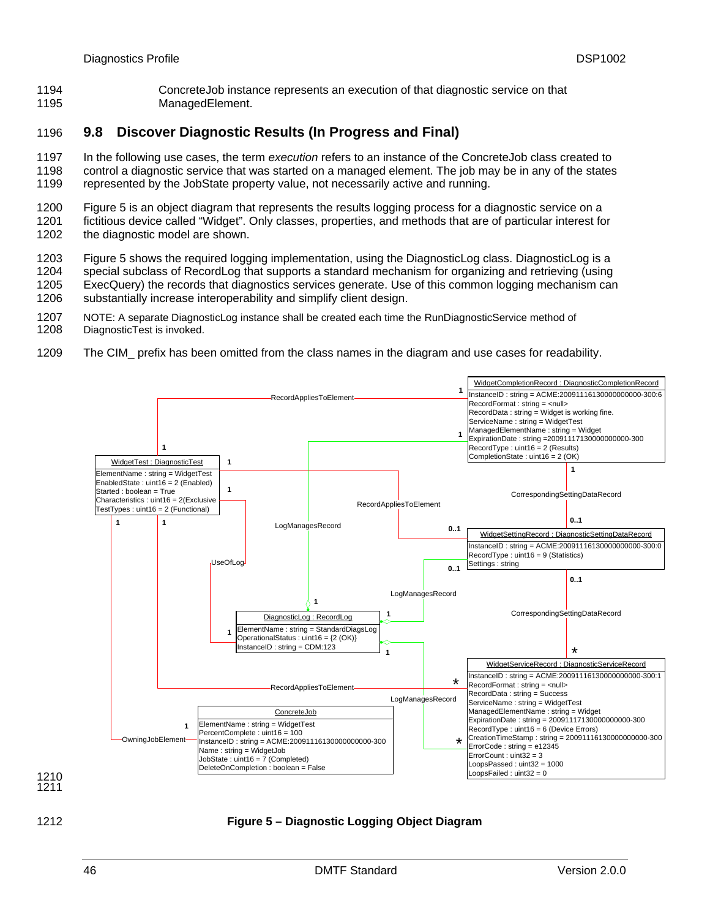ConcreteJob instance represents an execution of that diagnostic service on that ManagedElement.

## 9.8 Discover Diagnostic Results (In Progress and Final)

In the following use cases, the term *execution* refers to an instance of the ConcreteJob class created to control a diagnostic service that was started on a managed element. The job may be in any of the states represented by the JobState property value, not necessarily active and running.

Figure 5 is an object diagram that represents the results logging process for a diagnostic service on a fictitious device called "Widget". Only classes, properties, and methods that are of particular interest for the diagnostic model are shown.

Figure 5 shows the required logging implementation, using the DiagnosticLog class. DiagnosticLog is a special subclass of RecordLog that supports a standard mechanism for organizing and retrieving (using ExecQuery) the records that diagnostics services generate. Use of this common logging mechanism can substantially increase interoperability and simplify client design.

NOTE: A separate DiagnosticLog instance shall be created each time the RunDiagnosticService method of DiagnosticTest is invoked.

The CIM_ prefix has been omitted from the class names in the diagram and use cases for readability.

**Figure 5 – Diagnostic Logging Object Diagram**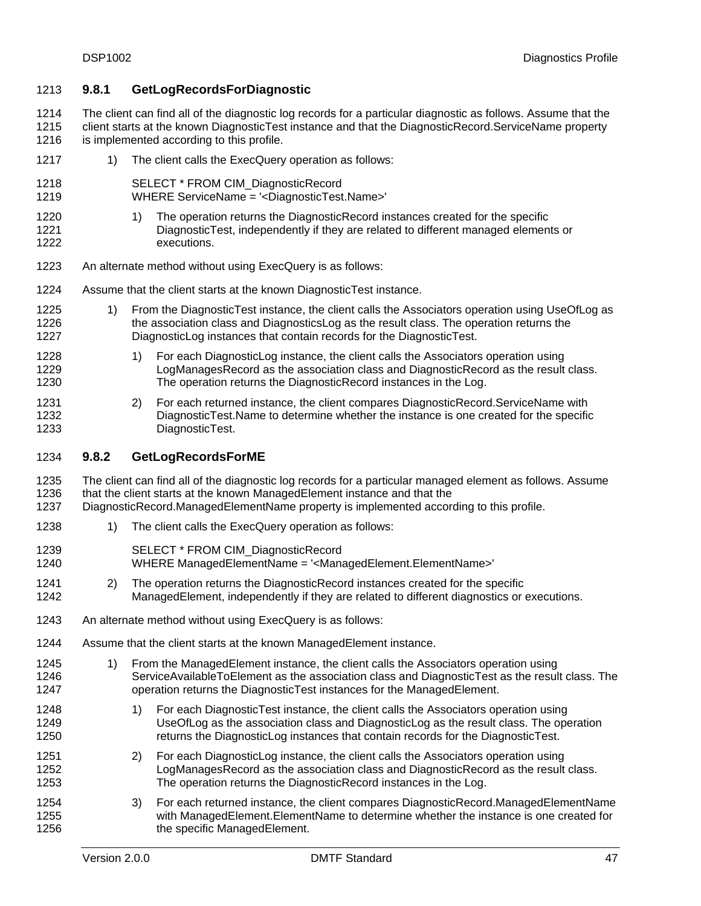### 9.8.1 GetLogRecordsForDiagnostic

The client can find all of the diagnostic log records for a particular diagnostic as follows. Assume that the client starts at the known DiagnosticTest instance and that the DiagnosticRecord.ServiceName property is implemented according to this profile.

1) The client calls the ExecQuery operation as follows:

```
SELECT * FROM CIM_DiagnosticRecord
WHERE ServiceName = '<DiagnosticTest.Name>'
```

   1) The operation returns the DiagnosticRecord instances created for the specific DiagnosticTest, independently if they are related to different managed elements or executions.

An alternate method without using ExecQuery is as follows:

Assume that the client starts at the known DiagnosticTest instance.

1) From the DiagnosticTest instance, the client calls the Associators operation using UseOfLog as the association class and DiagnosticsLog as the result class. The operation returns the DiagnosticLog instances that contain records for the DiagnosticTest.

   1) For each DiagnosticLog instance, the client calls the Associators operation using LogManagesRecord as the association class and DiagnosticRecord as the result class. The operation returns the DiagnosticRecord instances in the Log.

   2) For each returned instance, the client compares DiagnosticRecord.ServiceName with DiagnosticTest.Name to determine whether the instance is one created for the specific DiagnosticTest.

### 9.8.2 GetLogRecordsForME

The client can find all of the diagnostic log records for a particular managed element as follows. Assume that the client starts at the known ManagedElement instance and that the DiagnosticRecord.ManagedElementName property is implemented according to this profile.

1) The client calls the ExecQuery operation as follows:

```
SELECT * FROM CIM_DiagnosticRecord
WHERE ManagedElementName = '<ManagedElement.ElementName>'
```

2) The operation returns the DiagnosticRecord instances created for the specific ManagedElement, independently if they are related to different diagnostics or executions.

An alternate method without using ExecQuery is as follows:

Assume that the client starts at the known ManagedElement instance.

1) From the ManagedElement instance, the client calls the Associators operation using ServiceAvailableToElement as the association class and DiagnosticTest as the result class. The operation returns the DiagnosticTest instances for the ManagedElement.

   1) For each DiagnosticTest instance, the client calls the Associators operation using UseOfLog as the association class and DiagnosticLog as the result class. The operation returns the DiagnosticLog instances that contain records for the DiagnosticTest.

   2) For each DiagnosticLog instance, the client calls the Associators operation using LogManagesRecord as the association class and DiagnosticRecord as the result class. The operation returns the DiagnosticRecord instances in the Log.

   3) For each returned instance, the client compares DiagnosticRecord.ManagedElementName with ManagedElement.ElementName to determine whether the instance is one created for the specific ManagedElement.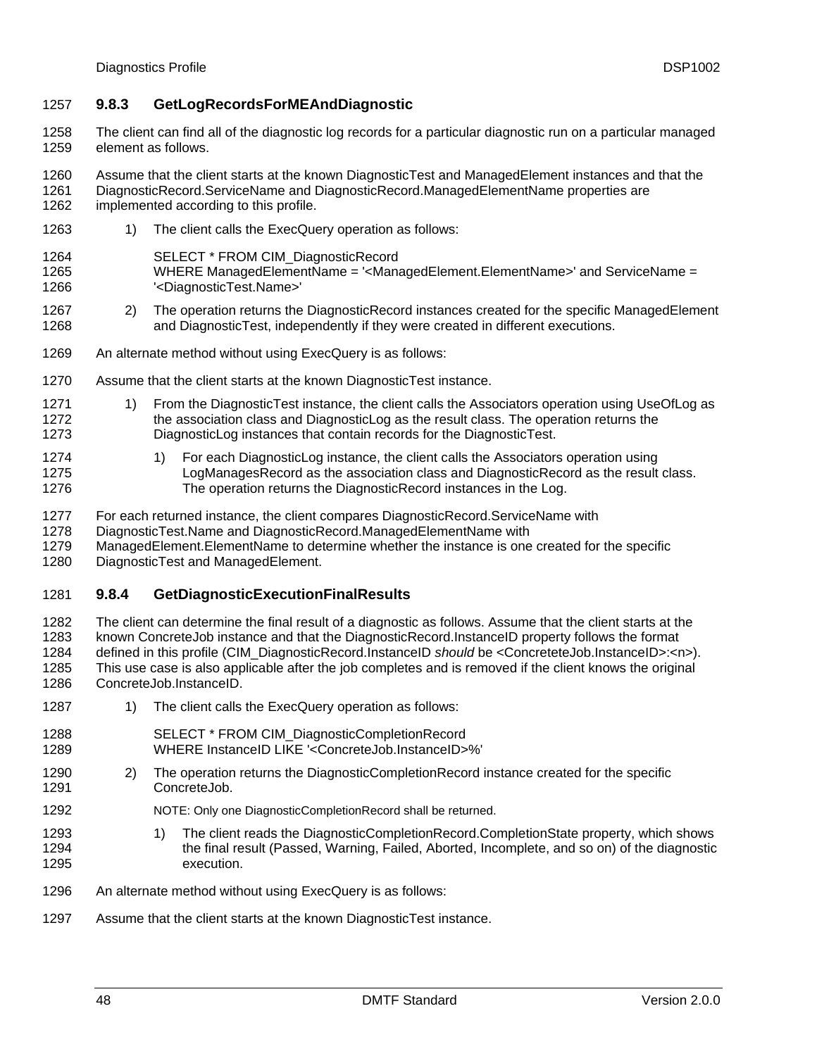### 9.8.3 GetLogRecordsForMEAndDiagnostic

The client can find all of the diagnostic log records for a particular diagnostic run on a particular managed element as follows.

Assume that the client starts at the known DiagnosticTest and ManagedElement instances and that the DiagnosticRecord.ServiceName and DiagnosticRecord.ManagedElementName properties are implemented according to this profile.

1) The client calls the ExecQuery operation as follows:

   SELECT * FROM CIM_DiagnosticRecord
   WHERE ManagedElementName = '<ManagedElement.ElementName>' and ServiceName = '<DiagnosticTest.Name>'

2) The operation returns the DiagnosticRecord instances created for the specific ManagedElement and DiagnosticTest, independently if they were created in different executions.

An alternate method without using ExecQuery is as follows:

Assume that the client starts at the known DiagnosticTest instance.

1) From the DiagnosticTest instance, the client calls the Associators operation using UseOfLog as the association class and DiagnosticLog as the result class. The operation returns the DiagnosticLog instances that contain records for the DiagnosticTest.

   1) For each DiagnosticLog instance, the client calls the Associators operation using LogManagesRecord as the association class and DiagnosticRecord as the result class. The operation returns the DiagnosticRecord instances in the Log.

For each returned instance, the client compares DiagnosticRecord.ServiceName with DiagnosticTest.Name and DiagnosticRecord.ManagedElementName with ManagedElement.ElementName to determine whether the instance is one created for the specific DiagnosticTest and ManagedElement.

### 9.8.4 GetDiagnosticExecutionFinalResults

The client can determine the final result of a diagnostic as follows. Assume that the client starts at the known ConcreteJob instance and that the DiagnosticRecord.InstanceID property follows the format defined in this profile (CIM_DiagnosticRecord.InstanceID *should* be <ConcreteteJob.InstanceID>:<n>). This use case is also applicable after the job completes and is removed if the client knows the original ConcreteJob.InstanceID.

1) The client calls the ExecQuery operation as follows:

   SELECT * FROM CIM_DiagnosticCompletionRecord
   WHERE InstanceID LIKE '<ConcreteJob.InstanceID>%'

2) The operation returns the DiagnosticCompletionRecord instance created for the specific ConcreteJob.

   NOTE: Only one DiagnosticCompletionRecord shall be returned.

   1) The client reads the DiagnosticCompletionRecord.CompletionState property, which shows the final result (Passed, Warning, Failed, Aborted, Incomplete, and so on) of the diagnostic execution.

An alternate method without using ExecQuery is as follows:

Assume that the client starts at the known DiagnosticTest instance.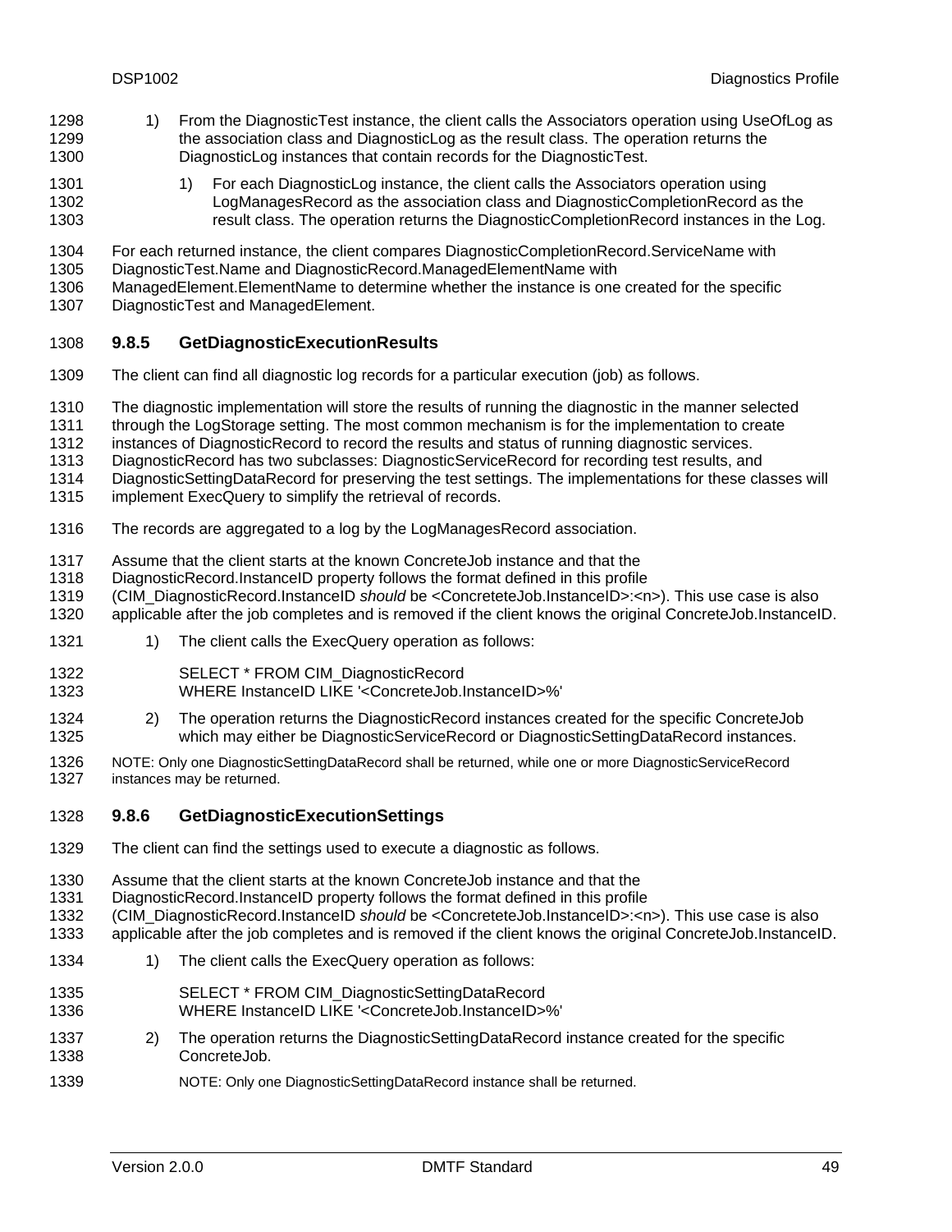1) From the DiagnosticTest instance, the client calls the Associators operation using UseOfLog as the association class and DiagnosticLog as the result class. The operation returns the DiagnosticLog instances that contain records for the DiagnosticTest.

    1) For each DiagnosticLog instance, the client calls the Associators operation using LogManagesRecord as the association class and DiagnosticCompletionRecord as the result class. The operation returns the DiagnosticCompletionRecord instances in the Log.

For each returned instance, the client compares DiagnosticCompletionRecord.ServiceName with DiagnosticTest.Name and DiagnosticRecord.ManagedElementName with ManagedElement.ElementName to determine whether the instance is one created for the specific DiagnosticTest and ManagedElement.

### 9.8.5 GetDiagnosticExecutionResults

The client can find all diagnostic log records for a particular execution (job) as follows.

The diagnostic implementation will store the results of running the diagnostic in the manner selected through the LogStorage setting. The most common mechanism is for the implementation to create instances of DiagnosticRecord to record the results and status of running diagnostic services. DiagnosticRecord has two subclasses: DiagnosticServiceRecord for recording test results, and DiagnosticSettingDataRecord for preserving the test settings. The implementations for these classes will implement ExecQuery to simplify the retrieval of records.

The records are aggregated to a log by the LogManagesRecord association.

Assume that the client starts at the known ConcreteJob instance and that the DiagnosticRecord.InstanceID property follows the format defined in this profile (CIM_DiagnosticRecord.InstanceID *should* be <ConcreteteJob.InstanceID>:<n>). This use case is also applicable after the job completes and is removed if the client knows the original ConcreteJob.InstanceID.

1) The client calls the ExecQuery operation as follows:

   SELECT * FROM CIM_DiagnosticRecord
   WHERE InstanceID LIKE '<ConcreteJob.InstanceID>%'

2) The operation returns the DiagnosticRecord instances created for the specific ConcreteJob which may either be DiagnosticServiceRecord or DiagnosticSettingDataRecord instances.

NOTE: Only one DiagnosticSettingDataRecord shall be returned, while one or more DiagnosticServiceRecord instances may be returned.

### 9.8.6 GetDiagnosticExecutionSettings

The client can find the settings used to execute a diagnostic as follows.

Assume that the client starts at the known ConcreteJob instance and that the DiagnosticRecord.InstanceID property follows the format defined in this profile (CIM_DiagnosticRecord.InstanceID *should* be <ConcreteteJob.InstanceID>:<n>). This use case is also applicable after the job completes and is removed if the client knows the original ConcreteJob.InstanceID.

1) The client calls the ExecQuery operation as follows:

   SELECT * FROM CIM_DiagnosticSettingDataRecord
   WHERE InstanceID LIKE '<ConcreteJob.InstanceID>%'

2) The operation returns the DiagnosticSettingDataRecord instance created for the specific ConcreteJob.

   NOTE: Only one DiagnosticSettingDataRecord instance shall be returned.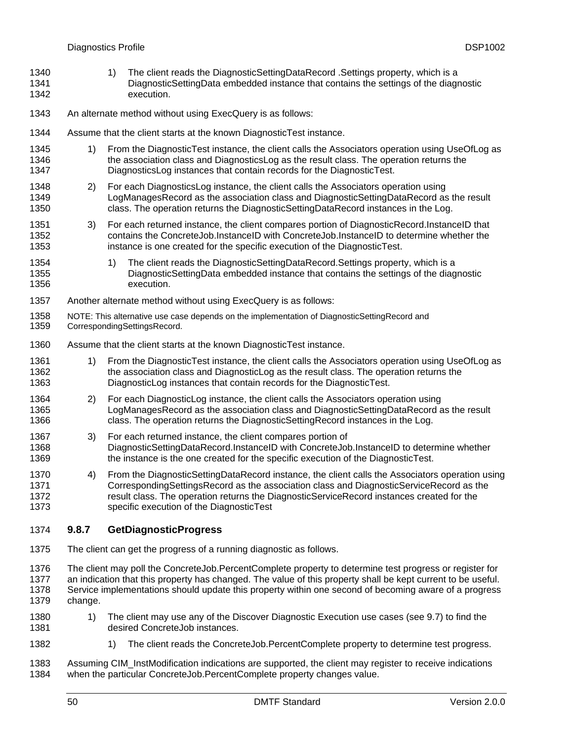1) The client reads the DiagnosticSettingDataRecord .Settings property, which is a DiagnosticSettingData embedded instance that contains the settings of the diagnostic execution.

An alternate method without using ExecQuery is as follows:

Assume that the client starts at the known DiagnosticTest instance.

1) From the DiagnosticTest instance, the client calls the Associators operation using UseOfLog as the association class and DiagnosticsLog as the result class. The operation returns the DiagnosticsLog instances that contain records for the DiagnosticTest.

2) For each DiagnosticsLog instance, the client calls the Associators operation using LogManagesRecord as the association class and DiagnosticSettingDataRecord as the result class. The operation returns the DiagnosticSettingDataRecord instances in the Log.

3) For each returned instance, the client compares portion of DiagnosticRecord.InstanceID that contains the ConcreteJob.InstanceID with ConcreteJob.InstanceID to determine whether the instance is one created for the specific execution of the DiagnosticTest.

    1) The client reads the DiagnosticSettingDataRecord.Settings property, which is a DiagnosticSettingData embedded instance that contains the settings of the diagnostic execution.

Another alternate method without using ExecQuery is as follows:

NOTE: This alternative use case depends on the implementation of DiagnosticSettingRecord and CorrespondingSettingsRecord.

Assume that the client starts at the known DiagnosticTest instance.

1) From the DiagnosticTest instance, the client calls the Associators operation using UseOfLog as the association class and DiagnosticLog as the result class. The operation returns the DiagnosticLog instances that contain records for the DiagnosticTest.

2) For each DiagnosticLog instance, the client calls the Associators operation using LogManagesRecord as the association class and DiagnosticSettingDataRecord as the result class. The operation returns the DiagnosticSettingRecord instances in the Log.

3) For each returned instance, the client compares portion of DiagnosticSettingDataRecord.InstanceID with ConcreteJob.InstanceID to determine whether the instance is the one created for the specific execution of the DiagnosticTest.

4) From the DiagnosticSettingDataRecord instance, the client calls the Associators operation using CorrespondingSettingsRecord as the association class and DiagnosticServiceRecord as the result class. The operation returns the DiagnosticServiceRecord instances created for the specific execution of the DiagnosticTest

### 9.8.7 GetDiagnosticProgress

The client can get the progress of a running diagnostic as follows.

The client may poll the ConcreteJob.PercentComplete property to determine test progress or register for an indication that this property has changed. The value of this property shall be kept current to be useful. Service implementations should update this property within one second of becoming aware of a progress change.

1) The client may use any of the Discover Diagnostic Execution use cases (see 9.7) to find the desired ConcreteJob instances.

    1) The client reads the ConcreteJob.PercentComplete property to determine test progress.

Assuming CIM_InstModification indications are supported, the client may register to receive indications when the particular ConcreteJob.PercentComplete property changes value.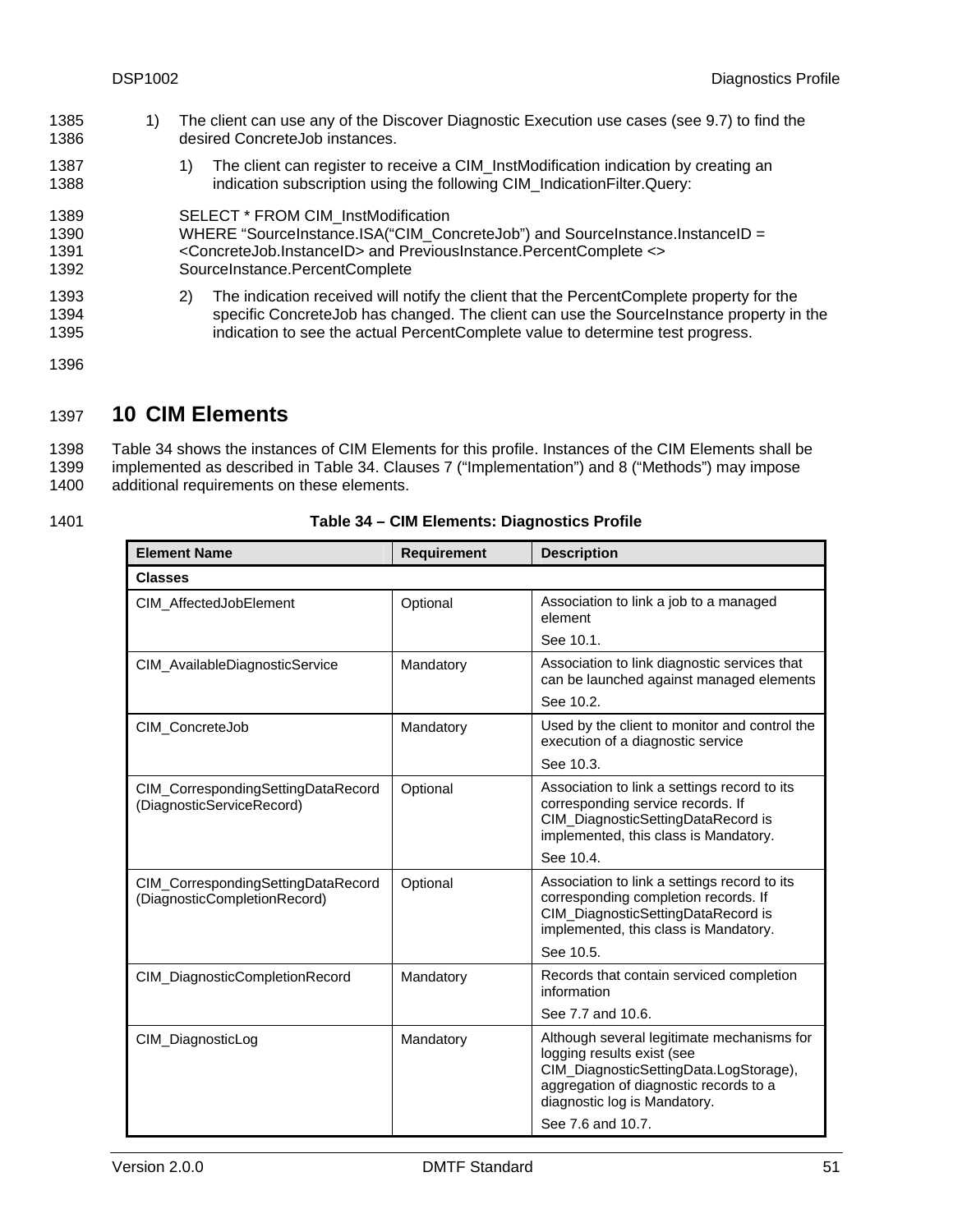1) The client can use any of the Discover Diagnostic Execution use cases (see 9.7) to find the desired ConcreteJob instances.

   1) The client can register to receive a CIM_InstModification indication by creating an indication subscription using the following CIM_IndicationFilter.Query:

```
SELECT * FROM CIM_InstModification
WHERE "SourceInstance.ISA("CIM_ConcreteJob") and SourceInstance.InstanceID = <ConcreteJob.InstanceID> and PreviousInstance.PercentComplete <> SourceInstance.PercentComplete
```

   2) The indication received will notify the client that the PercentComplete property for the specific ConcreteJob has changed. The client can use the SourceInstance property in the indication to see the actual PercentComplete value to determine test progress.

# 10 CIM Elements

Table 34 shows the instances of CIM Elements for this profile. Instances of the CIM Elements shall be implemented as described in Table 34. Clauses 7 ("Implementation") and 8 ("Methods") may impose additional requirements on these elements.

**Table 34 – CIM Elements: Diagnostics Profile**

| Element Name | Requirement | Description |
|---|---|---|
| **Classes** | | |
| CIM_AffectedJobElement | Optional | Association to link a job to a managed element<br>See 10.1. |
| CIM_AvailableDiagnosticService | Mandatory | Association to link diagnostic services that can be launched against managed elements<br>See 10.2. |
| CIM_ConcreteJob | Mandatory | Used by the client to monitor and control the execution of a diagnostic service<br>See 10.3. |
| CIM_CorrespondingSettingDataRecord (DiagnosticServiceRecord) | Optional | Association to link a settings record to its corresponding service records. If CIM_DiagnosticSettingDataRecord is implemented, this class is Mandatory.<br>See 10.4. |
| CIM_CorrespondingSettingDataRecord (DiagnosticCompletionRecord) | Optional | Association to link a settings record to its corresponding completion records. If CIM_DiagnosticSettingDataRecord is implemented, this class is Mandatory.<br>See 10.5. |
| CIM_DiagnosticCompletionRecord | Mandatory | Records that contain serviced completion information<br>See 7.7 and 10.6. |
| CIM_DiagnosticLog | Mandatory | Although several legitimate mechanisms for logging results exist (see CIM_DiagnosticSettingData.LogStorage), aggregation of diagnostic records to a diagnostic log is Mandatory.<br>See 7.6 and 10.7. |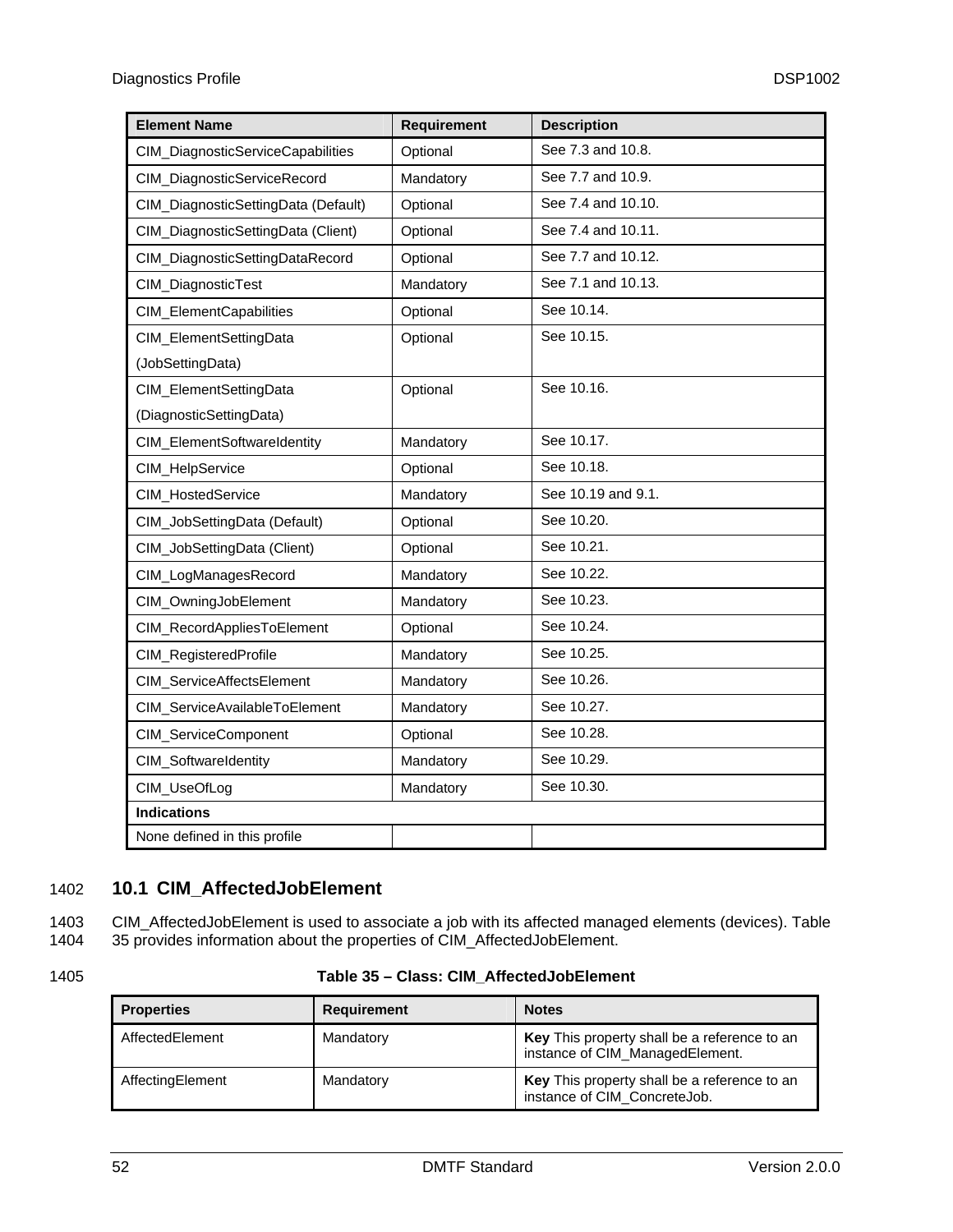| Element Name | Requirement | Description |
|---|---|---|
| CIM_DiagnosticServiceCapabilities | Optional | See 7.3 and 10.8. |
| CIM_DiagnosticServiceRecord | Mandatory | See 7.7 and 10.9. |
| CIM_DiagnosticSettingData (Default) | Optional | See 7.4 and 10.10. |
| CIM_DiagnosticSettingData (Client) | Optional | See 7.4 and 10.11. |
| CIM_DiagnosticSettingDataRecord | Optional | See 7.7 and 10.12. |
| CIM_DiagnosticTest | Mandatory | See 7.1 and 10.13. |
| CIM_ElementCapabilities | Optional | See 10.14. |
| CIM_ElementSettingData (JobSettingData) | Optional | See 10.15. |
| CIM_ElementSettingData (DiagnosticSettingData) | Optional | See 10.16. |
| CIM_ElementSoftwareIdentity | Mandatory | See 10.17. |
| CIM_HelpService | Optional | See 10.18. |
| CIM_HostedService | Mandatory | See 10.19 and 9.1. |
| CIM_JobSettingData (Default) | Optional | See 10.20. |
| CIM_JobSettingData (Client) | Optional | See 10.21. |
| CIM_LogManagesRecord | Mandatory | See 10.22. |
| CIM_OwningJobElement | Mandatory | See 10.23. |
| CIM_RecordAppliesToElement | Optional | See 10.24. |
| CIM_RegisteredProfile | Mandatory | See 10.25. |
| CIM_ServiceAffectsElement | Mandatory | See 10.26. |
| CIM_ServiceAvailableToElement | Mandatory | See 10.27. |
| CIM_ServiceComponent | Optional | See 10.28. |
| CIM_SoftwareIdentity | Mandatory | See 10.29. |
| CIM_UseOfLog | Mandatory | See 10.30. |
| **Indications** | | |
| None defined in this profile | | |

1402 
## 10.1 CIM_AffectedJobElement

1403 CIM_AffectedJobElement is used to associate a job with its affected managed elements (devices). Table
1404 35 provides information about the properties of CIM_AffectedJobElement.

1405 **Table 35 – Class: CIM_AffectedJobElement**

| Properties | Requirement | Notes |
|---|---|---|
| AffectedElement | Mandatory | **Key** This property shall be a reference to an instance of CIM_ManagedElement. |
| AffectingElement | Mandatory | **Key** This property shall be a reference to an instance of CIM_ConcreteJob. |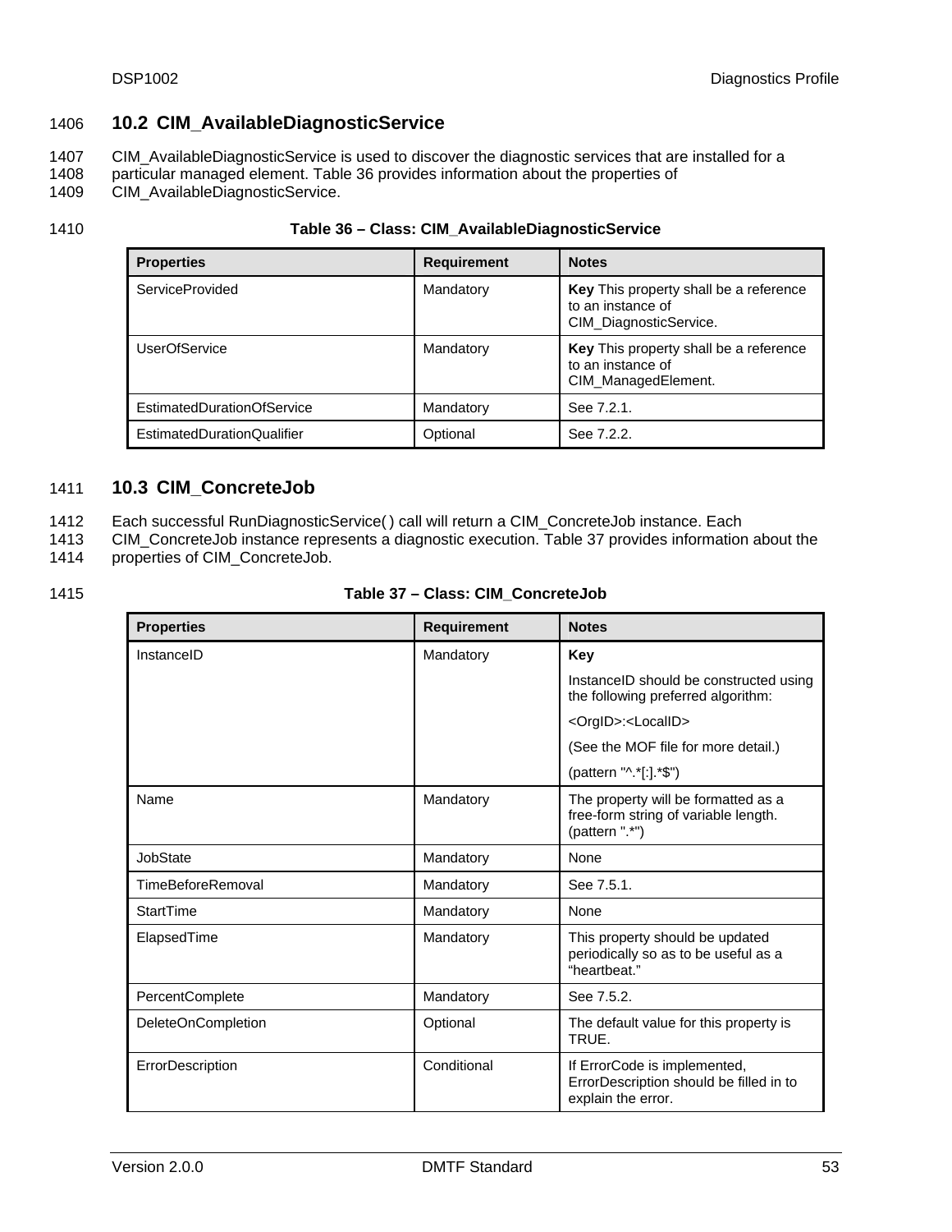## 10.2 CIM_AvailableDiagnosticService

CIM_AvailableDiagnosticService is used to discover the diagnostic services that are installed for a particular managed element. Table 36 provides information about the properties of CIM_AvailableDiagnosticService.

**Table 36 – Class: CIM_AvailableDiagnosticService**

| Properties | Requirement | Notes |
|---|---|---|
| ServiceProvided | Mandatory | **Key** This property shall be a reference to an instance of CIM_DiagnosticService. |
| UserOfService | Mandatory | **Key** This property shall be a reference to an instance of CIM_ManagedElement. |
| EstimatedDurationOfService | Mandatory | See 7.2.1. |
| EstimatedDurationQualifier | Optional | See 7.2.2. |

## 10.3 CIM_ConcreteJob

Each successful RunDiagnosticService( ) call will return a CIM_ConcreteJob instance. Each CIM_ConcreteJob instance represents a diagnostic execution. Table 37 provides information about the properties of CIM_ConcreteJob.

**Table 37 – Class: CIM_ConcreteJob**

| Properties | Requirement | Notes |
|---|---|---|
| InstanceID | Mandatory | **Key**<br>InstanceID should be constructed using the following preferred algorithm:<br><OrgID>:<LocalID><br>(See the MOF file for more detail.)<br>(pattern "^.*[:].*$") |
| Name | Mandatory | The property will be formatted as a free-form string of variable length. (pattern ".*") |
| JobState | Mandatory | None |
| TimeBeforeRemoval | Mandatory | See 7.5.1. |
| StartTime | Mandatory | None |
| ElapsedTime | Mandatory | This property should be updated periodically so as to be useful as a “heartbeat.” |
| PercentComplete | Mandatory | See 7.5.2. |
| DeleteOnCompletion | Optional | The default value for this property is TRUE. |
| ErrorDescription | Conditional | If ErrorCode is implemented, ErrorDescription should be filled in to explain the error. |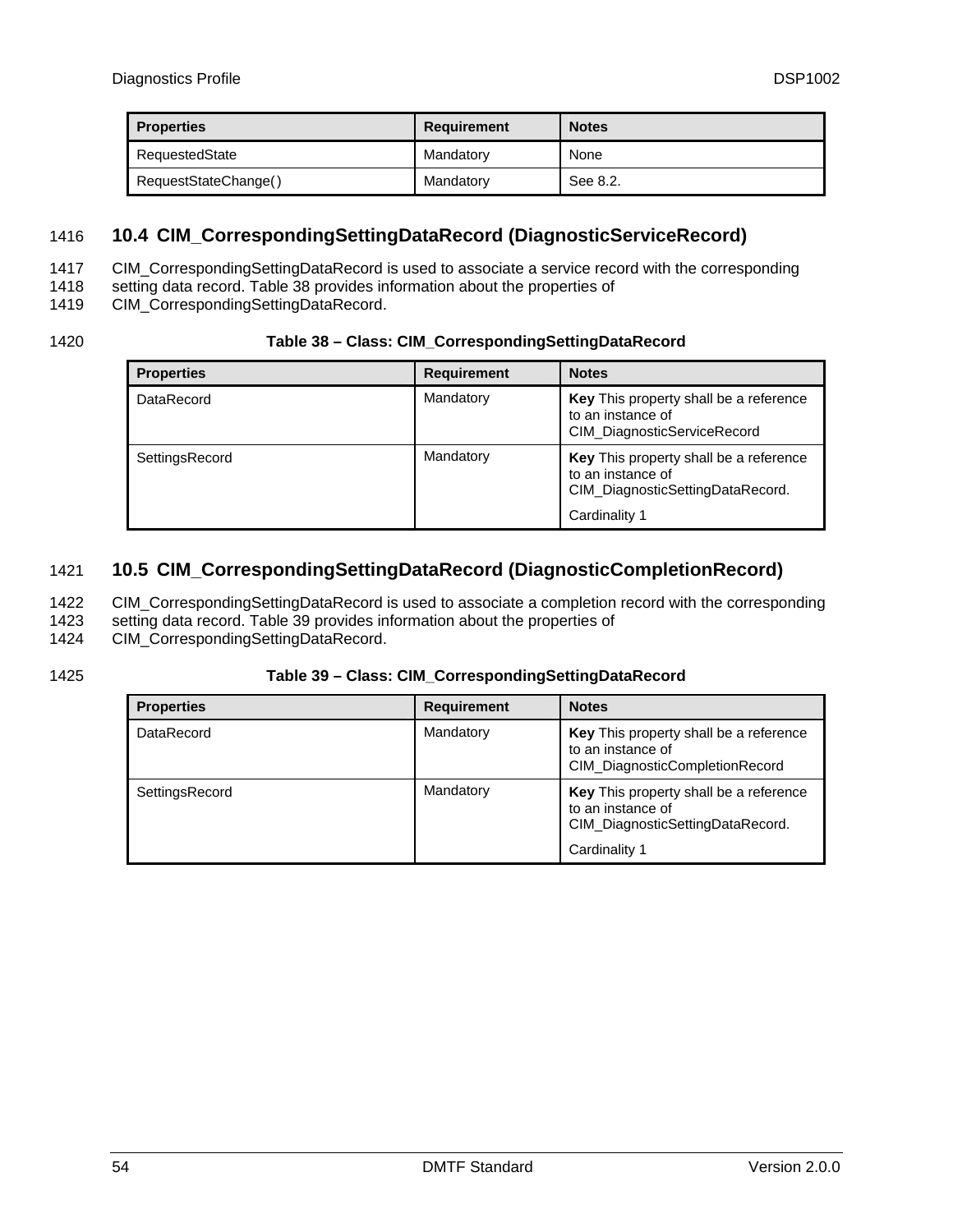| Properties | Requirement | Notes |
|---|---|---|
| RequestedState | Mandatory | None |
| RequestStateChange( ) | Mandatory | See 8.2. |

## 10.4 CIM_CorrespondingSettingDataRecord (DiagnosticServiceRecord)

CIM_CorrespondingSettingDataRecord is used to associate a service record with the corresponding setting data record. Table 38 provides information about the properties of CIM_CorrespondingSettingDataRecord.

**Table 38 – Class: CIM_CorrespondingSettingDataRecord**

| Properties | Requirement | Notes |
|---|---|---|
| DataRecord | Mandatory | **Key** This property shall be a reference to an instance of CIM_DiagnosticServiceRecord |
| SettingsRecord | Mandatory | **Key** This property shall be a reference to an instance of CIM_DiagnosticSettingDataRecord.<br><br>Cardinality 1 |

## 10.5 CIM_CorrespondingSettingDataRecord (DiagnosticCompletionRecord)

CIM_CorrespondingSettingDataRecord is used to associate a completion record with the corresponding setting data record. Table 39 provides information about the properties of CIM_CorrespondingSettingDataRecord.

**Table 39 – Class: CIM_CorrespondingSettingDataRecord**

| Properties | Requirement | Notes |
|---|---|---|
| DataRecord | Mandatory | **Key** This property shall be a reference to an instance of CIM_DiagnosticCompletionRecord |
| SettingsRecord | Mandatory | **Key** This property shall be a reference to an instance of CIM_DiagnosticSettingDataRecord.<br><br>Cardinality 1 |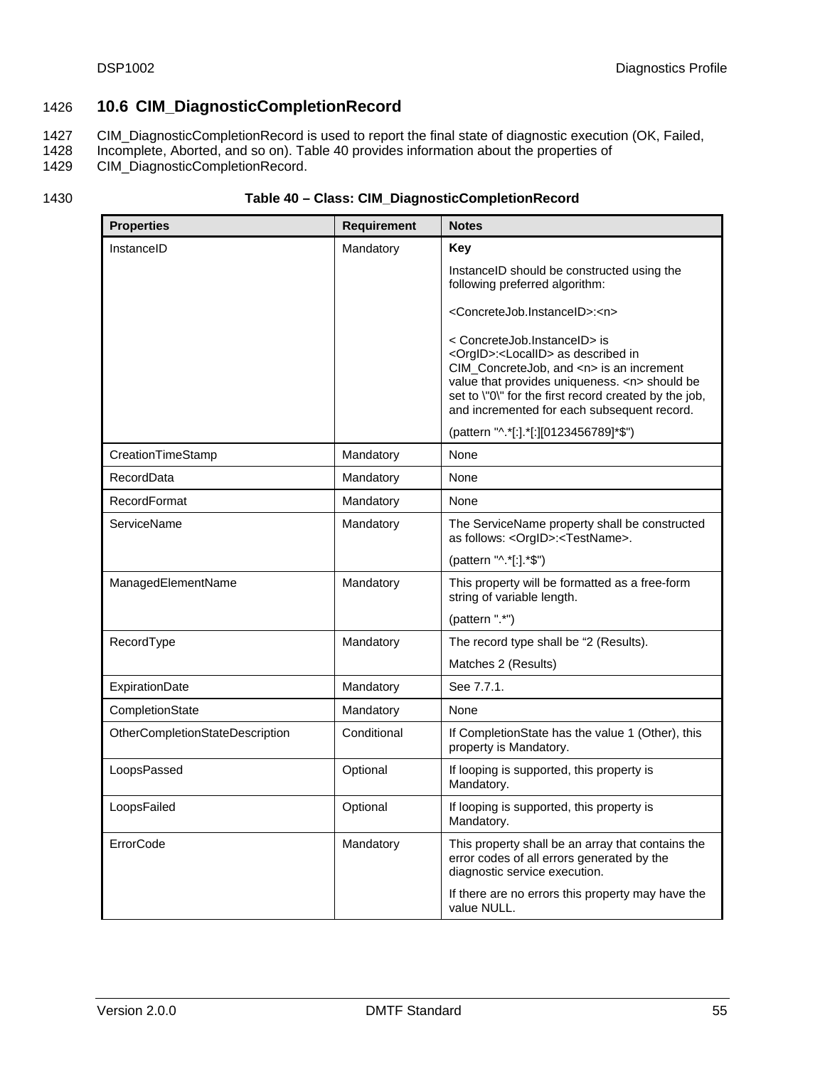## 10.6 CIM_DiagnosticCompletionRecord

CIM_DiagnosticCompletionRecord is used to report the final state of diagnostic execution (OK, Failed, Incomplete, Aborted, and so on). Table 40 provides information about the properties of CIM_DiagnosticCompletionRecord.

**Table 40 – Class: CIM_DiagnosticCompletionRecord**

| Properties | Requirement | Notes |
|---|---|---|
| InstanceID | Mandatory | **Key**<br><br>InstanceID should be constructed using the following preferred algorithm:<br><br><ConcreteJob.InstanceID>:<n><br><br>< ConcreteJob.InstanceID> is <OrgID>:<LocalID> as described in CIM_ConcreteJob, and <n> is an increment value that provides uniqueness. <n> should be set to \"0\" for the first record created by the job, and incremented for each subsequent record.<br><br>(pattern "^.*[:].*[:][0123456789]*$") |
| CreationTimeStamp | Mandatory | None |
| RecordData | Mandatory | None |
| RecordFormat | Mandatory | None |
| ServiceName | Mandatory | The ServiceName property shall be constructed as follows: <OrgID>:<TestName>.<br><br>(pattern "^.*[:].*$") |
| ManagedElementName | Mandatory | This property will be formatted as a free-form string of variable length.<br><br>(pattern ".*") |
| RecordType | Mandatory | The record type shall be “2 (Results).<br><br>Matches 2 (Results) |
| ExpirationDate | Mandatory | See 7.7.1. |
| CompletionState | Mandatory | None |
| OtherCompletionStateDescription | Conditional | If CompletionState has the value 1 (Other), this property is Mandatory. |
| LoopsPassed | Optional | If looping is supported, this property is Mandatory. |
| LoopsFailed | Optional | If looping is supported, this property is Mandatory. |
| ErrorCode | Mandatory | This property shall be an array that contains the error codes of all errors generated by the diagnostic service execution.<br><br>If there are no errors this property may have the value NULL. |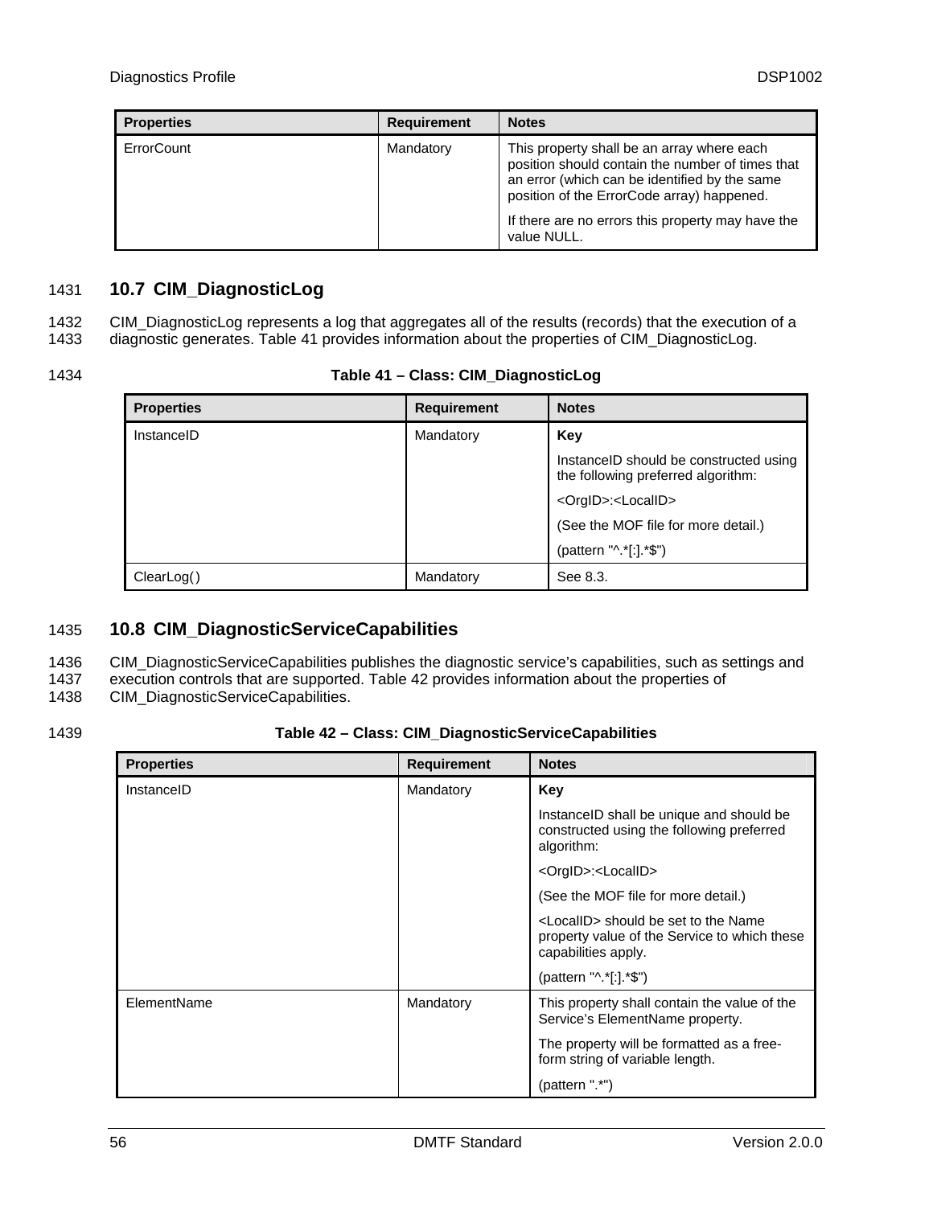| Properties | Requirement | Notes |
| --- | --- | --- |
| ErrorCount | Mandatory | This property shall be an array where each position should contain the number of times that an error (which can be identified by the same position of the ErrorCode array) happened.<br><br>If there are no errors this property may have the value NULL. |

## 10.7 CIM_DiagnosticLog

CIM_DiagnosticLog represents a log that aggregates all of the results (records) that the execution of a diagnostic generates. Table 41 provides information about the properties of CIM_DiagnosticLog.

**Table 41 – Class: CIM_DiagnosticLog**

| Properties | Requirement | Notes |
| --- | --- | --- |
| InstanceID | Mandatory | **Key**<br><br>InstanceID should be constructed using the following preferred algorithm:<br><br><OrgID>:<LocalID><br><br>(See the MOF file for more detail.)<br><br>(pattern "^.*[:].*$") |
| ClearLog() | Mandatory | See 8.3. |

## 10.8 CIM_DiagnosticServiceCapabilities

CIM_DiagnosticServiceCapabilities publishes the diagnostic service's capabilities, such as settings and execution controls that are supported. Table 42 provides information about the properties of CIM_DiagnosticServiceCapabilities.

**Table 42 – Class: CIM_DiagnosticServiceCapabilities**

| Properties | Requirement | Notes |
| --- | --- | --- |
| InstanceID | Mandatory | **Key**<br><br>InstanceID shall be unique and should be constructed using the following preferred algorithm:<br><br><OrgID>:<LocalID><br><br>(See the MOF file for more detail.)<br><br><LocalID> should be set to the Name property value of the Service to which these capabilities apply.<br><br>(pattern "^.*[:].*$") |
| ElementName | Mandatory | This property shall contain the value of the Service's ElementName property.<br><br>The property will be formatted as a free-form string of variable length.<br><br>(pattern ".*") |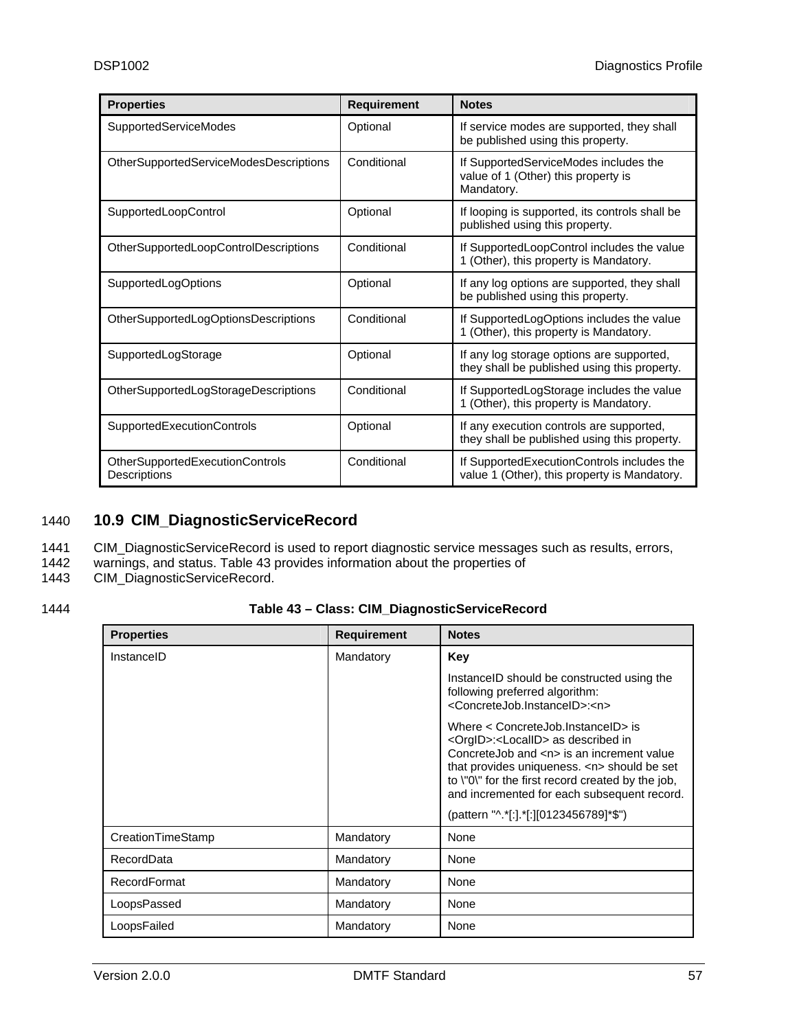| Properties | Requirement | Notes |
| --- | --- | --- |
| SupportedServiceModes | Optional | If service modes are supported, they shall be published using this property. |
| OtherSupportedServiceModesDescriptions | Conditional | If SupportedServiceModes includes the value of 1 (Other) this property is Mandatory. |
| SupportedLoopControl | Optional | If looping is supported, its controls shall be published using this property. |
| OtherSupportedLoopControlDescriptions | Conditional | If SupportedLoopControl includes the value 1 (Other), this property is Mandatory. |
| SupportedLogOptions | Optional | If any log options are supported, they shall be published using this property. |
| OtherSupportedLogOptionsDescriptions | Conditional | If SupportedLogOptions includes the value 1 (Other), this property is Mandatory. |
| SupportedLogStorage | Optional | If any log storage options are supported, they shall be published using this property. |
| OtherSupportedLogStorageDescriptions | Conditional | If SupportedLogStorage includes the value 1 (Other), this property is Mandatory. |
| SupportedExecutionControls | Optional | If any execution controls are supported, they shall be published using this property. |
| OtherSupportedExecutionControls Descriptions | Conditional | If SupportedExecutionControls includes the value 1 (Other), this property is Mandatory. |

## 10.9 CIM_DiagnosticServiceRecord

CIM_DiagnosticServiceRecord is used to report diagnostic service messages such as results, errors, warnings, and status. Table 43 provides information about the properties of CIM_DiagnosticServiceRecord.

**Table 43 – Class: CIM_DiagnosticServiceRecord**

| Properties | Requirement | Notes |
| --- | --- | --- |
| InstanceID | Mandatory | **Key**<br>InstanceID should be constructed using the following preferred algorithm: <ConcreteJob.InstanceID>:<n><br>Where < ConcreteJob.InstanceID> is <OrgID>:<LocalID> as described in ConcreteJob and <n> is an increment value that provides uniqueness. <n> should be set to \"0\" for the first record created by the job, and incremented for each subsequent record.<br>(pattern "^.*[:].*[:][0123456789]*$") |
| CreationTimeStamp | Mandatory | None |
| RecordData | Mandatory | None |
| RecordFormat | Mandatory | None |
| LoopsPassed | Mandatory | None |
| LoopsFailed | Mandatory | None |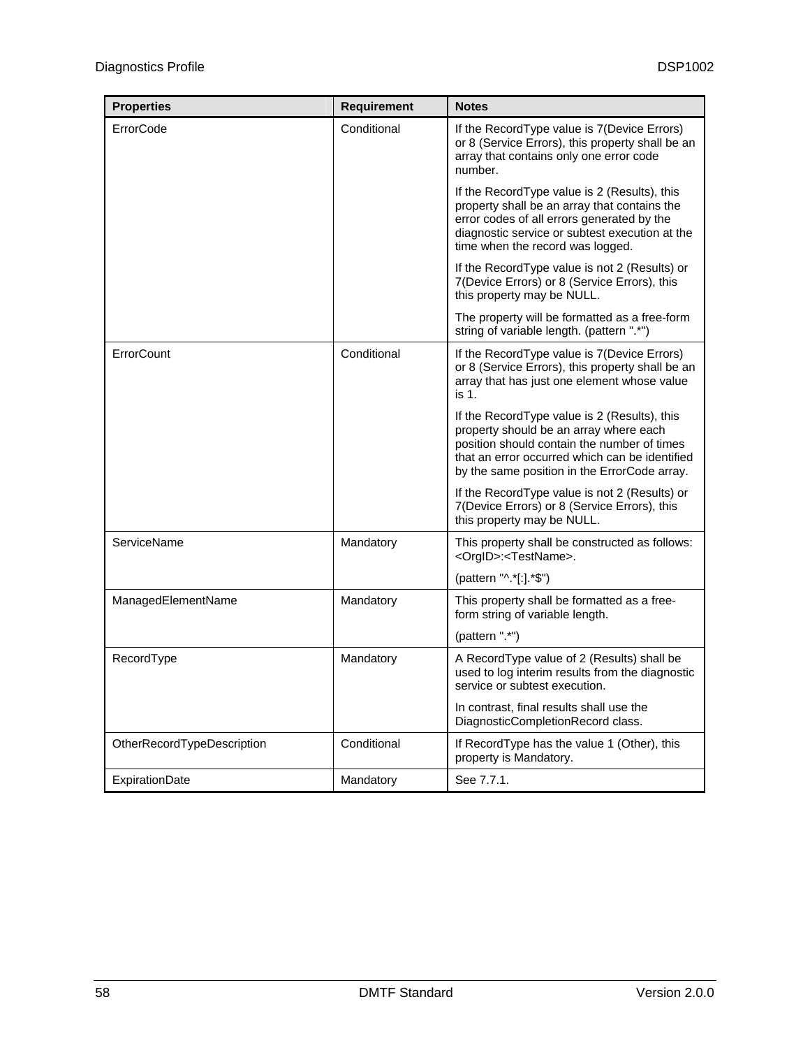| Properties | Requirement | Notes |
|---|---|---|
| ErrorCode | Conditional | If the RecordType value is 7(Device Errors) or 8 (Service Errors), this property shall be an array that contains only one error code number.<br><br>If the RecordType value is 2 (Results), this property shall be an array that contains the error codes of all errors generated by the diagnostic service or subtest execution at the time when the record was logged.<br><br>If the RecordType value is not 2 (Results) or 7(Device Errors) or 8 (Service Errors), this this property may be NULL.<br><br>The property will be formatted as a free-form string of variable length. (pattern ".*") |
| ErrorCount | Conditional | If the RecordType value is 7(Device Errors) or 8 (Service Errors), this property shall be an array that has just one element whose value is 1.<br><br>If the RecordType value is 2 (Results), this property should be an array where each position should contain the number of times that an error occurred which can be identified by the same position in the ErrorCode array.<br><br>If the RecordType value is not 2 (Results) or 7(Device Errors) or 8 (Service Errors), this this property may be NULL. |
| ServiceName | Mandatory | This property shall be constructed as follows: <OrgID>:<TestName>.<br><br>(pattern "^.*[:].*$") |
| ManagedElementName | Mandatory | This property shall be formatted as a free-form string of variable length.<br><br>(pattern ".*") |
| RecordType | Mandatory | A RecordType value of 2 (Results) shall be used to log interim results from the diagnostic service or subtest execution.<br><br>In contrast, final results shall use the DiagnosticCompletionRecord class. |
| OtherRecordTypeDescription | Conditional | If RecordType has the value 1 (Other), this property is Mandatory. |
| ExpirationDate | Mandatory | See 7.7.1. |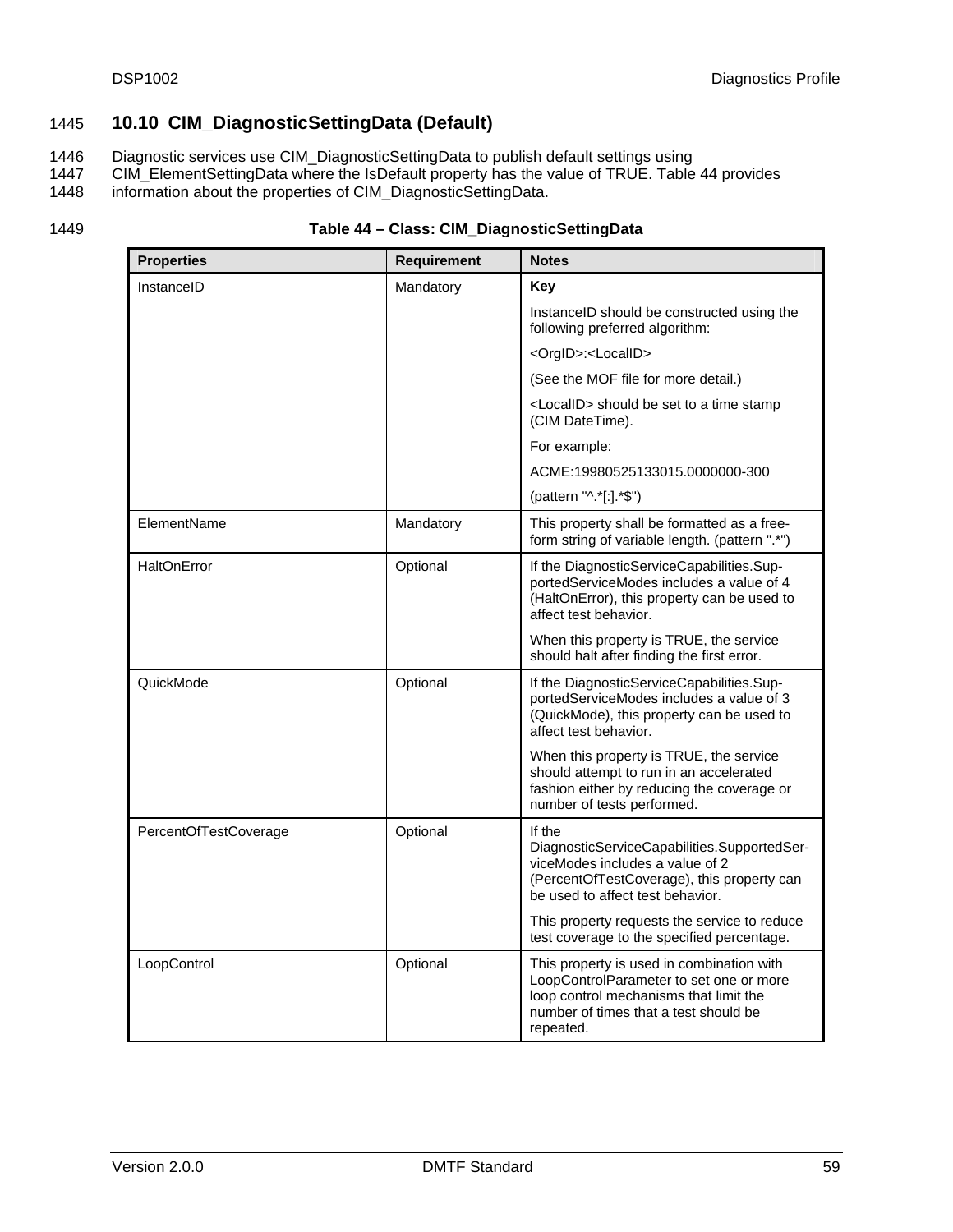## 10.10 CIM_DiagnosticSettingData (Default)

Diagnostic services use CIM_DiagnosticSettingData to publish default settings using CIM_ElementSettingData where the IsDefault property has the value of TRUE. Table 44 provides information about the properties of CIM_DiagnosticSettingData.

**Table 44 – Class: CIM_DiagnosticSettingData**

| Properties | Requirement | Notes |
| --- | --- | --- |
| InstanceID | Mandatory | **Key**<br><br>InstanceID should be constructed using the following preferred algorithm:<br><br><OrgID>:<LocalID><br><br>(See the MOF file for more detail.)<br><br><LocalID> should be set to a time stamp (CIM DateTime).<br><br>For example:<br><br>ACME:19980525133015.0000000-300<br><br>(pattern "^.*[:].*$") |
| ElementName | Mandatory | This property shall be formatted as a free-form string of variable length. (pattern ".*") |
| HaltOnError | Optional | If the DiagnosticServiceCapabilities.SupportedServiceModes includes a value of 4 (HaltOnError), this property can be used to affect test behavior.<br><br>When this property is TRUE, the service should halt after finding the first error. |
| QuickMode | Optional | If the DiagnosticServiceCapabilities.SupportedServiceModes includes a value of 3 (QuickMode), this property can be used to affect test behavior.<br><br>When this property is TRUE, the service should attempt to run in an accelerated fashion either by reducing the coverage or number of tests performed. |
| PercentOfTestCoverage | Optional | If the DiagnosticServiceCapabilities.SupportedServiceModes includes a value of 2 (PercentOfTestCoverage), this property can be used to affect test behavior.<br><br>This property requests the service to reduce test coverage to the specified percentage. |
| LoopControl | Optional | This property is used in combination with LoopControlParameter to set one or more loop control mechanisms that limit the number of times that a test should be repeated. |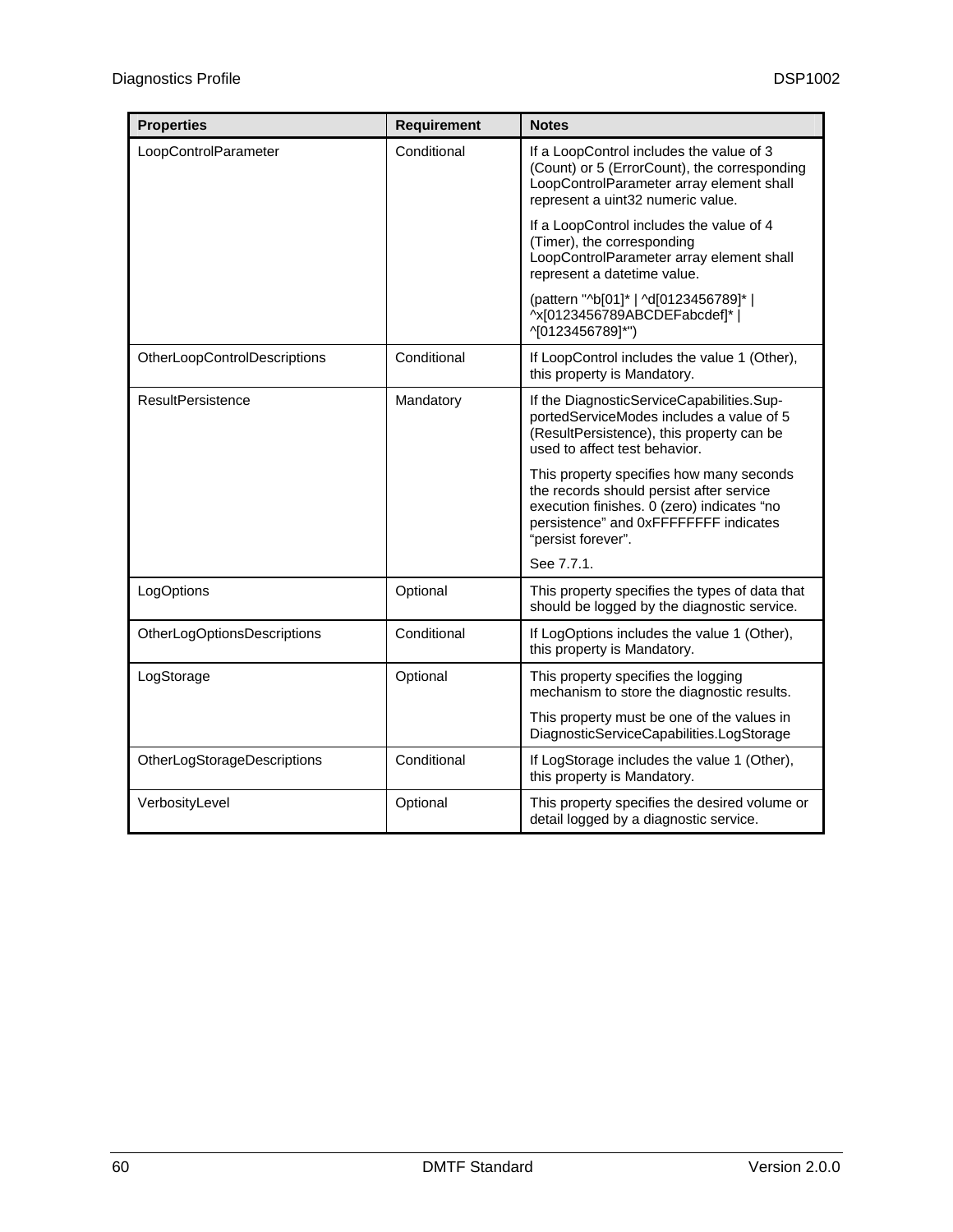| Properties | Requirement | Notes |
|---|---|---|
| LoopControlParameter | Conditional | If a LoopControl includes the value of 3 (Count) or 5 (ErrorCount), the corresponding LoopControlParameter array element shall represent a uint32 numeric value.<br><br>If a LoopControl includes the value of 4 (Timer), the corresponding LoopControlParameter array element shall represent a datetime value.<br><br>(pattern "^b[01]* \| ^d[0123456789]* \| ^x[0123456789ABCDEFabcdef]* \| ^[0123456789]*") |
| OtherLoopControlDescriptions | Conditional | If LoopControl includes the value 1 (Other), this property is Mandatory. |
| ResultPersistence | Mandatory | If the DiagnosticServiceCapabilities.SupportedServiceModes includes a value of 5 (ResultPersistence), this property can be used to affect test behavior.<br><br>This property specifies how many seconds the records should persist after service execution finishes. 0 (zero) indicates "no persistence" and 0xFFFFFFFF indicates "persist forever".<br><br>See 7.7.1. |
| LogOptions | Optional | This property specifies the types of data that should be logged by the diagnostic service. |
| OtherLogOptionsDescriptions | Conditional | If LogOptions includes the value 1 (Other), this property is Mandatory. |
| LogStorage | Optional | This property specifies the logging mechanism to store the diagnostic results.<br><br>This property must be one of the values in DiagnosticServiceCapabilities.LogStorage |
| OtherLogStorageDescriptions | Conditional | If LogStorage includes the value 1 (Other), this property is Mandatory. |
| VerbosityLevel | Optional | This property specifies the desired volume or detail logged by a diagnostic service. |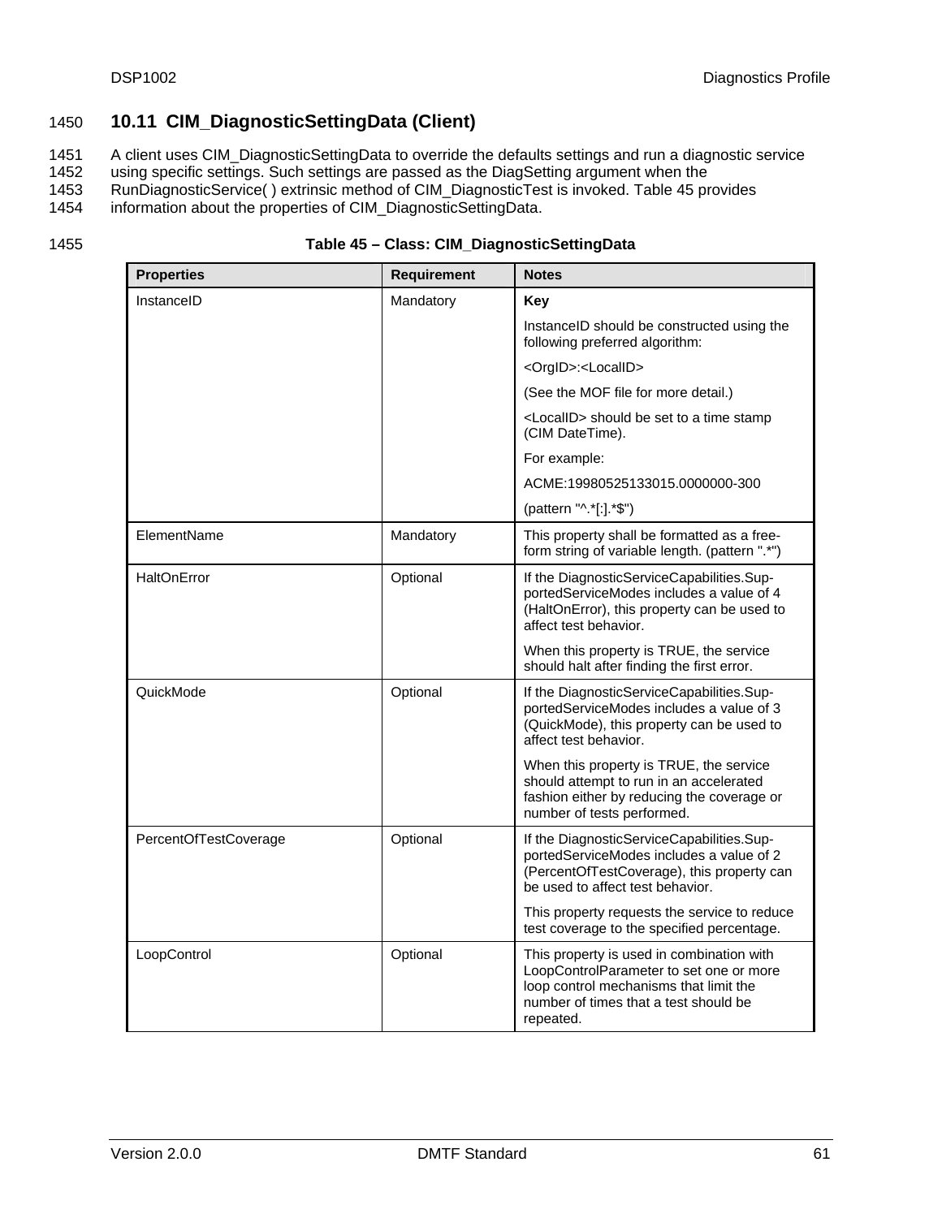## 10.11 CIM_DiagnosticSettingData (Client)

A client uses CIM_DiagnosticSettingData to override the defaults settings and run a diagnostic service using specific settings. Such settings are passed as the DiagSetting argument when the RunDiagnosticService( ) extrinsic method of CIM_DiagnosticTest is invoked. Table 45 provides information about the properties of CIM_DiagnosticSettingData.

**Table 45 – Class: CIM_DiagnosticSettingData**

| Properties | Requirement | Notes |
|---|---|---|
| InstanceID | Mandatory | **Key**<br>InstanceID should be constructed using the following preferred algorithm:<br><OrgID>:<LocalID><br>(See the MOF file for more detail.)<br><LocalID> should be set to a time stamp (CIM DateTime).<br>For example:<br>ACME:19980525133015.0000000-300<br>(pattern "^.*[:].*$") |
| ElementName | Mandatory | This property shall be formatted as a free-form string of variable length. (pattern ".*") |
| HaltOnError | Optional | If the DiagnosticServiceCapabilities.SupportedServiceModes includes a value of 4 (HaltOnError), this property can be used to affect test behavior.<br>When this property is TRUE, the service should halt after finding the first error. |
| QuickMode | Optional | If the DiagnosticServiceCapabilities.SupportedServiceModes includes a value of 3 (QuickMode), this property can be used to affect test behavior.<br>When this property is TRUE, the service should attempt to run in an accelerated fashion either by reducing the coverage or number of tests performed. |
| PercentOfTestCoverage | Optional | If the DiagnosticServiceCapabilities.SupportedServiceModes includes a value of 2 (PercentOfTestCoverage), this property can be used to affect test behavior.<br>This property requests the service to reduce test coverage to the specified percentage. |
| LoopControl | Optional | This property is used in combination with LoopControlParameter to set one or more loop control mechanisms that limit the number of times that a test should be repeated. |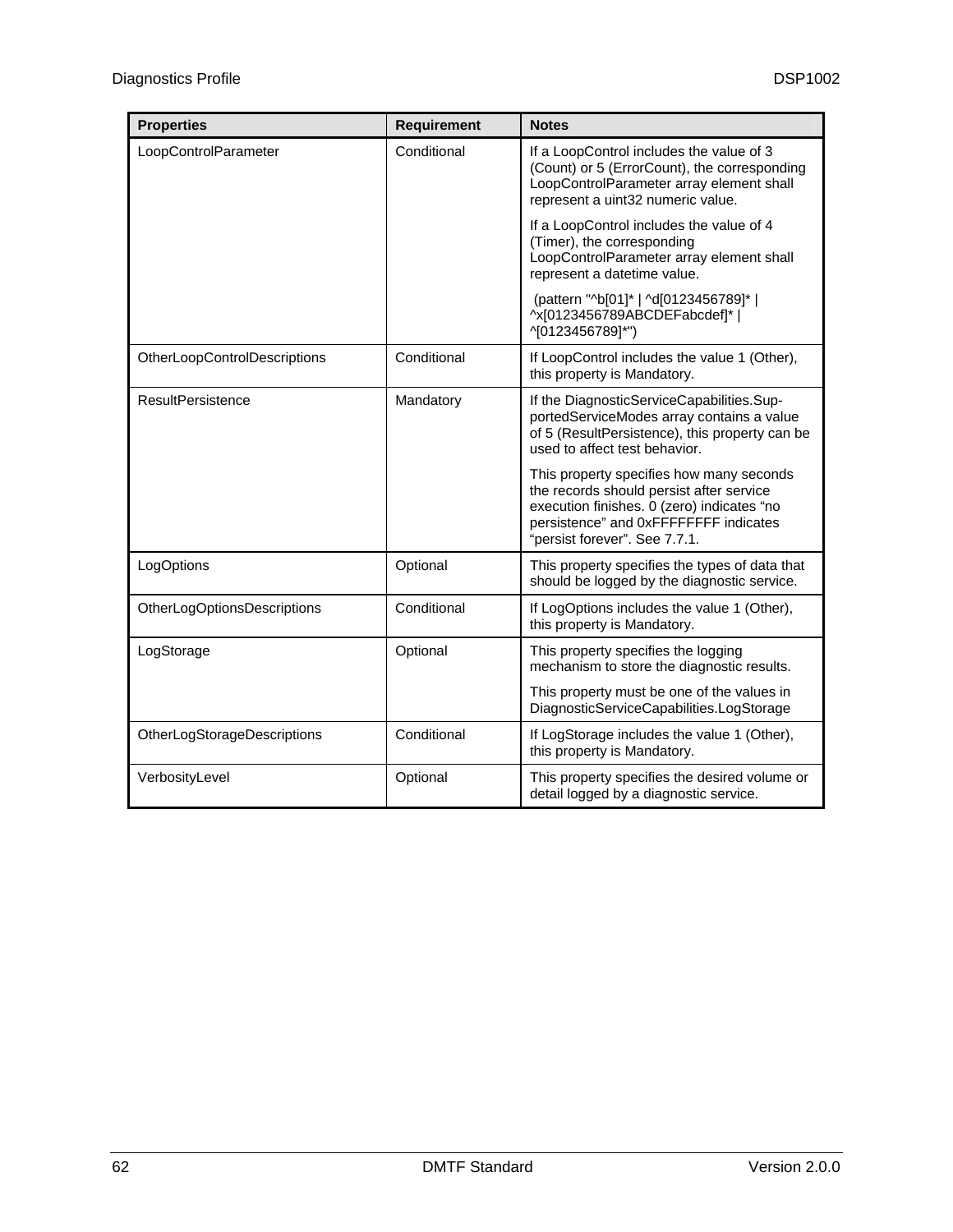| Properties | Requirement | Notes |
|---|---|---|
| LoopControlParameter | Conditional | If a LoopControl includes the value of 3 (Count) or 5 (ErrorCount), the corresponding LoopControlParameter array element shall represent a uint32 numeric value.<br><br>If a LoopControl includes the value of 4 (Timer), the corresponding LoopControlParameter array element shall represent a datetime value.<br><br>(pattern "^b[01]* \| ^d[0123456789]* \| ^x[0123456789ABCDEFabcdef]* \| ^[0123456789]*") |
| OtherLoopControlDescriptions | Conditional | If LoopControl includes the value 1 (Other), this property is Mandatory. |
| ResultPersistence | Mandatory | If the DiagnosticServiceCapabilities.SupportedServiceModes array contains a value of 5 (ResultPersistence), this property can be used to affect test behavior.<br><br>This property specifies how many seconds the records should persist after service execution finishes. 0 (zero) indicates "no persistence" and 0xFFFFFFFF indicates "persist forever". See 7.7.1. |
| LogOptions | Optional | This property specifies the types of data that should be logged by the diagnostic service. |
| OtherLogOptionsDescriptions | Conditional | If LogOptions includes the value 1 (Other), this property is Mandatory. |
| LogStorage | Optional | This property specifies the logging mechanism to store the diagnostic results.<br><br>This property must be one of the values in DiagnosticServiceCapabilities.LogStorage |
| OtherLogStorageDescriptions | Conditional | If LogStorage includes the value 1 (Other), this property is Mandatory. |
| VerbosityLevel | Optional | This property specifies the desired volume or detail logged by a diagnostic service. |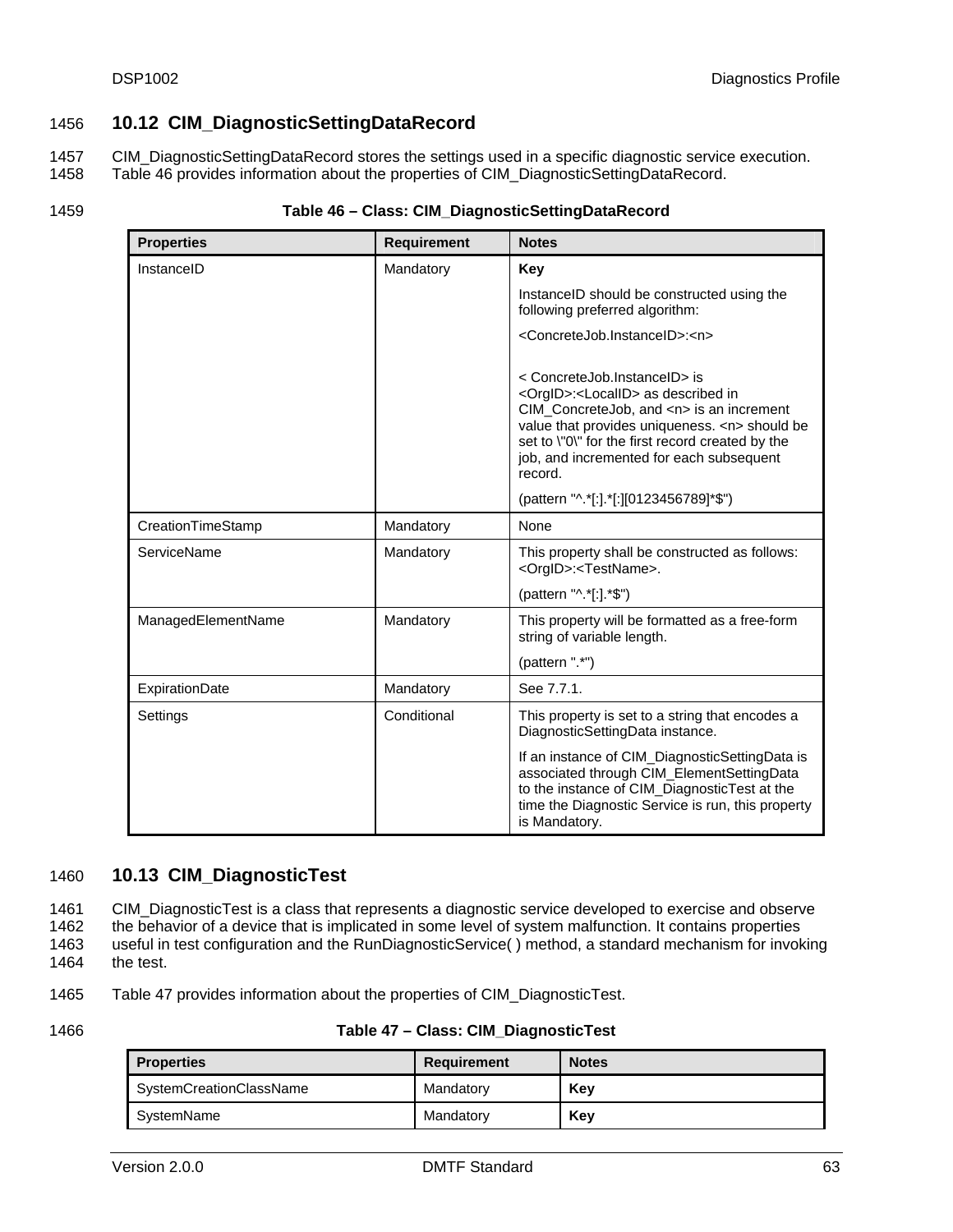## 10.12 CIM_DiagnosticSettingDataRecord

CIM_DiagnosticSettingDataRecord stores the settings used in a specific diagnostic service execution. Table 46 provides information about the properties of CIM_DiagnosticSettingDataRecord.

**Table 46 – Class: CIM_DiagnosticSettingDataRecord**

| Properties | Requirement | Notes |
|---|---|---|
| InstanceID | Mandatory | **Key**<br><br>InstanceID should be constructed using the following preferred algorithm:<br><br><ConcreteJob.InstanceID>:<n><br><br>< ConcreteJob.InstanceID> is <OrgID>:<LocalID> as described in CIM_ConcreteJob, and <n> is an increment value that provides uniqueness. <n> should be set to \"0\" for the first record created by the job, and incremented for each subsequent record.<br><br>(pattern "^.*[:].*[:][0123456789]*$") |
| CreationTimeStamp | Mandatory | None |
| ServiceName | Mandatory | This property shall be constructed as follows: <OrgID>:<TestName>.<br><br>(pattern "^.*[:].*$") |
| ManagedElementName | Mandatory | This property will be formatted as a free-form string of variable length.<br><br>(pattern ".*") |
| ExpirationDate | Mandatory | See 7.7.1. |
| Settings | Conditional | This property is set to a string that encodes a DiagnosticSettingData instance.<br><br>If an instance of CIM_DiagnosticSettingData is associated through CIM_ElementSettingData to the instance of CIM_DiagnosticTest at the time the Diagnostic Service is run, this property is Mandatory. |

## 10.13 CIM_DiagnosticTest

CIM_DiagnosticTest is a class that represents a diagnostic service developed to exercise and observe the behavior of a device that is implicated in some level of system malfunction. It contains properties useful in test configuration and the RunDiagnosticService( ) method, a standard mechanism for invoking the test.

Table 47 provides information about the properties of CIM_DiagnosticTest.

**Table 47 – Class: CIM_DiagnosticTest**

| Properties | Requirement | Notes |
|---|---|---|
| SystemCreationClassName | Mandatory | **Key** |
| SystemName | Mandatory | **Key** |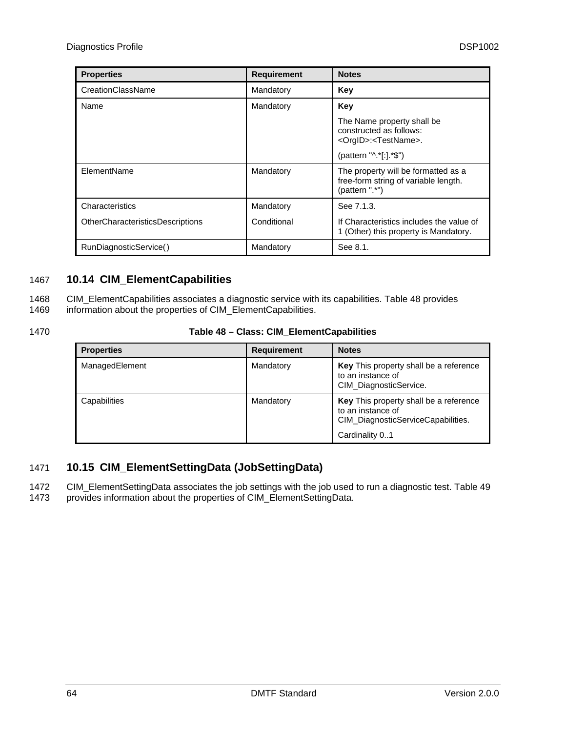| Properties | Requirement | Notes |
|---|---|---|
| CreationClassName | Mandatory | **Key** |
| Name | Mandatory | **Key**<br>The Name property shall be constructed as follows: <OrgID>:<TestName>.<br>(pattern "^.*[:].*$") |
| ElementName | Mandatory | The property will be formatted as a free-form string of variable length. (pattern ".*") |
| Characteristics | Mandatory | See 7.1.3. |
| OtherCharacteristicsDescriptions | Conditional | If Characteristics includes the value of 1 (Other) this property is Mandatory. |
| RunDiagnosticService( ) | Mandatory | See 8.1. |

## 10.14 CIM_ElementCapabilities

CIM_ElementCapabilities associates a diagnostic service with its capabilities. Table 48 provides information about the properties of CIM_ElementCapabilities.

**Table 48 – Class: CIM_ElementCapabilities**

| Properties | Requirement | Notes |
|---|---|---|
| ManagedElement | Mandatory | **Key** This property shall be a reference to an instance of CIM_DiagnosticService. |
| Capabilities | Mandatory | **Key** This property shall be a reference to an instance of CIM_DiagnosticServiceCapabilities.<br>Cardinality 0..1 |

## 10.15 CIM_ElementSettingData (JobSettingData)

CIM_ElementSettingData associates the job settings with the job used to run a diagnostic test. Table 49 provides information about the properties of CIM_ElementSettingData.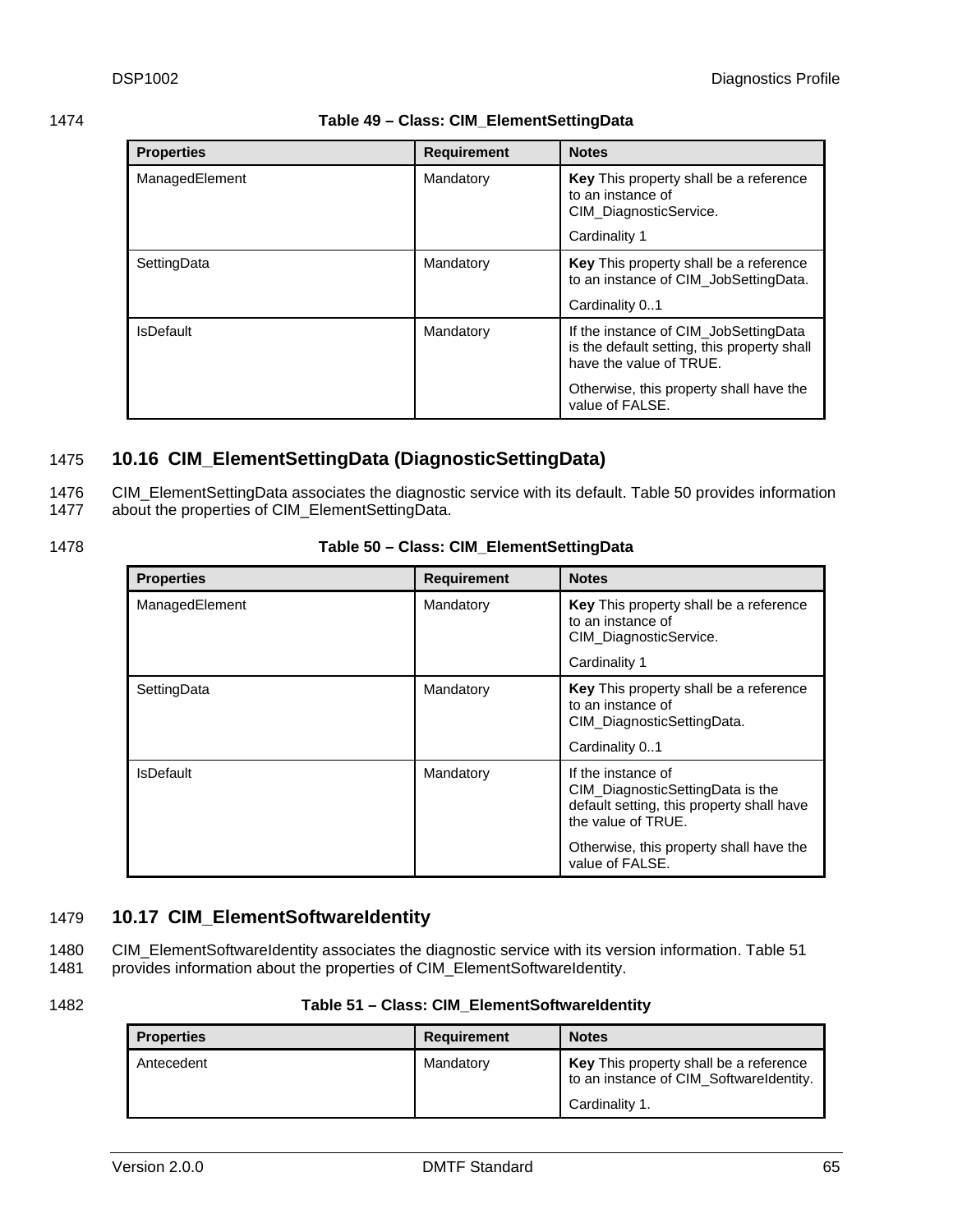**Table 49 – Class: CIM_ElementSettingData**

| Properties | Requirement | Notes |
| --- | --- | --- |
| ManagedElement | Mandatory | **Key** This property shall be a reference to an instance of CIM_DiagnosticService.<br><br>Cardinality 1 |
| SettingData | Mandatory | **Key** This property shall be a reference to an instance of CIM_JobSettingData.<br><br>Cardinality 0..1 |
| IsDefault | Mandatory | If the instance of CIM_JobSettingData is the default setting, this property shall have the value of TRUE.<br><br>Otherwise, this property shall have the value of FALSE. |

## 10.16 CIM_ElementSettingData (DiagnosticSettingData)

CIM_ElementSettingData associates the diagnostic service with its default. Table 50 provides information about the properties of CIM_ElementSettingData.

**Table 50 – Class: CIM_ElementSettingData**

| Properties | Requirement | Notes |
| --- | --- | --- |
| ManagedElement | Mandatory | **Key** This property shall be a reference to an instance of CIM_DiagnosticService.<br><br>Cardinality 1 |
| SettingData | Mandatory | **Key** This property shall be a reference to an instance of CIM_DiagnosticSettingData.<br><br>Cardinality 0..1 |
| IsDefault | Mandatory | If the instance of CIM_DiagnosticSettingData is the default setting, this property shall have the value of TRUE.<br><br>Otherwise, this property shall have the value of FALSE. |

## 10.17 CIM_ElementSoftwareIdentity

CIM_ElementSoftwareIdentity associates the diagnostic service with its version information. Table 51 provides information about the properties of CIM_ElementSoftwareIdentity.

**Table 51 – Class: CIM_ElementSoftwareIdentity**

| Properties | Requirement | Notes |
| --- | --- | --- |
| Antecedent | Mandatory | **Key** This property shall be a reference to an instance of CIM_SoftwareIdentity.<br><br>Cardinality 1. |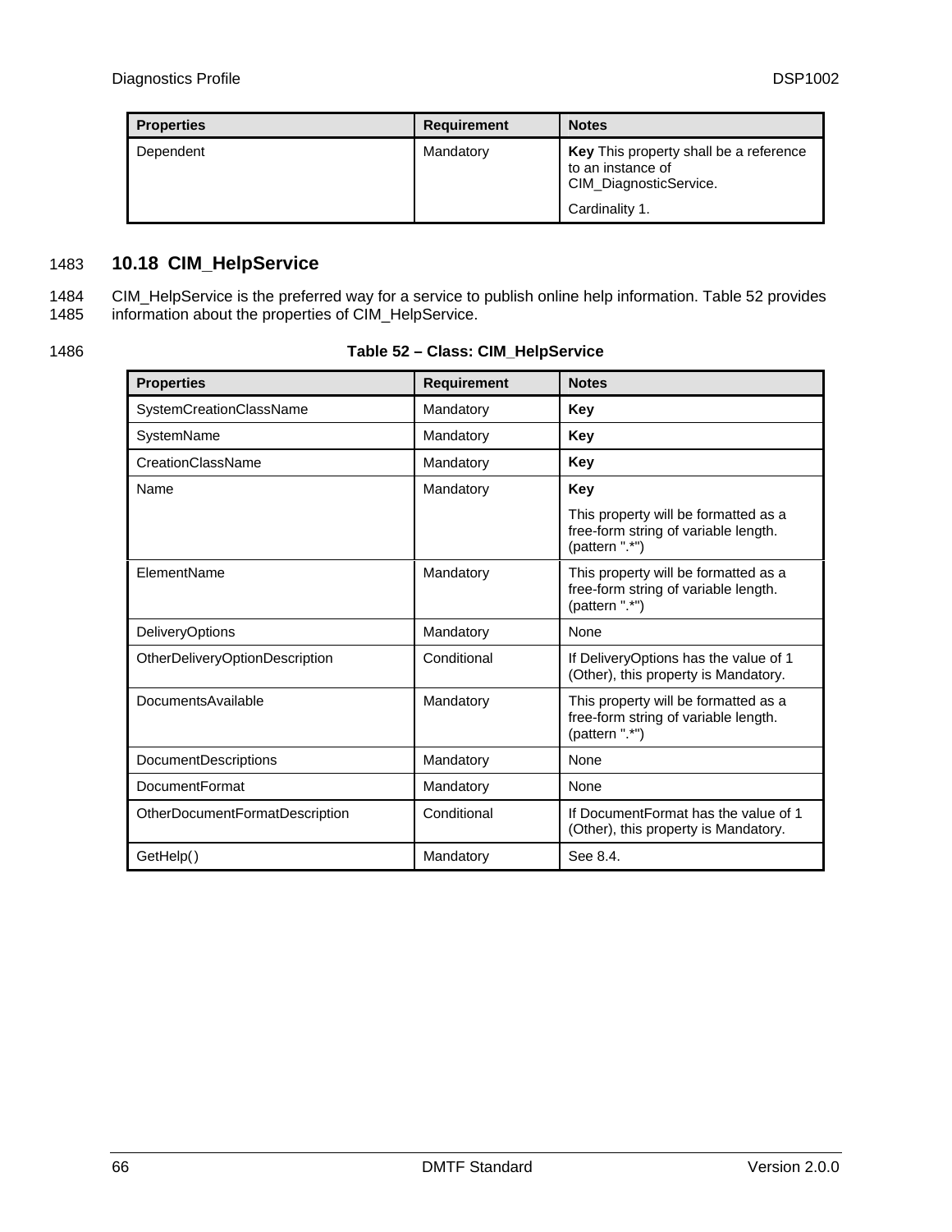| Properties | Requirement | Notes |
|---|---|---|
| Dependent | Mandatory | **Key** This property shall be a reference to an instance of CIM_DiagnosticService.<br><br>Cardinality 1. |

## 10.18 CIM_HelpService

CIM_HelpService is the preferred way for a service to publish online help information. Table 52 provides information about the properties of CIM_HelpService.

**Table 52 – Class: CIM_HelpService**

| Properties | Requirement | Notes |
|---|---|---|
| SystemCreationClassName | Mandatory | **Key** |
| SystemName | Mandatory | **Key** |
| CreationClassName | Mandatory | **Key** |
| Name | Mandatory | **Key**<br><br>This property will be formatted as a free-form string of variable length. (pattern ".*") |
| ElementName | Mandatory | This property will be formatted as a free-form string of variable length. (pattern ".*") |
| DeliveryOptions | Mandatory | None |
| OtherDeliveryOptionDescription | Conditional | If DeliveryOptions has the value of 1 (Other), this property is Mandatory. |
| DocumentsAvailable | Mandatory | This property will be formatted as a free-form string of variable length. (pattern ".*") |
| DocumentDescriptions | Mandatory | None |
| DocumentFormat | Mandatory | None |
| OtherDocumentFormatDescription | Conditional | If DocumentFormat has the value of 1 (Other), this property is Mandatory. |
| GetHelp( ) | Mandatory | See 8.4. |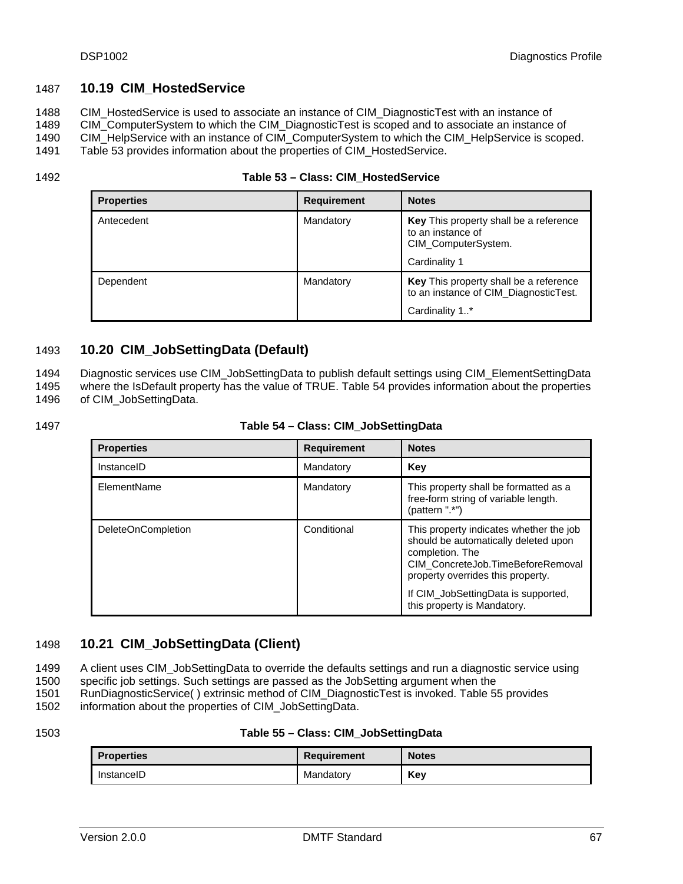## 10.19 CIM_HostedService

CIM_HostedService is used to associate an instance of CIM_DiagnosticTest with an instance of CIM_ComputerSystem to which the CIM_DiagnosticTest is scoped and to associate an instance of CIM_HelpService with an instance of CIM_ComputerSystem to which the CIM_HelpService is scoped. Table 53 provides information about the properties of CIM_HostedService.

**Table 53 – Class: CIM_HostedService**

| Properties | Requirement | Notes |
|---|---|---|
| Antecedent | Mandatory | **Key** This property shall be a reference to an instance of CIM_ComputerSystem.<br><br>Cardinality 1 |
| Dependent | Mandatory | **Key** This property shall be a reference to an instance of CIM_DiagnosticTest.<br><br>Cardinality 1..* |

## 10.20 CIM_JobSettingData (Default)

Diagnostic services use CIM_JobSettingData to publish default settings using CIM_ElementSettingData where the IsDefault property has the value of TRUE. Table 54 provides information about the properties of CIM_JobSettingData.

**Table 54 – Class: CIM_JobSettingData**

| Properties | Requirement | Notes |
|---|---|---|
| InstanceID | Mandatory | **Key** |
| ElementName | Mandatory | This property shall be formatted as a free-form string of variable length. (pattern ".*") |
| DeleteOnCompletion | Conditional | This property indicates whether the job should be automatically deleted upon completion. The CIM_ConcreteJob.TimeBeforeRemoval property overrides this property.<br><br>If CIM_JobSettingData is supported, this property is Mandatory. |

## 10.21 CIM_JobSettingData (Client)

A client uses CIM_JobSettingData to override the defaults settings and run a diagnostic service using specific job settings. Such settings are passed as the JobSetting argument when the RunDiagnosticService( ) extrinsic method of CIM_DiagnosticTest is invoked. Table 55 provides information about the properties of CIM_JobSettingData.

**Table 55 – Class: CIM_JobSettingData**

| Properties | Requirement | Notes |
|---|---|---|
| InstanceID | Mandatory | **Key** |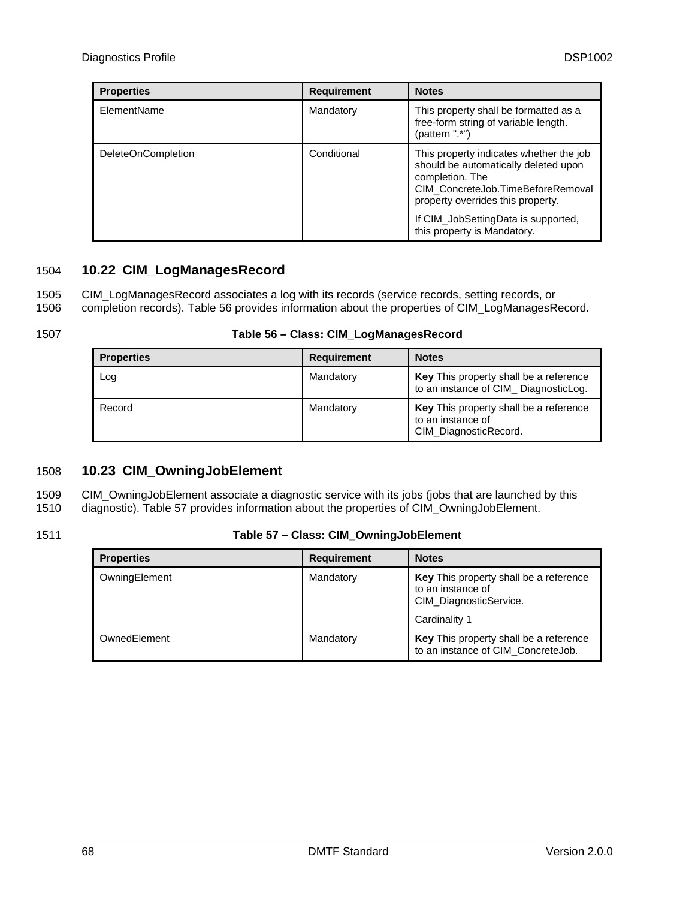| Properties | Requirement | Notes |
|---|---|---|
| ElementName | Mandatory | This property shall be formatted as a free-form string of variable length. (pattern ".*") |
| DeleteOnCompletion | Conditional | This property indicates whether the job should be automatically deleted upon completion. The CIM_ConcreteJob.TimeBeforeRemoval property overrides this property.<br><br>If CIM_JobSettingData is supported, this property is Mandatory. |

1504 **10.22 CIM_LogManagesRecord**

1505 CIM_LogManagesRecord associates a log with its records (service records, setting records, or
1506 completion records). Table 56 provides information about the properties of CIM_LogManagesRecord.

1507 **Table 56 – Class: CIM_LogManagesRecord**

| Properties | Requirement | Notes |
|---|---|---|
| Log | Mandatory | **Key** This property shall be a reference to an instance of CIM_ DiagnosticLog. |
| Record | Mandatory | **Key** This property shall be a reference to an instance of CIM_DiagnosticRecord. |

1508 **10.23 CIM_OwningJobElement**

1509 CIM_OwningJobElement associate a diagnostic service with its jobs (jobs that are launched by this
1510 diagnostic). Table 57 provides information about the properties of CIM_OwningJobElement.

1511 **Table 57 – Class: CIM_OwningJobElement**

| Properties | Requirement | Notes |
|---|---|---|
| OwningElement | Mandatory | **Key** This property shall be a reference to an instance of CIM_DiagnosticService.<br><br>Cardinality 1 |
| OwnedElement | Mandatory | **Key** This property shall be a reference to an instance of CIM_ConcreteJob. |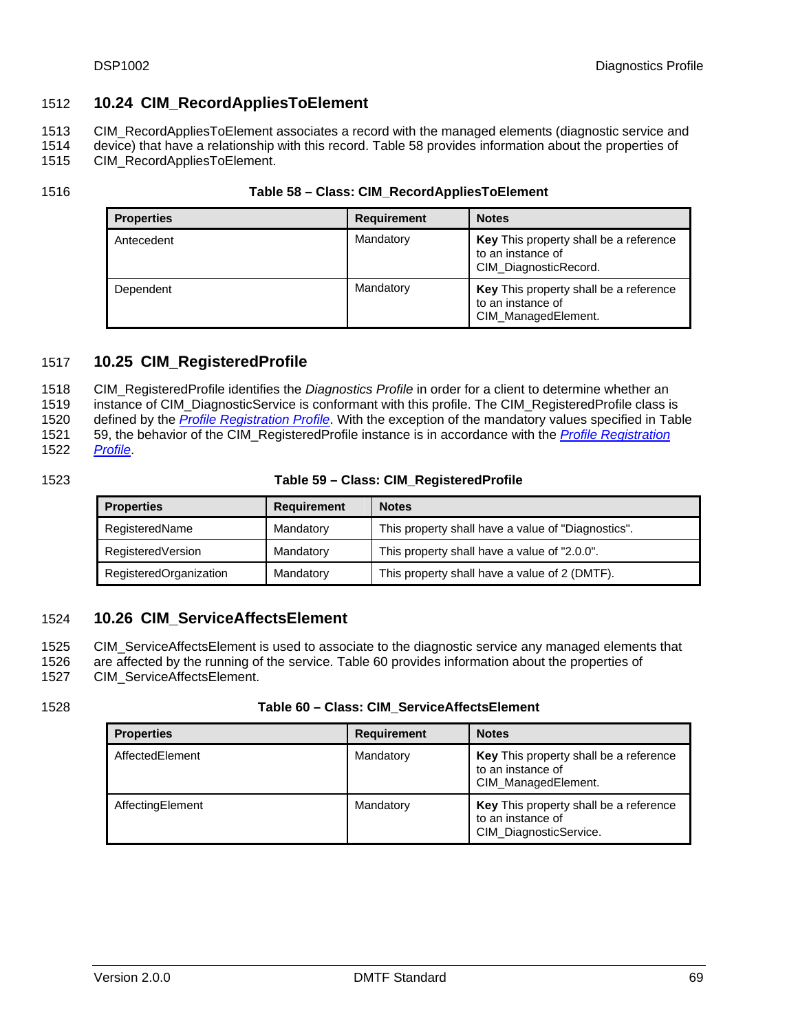## 10.24 CIM_RecordAppliesToElement

CIM_RecordAppliesToElement associates a record with the managed elements (diagnostic service and device) that have a relationship with this record. Table 58 provides information about the properties of CIM_RecordAppliesToElement.

**Table 58 – Class: CIM_RecordAppliesToElement**

| Properties | Requirement | Notes |
|---|---|---|
| Antecedent | Mandatory | **Key** This property shall be a reference to an instance of CIM_DiagnosticRecord. |
| Dependent | Mandatory | **Key** This property shall be a reference to an instance of CIM_ManagedElement. |

## 10.25 CIM_RegisteredProfile

CIM_RegisteredProfile identifies the *Diagnostics Profile* in order for a client to determine whether an instance of CIM_DiagnosticService is conformant with this profile. The CIM_RegisteredProfile class is defined by the *Profile Registration Profile*. With the exception of the mandatory values specified in Table 59, the behavior of the CIM_RegisteredProfile instance is in accordance with the *Profile Registration Profile*.

**Table 59 – Class: CIM_RegisteredProfile**

| Properties | Requirement | Notes |
|---|---|---|
| RegisteredName | Mandatory | This property shall have a value of "Diagnostics". |
| RegisteredVersion | Mandatory | This property shall have a value of "2.0.0". |
| RegisteredOrganization | Mandatory | This property shall have a value of 2 (DMTF). |

## 10.26 CIM_ServiceAffectsElement

CIM_ServiceAffectsElement is used to associate to the diagnostic service any managed elements that are affected by the running of the service. Table 60 provides information about the properties of CIM_ServiceAffectsElement.

**Table 60 – Class: CIM_ServiceAffectsElement**

| Properties | Requirement | Notes |
|---|---|---|
| AffectedElement | Mandatory | **Key** This property shall be a reference to an instance of CIM_ManagedElement. |
| AffectingElement | Mandatory | **Key** This property shall be a reference to an instance of CIM_DiagnosticService. |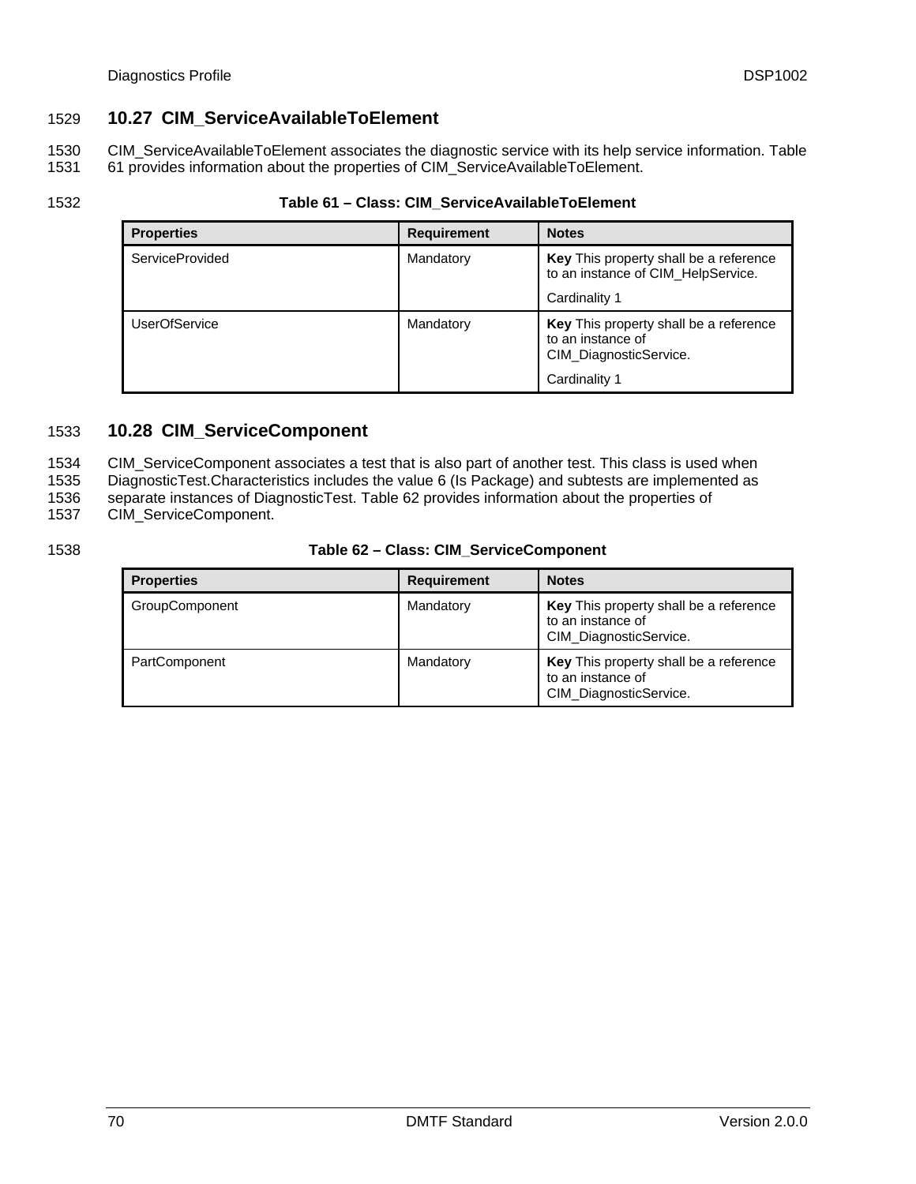## 10.27 CIM_ServiceAvailableToElement

CIM_ServiceAvailableToElement associates the diagnostic service with its help service information. Table 61 provides information about the properties of CIM_ServiceAvailableToElement.

**Table 61 – Class: CIM_ServiceAvailableToElement**

| Properties | Requirement | Notes |
|---|---|---|
| ServiceProvided | Mandatory | **Key** This property shall be a reference to an instance of CIM_HelpService.<br><br>Cardinality 1 |
| UserOfService | Mandatory | **Key** This property shall be a reference to an instance of CIM_DiagnosticService.<br><br>Cardinality 1 |

## 10.28 CIM_ServiceComponent

CIM_ServiceComponent associates a test that is also part of another test. This class is used when DiagnosticTest.Characteristics includes the value 6 (Is Package) and subtests are implemented as separate instances of DiagnosticTest. Table 62 provides information about the properties of CIM_ServiceComponent.

**Table 62 – Class: CIM_ServiceComponent**

| Properties | Requirement | Notes |
|---|---|---|
| GroupComponent | Mandatory | **Key** This property shall be a reference to an instance of CIM_DiagnosticService. |
| PartComponent | Mandatory | **Key** This property shall be a reference to an instance of CIM_DiagnosticService. |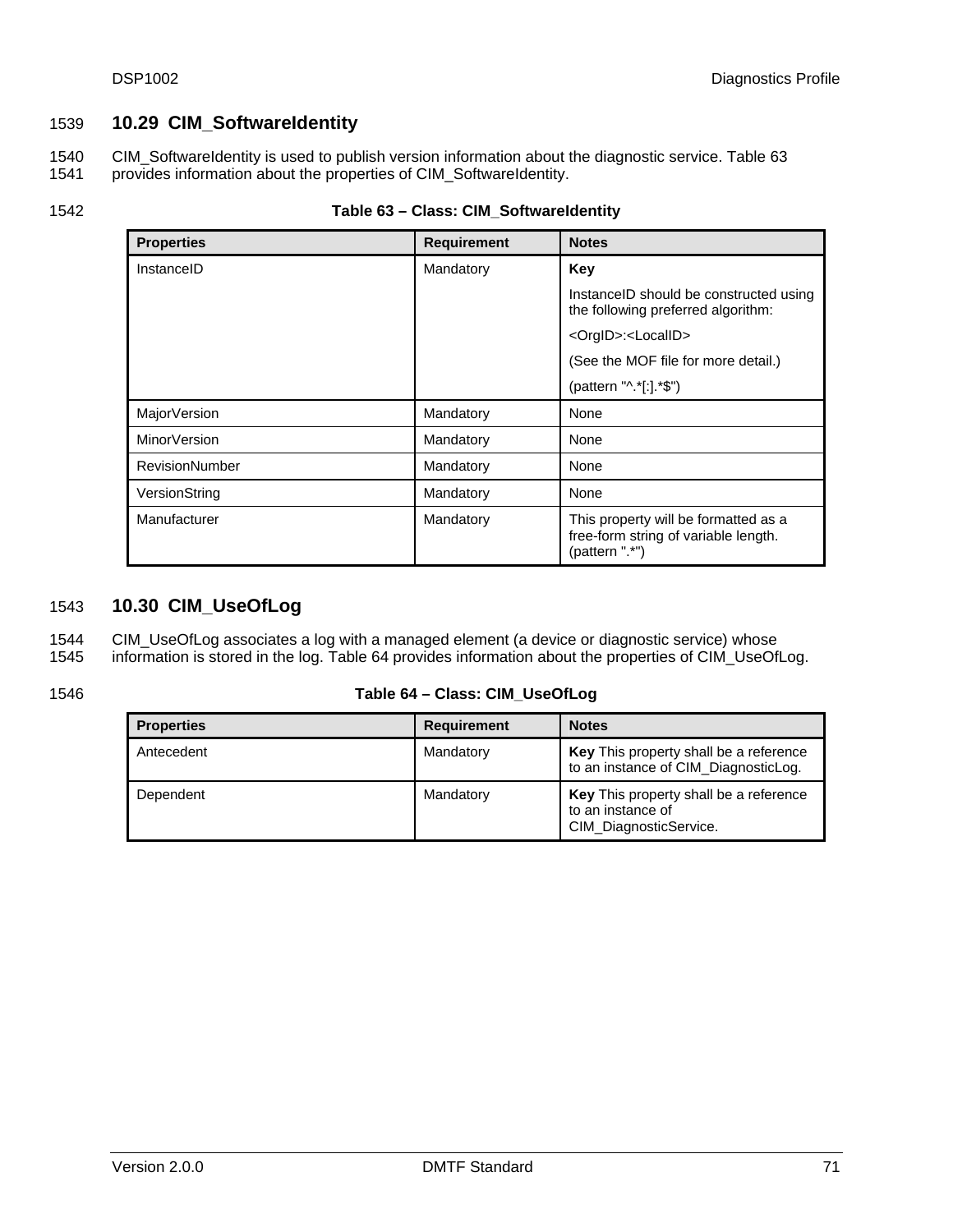## 10.29 CIM_SoftwareIdentity

CIM_SoftwareIdentity is used to publish version information about the diagnostic service. Table 63 provides information about the properties of CIM_SoftwareIdentity.

**Table 63 – Class: CIM_SoftwareIdentity**

| Properties | Requirement | Notes |
|---|---|---|
| InstanceID | Mandatory | **Key**<br>InstanceID should be constructed using the following preferred algorithm:<br><OrgID>:<LocalID><br>(See the MOF file for more detail.)<br>(pattern "^.*[:].*$") |
| MajorVersion | Mandatory | None |
| MinorVersion | Mandatory | None |
| RevisionNumber | Mandatory | None |
| VersionString | Mandatory | None |
| Manufacturer | Mandatory | This property will be formatted as a free-form string of variable length. (pattern ".*") |

## 10.30 CIM_UseOfLog

CIM_UseOfLog associates a log with a managed element (a device or diagnostic service) whose information is stored in the log. Table 64 provides information about the properties of CIM_UseOfLog.

**Table 64 – Class: CIM_UseOfLog**

| Properties | Requirement | Notes |
|---|---|---|
| Antecedent | Mandatory | **Key** This property shall be a reference to an instance of CIM_DiagnosticLog. |
| Dependent | Mandatory | **Key** This property shall be a reference to an instance of CIM_DiagnosticService. |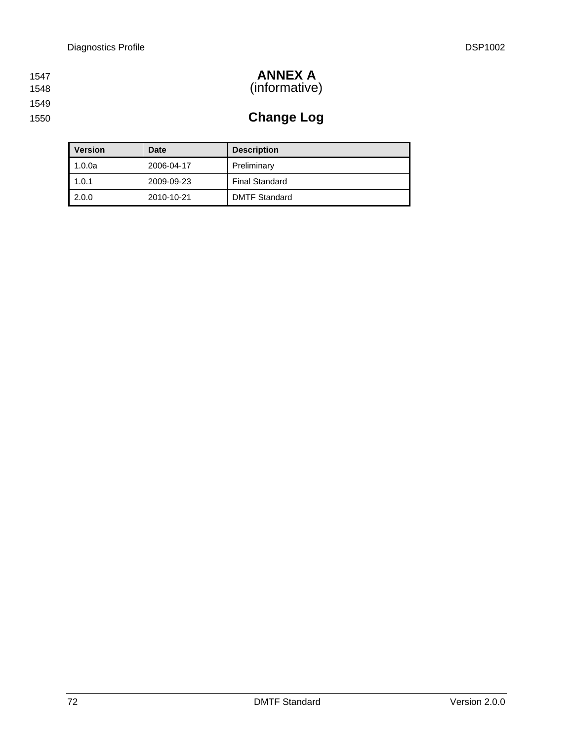# ANNEX A
(informative)

## Change Log

| Version | Date | Description |
|---|---|---|
| 1.0.0a | 2006-04-17 | Preliminary |
| 1.0.1 | 2009-09-23 | Final Standard |
| 2.0.0 | 2010-10-21 | DMTF Standard |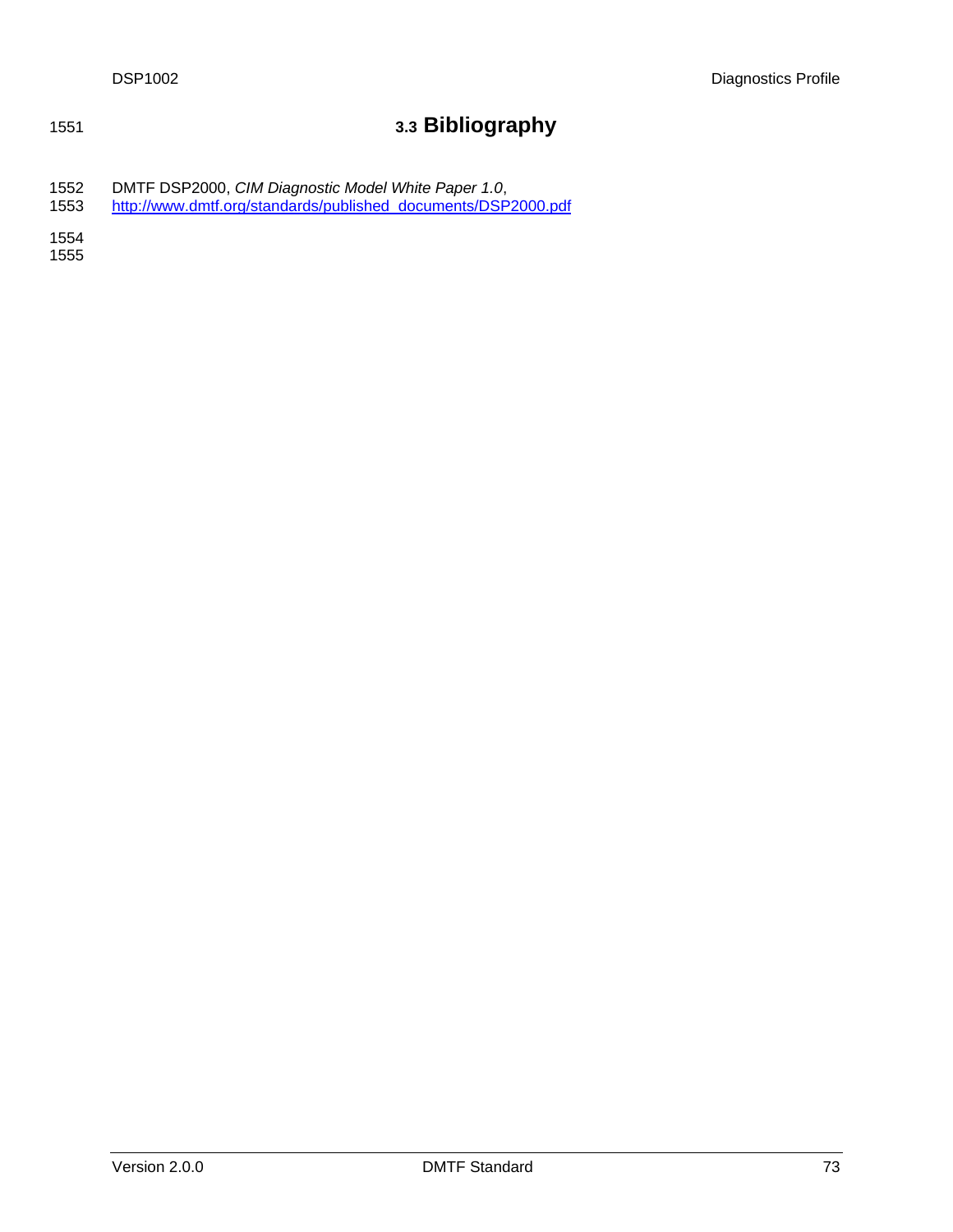## 3.3 Bibliography

DMTF DSP2000, *CIM Diagnostic Model White Paper 1.0*, http://www.dmtf.org/standards/published_documents/DSP2000.pdf